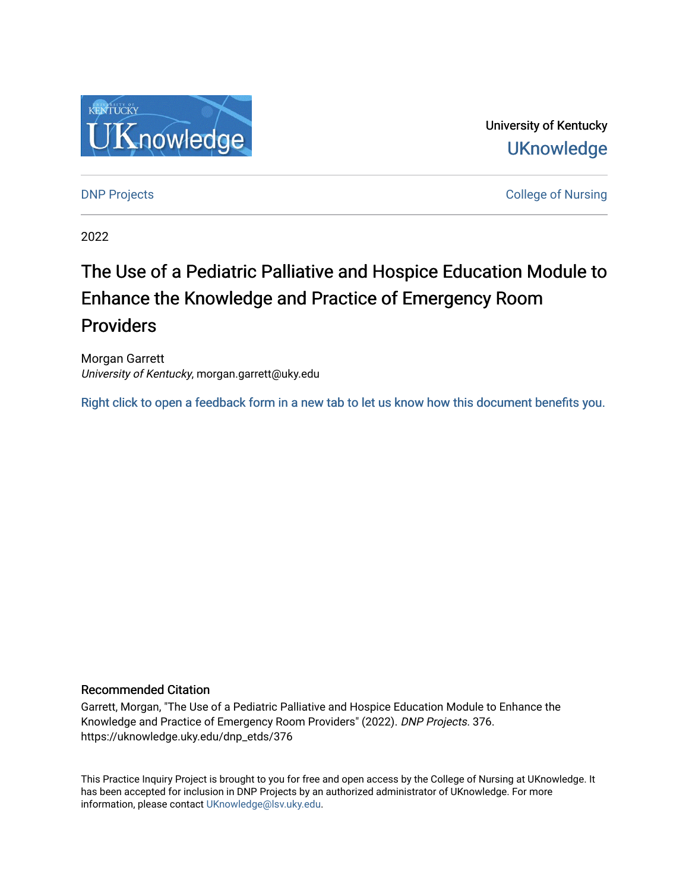University of Kentucky

UKnowledge

DNP Projects

College of Nursing

2022

# The Use of a Pediatric Palliative and Hospice Education Module to Enhance the Knowledge and Practice of Emergency Room Providers

Morgan Garrett
*University of Kentucky*, morgan.garrett@uky.edu

Right click to open a feedback form in a new tab to let us know how this document benefits you.

## Recommended Citation

Garrett, Morgan, "The Use of a Pediatric Palliative and Hospice Education Module to Enhance the Knowledge and Practice of Emergency Room Providers" (2022). *DNP Projects*. 376.
https://uknowledge.uky.edu/dnp_etds/376

This Practice Inquiry Project is brought to you for free and open access by the College of Nursing at UKnowledge. It has been accepted for inclusion in DNP Projects by an authorized administrator of UKnowledge. For more information, please contact UKnowledge@lsv.uky.edu.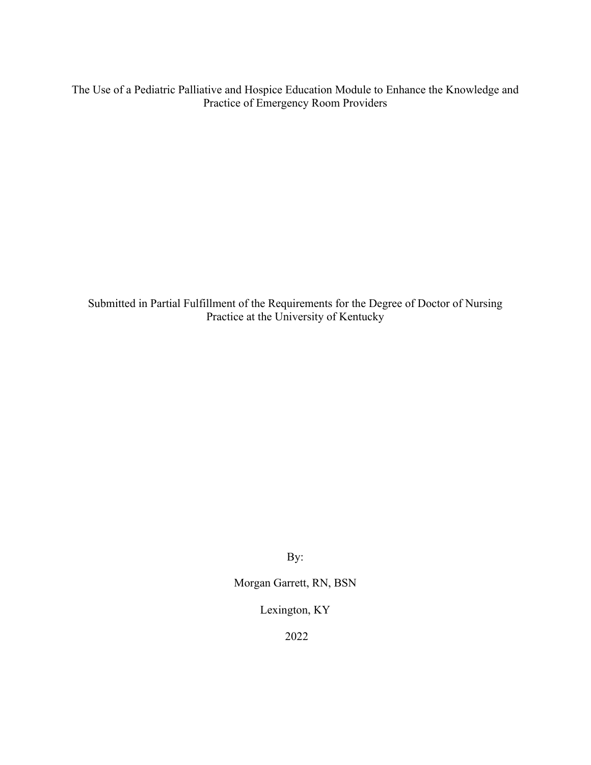# The Use of a Pediatric Palliative and Hospice Education Module to Enhance the Knowledge and Practice of Emergency Room Providers

Submitted in Partial Fulfillment of the Requirements for the Degree of Doctor of Nursing Practice at the University of Kentucky

By:

Morgan Garrett, RN, BSN

Lexington, KY

2022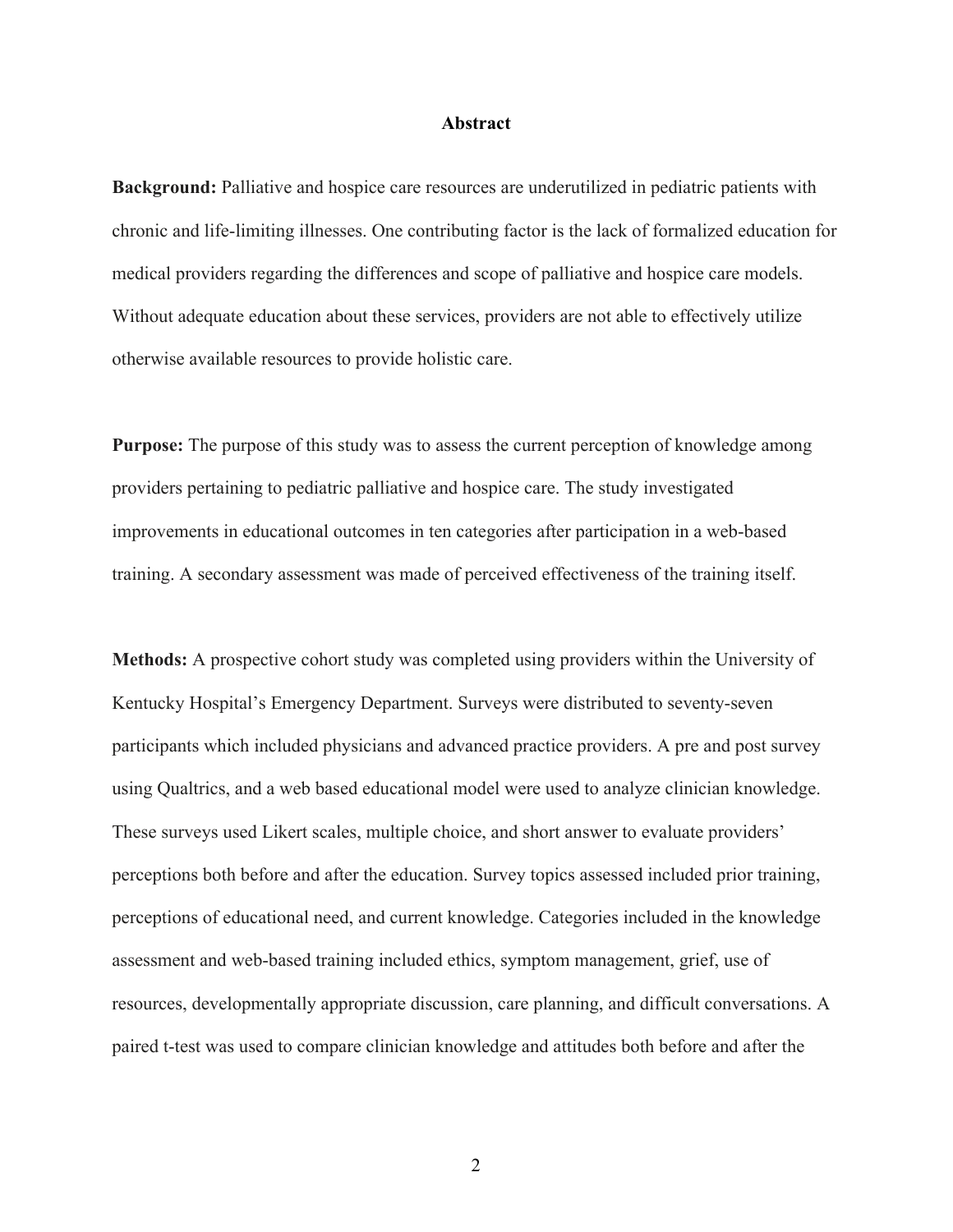## Abstract

**Background:** Palliative and hospice care resources are underutilized in pediatric patients with chronic and life-limiting illnesses. One contributing factor is the lack of formalized education for medical providers regarding the differences and scope of palliative and hospice care models. Without adequate education about these services, providers are not able to effectively utilize otherwise available resources to provide holistic care.

**Purpose:** The purpose of this study was to assess the current perception of knowledge among providers pertaining to pediatric palliative and hospice care. The study investigated improvements in educational outcomes in ten categories after participation in a web-based training. A secondary assessment was made of perceived effectiveness of the training itself.

**Methods:** A prospective cohort study was completed using providers within the University of Kentucky Hospital's Emergency Department. Surveys were distributed to seventy-seven participants which included physicians and advanced practice providers. A pre and post survey using Qualtrics, and a web based educational model were used to analyze clinician knowledge. These surveys used Likert scales, multiple choice, and short answer to evaluate providers' perceptions both before and after the education. Survey topics assessed included prior training, perceptions of educational need, and current knowledge. Categories included in the knowledge assessment and web-based training included ethics, symptom management, grief, use of resources, developmentally appropriate discussion, care planning, and difficult conversations. A paired t-test was used to compare clinician knowledge and attitudes both before and after the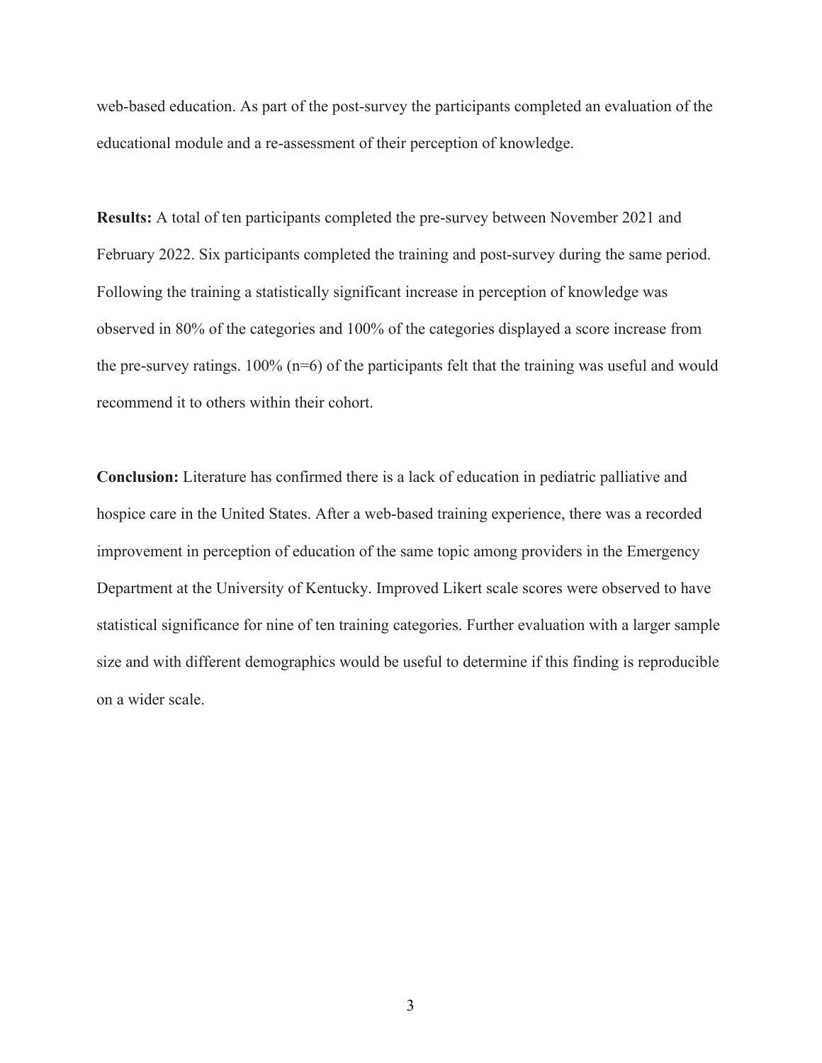web-based education. As part of the post-survey the participants completed an evaluation of the educational module and a re-assessment of their perception of knowledge.

**Results:** A total of ten participants completed the pre-survey between November 2021 and February 2022. Six participants completed the training and post-survey during the same period. Following the training a statistically significant increase in perception of knowledge was observed in 80% of the categories and 100% of the categories displayed a score increase from the pre-survey ratings. 100% (n=6) of the participants felt that the training was useful and would recommend it to others within their cohort.

**Conclusion:** Literature has confirmed there is a lack of education in pediatric palliative and hospice care in the United States. After a web-based training experience, there was a recorded improvement in perception of education of the same topic among providers in the Emergency Department at the University of Kentucky. Improved Likert scale scores were observed to have statistical significance for nine of ten training categories. Further evaluation with a larger sample size and with different demographics would be useful to determine if this finding is reproducible on a wider scale.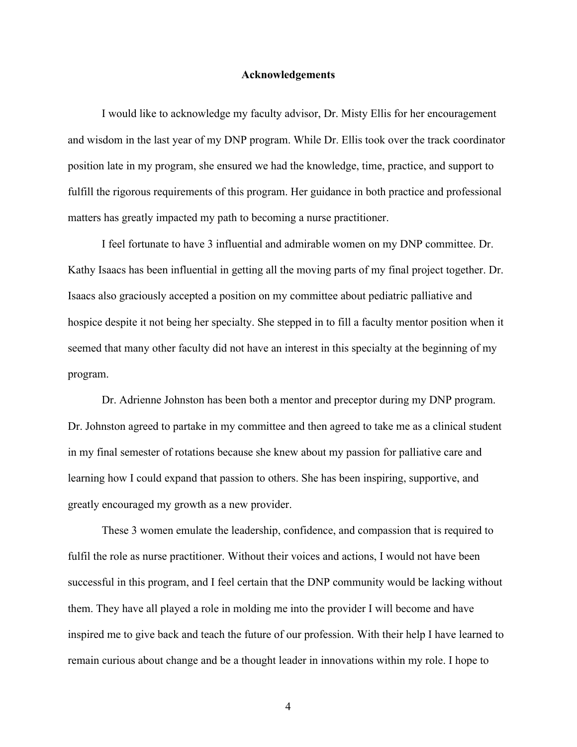## Acknowledgements

I would like to acknowledge my faculty advisor, Dr. Misty Ellis for her encouragement and wisdom in the last year of my DNP program. While Dr. Ellis took over the track coordinator position late in my program, she ensured we had the knowledge, time, practice, and support to fulfill the rigorous requirements of this program. Her guidance in both practice and professional matters has greatly impacted my path to becoming a nurse practitioner.

I feel fortunate to have 3 influential and admirable women on my DNP committee. Dr. Kathy Isaacs has been influential in getting all the moving parts of my final project together. Dr. Isaacs also graciously accepted a position on my committee about pediatric palliative and hospice despite it not being her specialty. She stepped in to fill a faculty mentor position when it seemed that many other faculty did not have an interest in this specialty at the beginning of my program.

Dr. Adrienne Johnston has been both a mentor and preceptor during my DNP program. Dr. Johnston agreed to partake in my committee and then agreed to take me as a clinical student in my final semester of rotations because she knew about my passion for palliative care and learning how I could expand that passion to others. She has been inspiring, supportive, and greatly encouraged my growth as a new provider.

These 3 women emulate the leadership, confidence, and compassion that is required to fulfil the role as nurse practitioner. Without their voices and actions, I would not have been successful in this program, and I feel certain that the DNP community would be lacking without them. They have all played a role in molding me into the provider I will become and have inspired me to give back and teach the future of our profession. With their help I have learned to remain curious about change and be a thought leader in innovations within my role. I hope to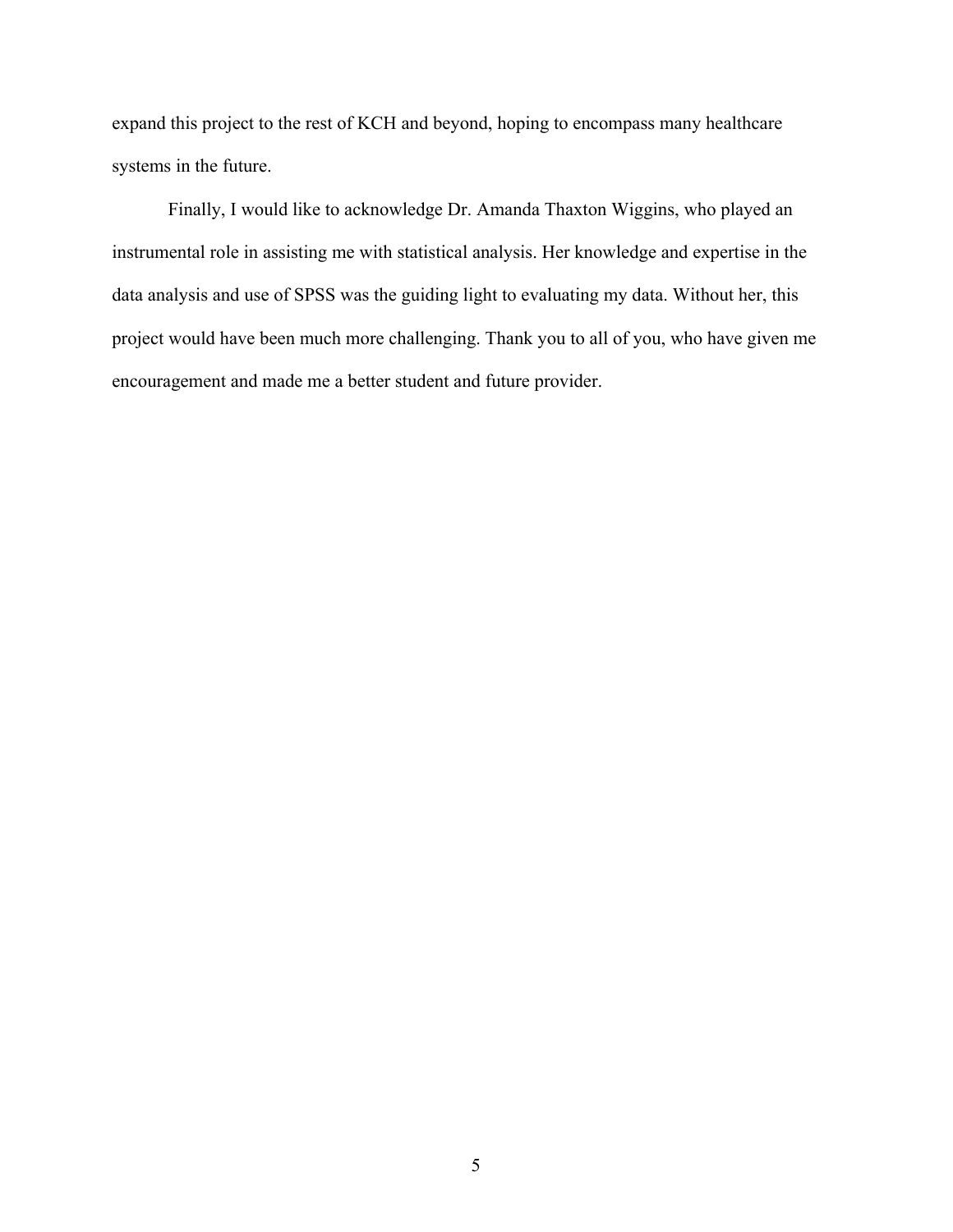expand this project to the rest of KCH and beyond, hoping to encompass many healthcare systems in the future.

Finally, I would like to acknowledge Dr. Amanda Thaxton Wiggins, who played an instrumental role in assisting me with statistical analysis. Her knowledge and expertise in the data analysis and use of SPSS was the guiding light to evaluating my data. Without her, this project would have been much more challenging. Thank you to all of you, who have given me encouragement and made me a better student and future provider.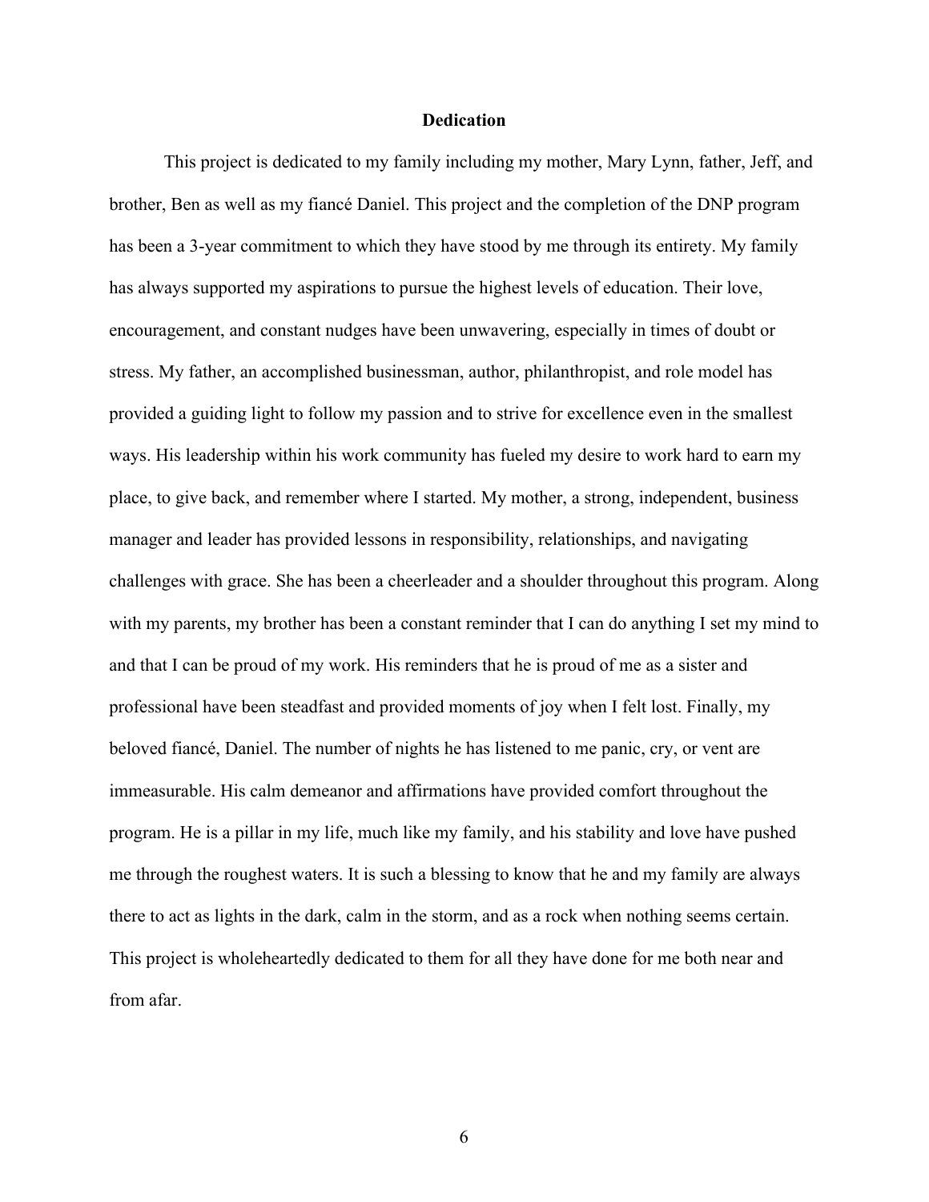# Dedication

This project is dedicated to my family including my mother, Mary Lynn, father, Jeff, and brother, Ben as well as my fiancé Daniel. This project and the completion of the DNP program has been a 3-year commitment to which they have stood by me through its entirety. My family has always supported my aspirations to pursue the highest levels of education. Their love, encouragement, and constant nudges have been unwavering, especially in times of doubt or stress. My father, an accomplished businessman, author, philanthropist, and role model has provided a guiding light to follow my passion and to strive for excellence even in the smallest ways. His leadership within his work community has fueled my desire to work hard to earn my place, to give back, and remember where I started. My mother, a strong, independent, business manager and leader has provided lessons in responsibility, relationships, and navigating challenges with grace. She has been a cheerleader and a shoulder throughout this program. Along with my parents, my brother has been a constant reminder that I can do anything I set my mind to and that I can be proud of my work. His reminders that he is proud of me as a sister and professional have been steadfast and provided moments of joy when I felt lost. Finally, my beloved fiancé, Daniel. The number of nights he has listened to me panic, cry, or vent are immeasurable. His calm demeanor and affirmations have provided comfort throughout the program. He is a pillar in my life, much like my family, and his stability and love have pushed me through the roughest waters. It is such a blessing to know that he and my family are always there to act as lights in the dark, calm in the storm, and as a rock when nothing seems certain. This project is wholeheartedly dedicated to them for all they have done for me both near and from afar.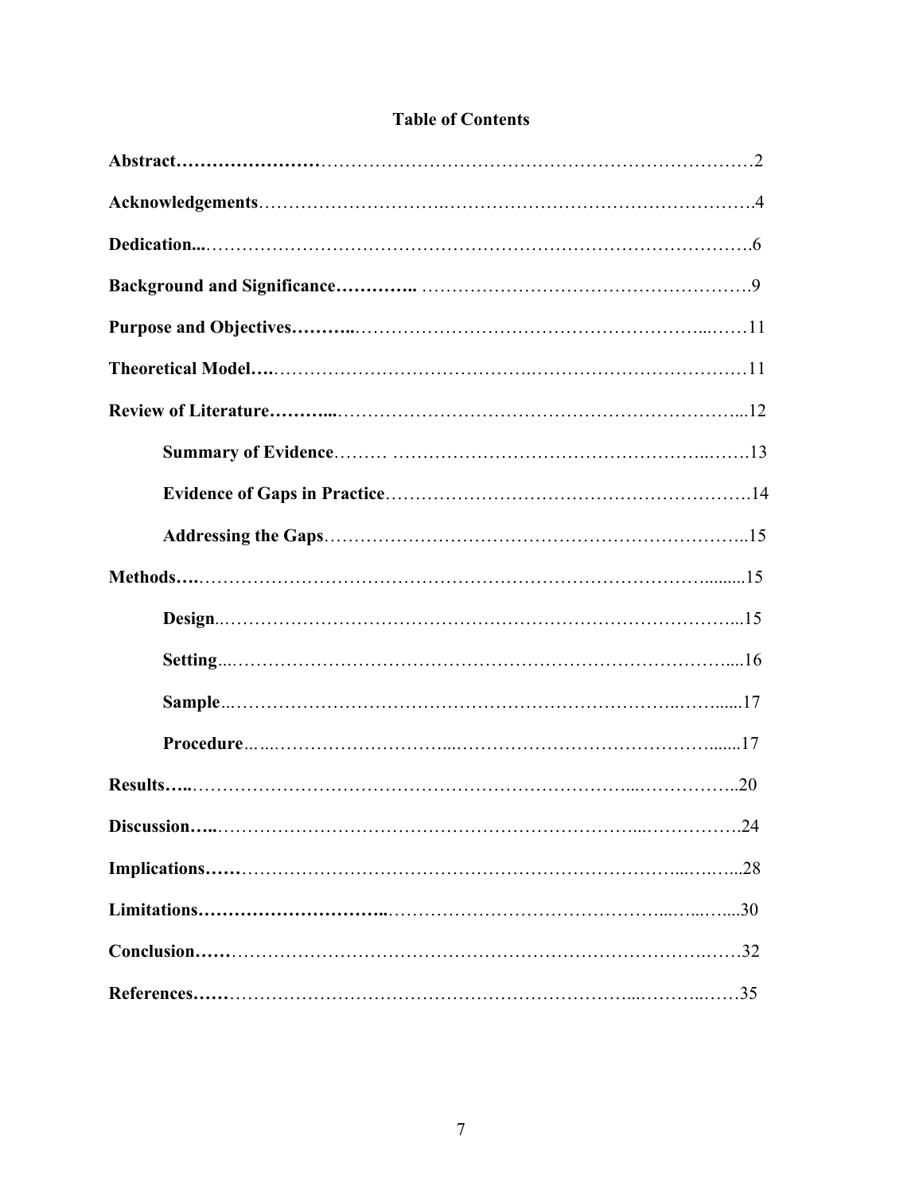# Table of Contents

**Abstract**……………………………………………………………………………………2

**Acknowledgements**……………………………………………………………………….4

**Dedication**...……………………………………………………………………………….6

**Background and Significance**………….. ……………………………………………….9

**Purpose and Objectives**………..……………………………………………………..……11

**Theoretical Model**….………………………………….………………………………11

**Review of Literature**………...……………………………………………………………...12

- **Summary of Evidence**……… ……………………………………………..…….13
- **Evidence of Gaps in Practice**…………………………………………………….14
- **Addressing the Gaps**…………………………………………………………..15

**Methods**….………………………………………………………………………….........15

- **Design**..…………………………………………………………………………...15
- **Setting**...………………………………………………………………………....16
- **Sample**..……………………………………………………………..……......17
- **Procedure**……..………………………...……………………………….......17

**Results**…..………………………………………………………………...……………..20

**Discussion**…..………………………………………………………...……………….24

**Implications**……………………………………………………………………...……...28

**Limitations**…………………………..……………………………………...…...…...30

**Conclusion**……………………………………………………………………….……32

**References**……………………………………………………………...………...……35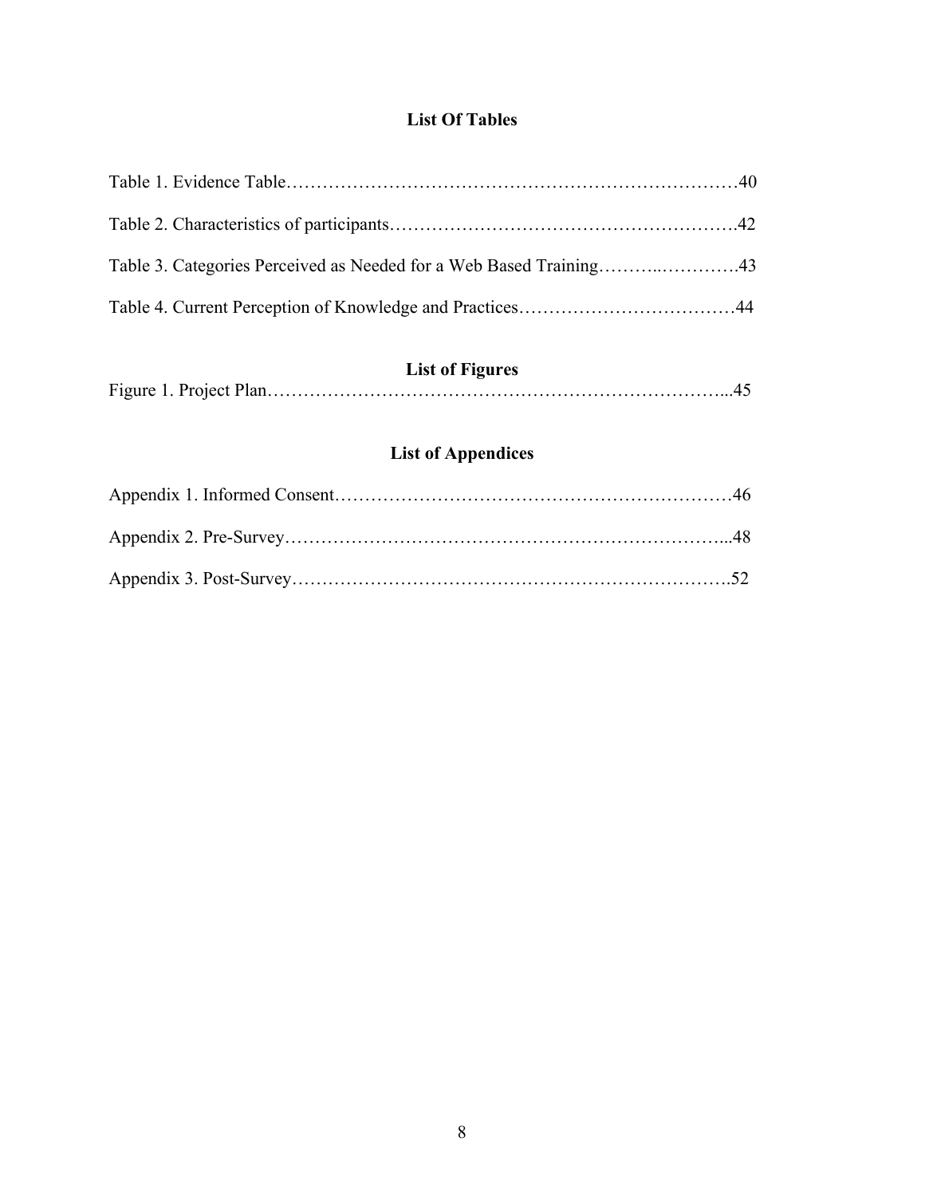## List Of Tables

Table 1. Evidence Table……………………………………………………………………40

Table 2. Characteristics of participants……………………………………………….42

Table 3. Categories Perceived as Needed for a Web Based Training………..………….43

Table 4. Current Perception of Knowledge and Practices………………………………44

## List of Figures

Figure 1. Project Plan……………………………………………………………………...45

## List of Appendices

Appendix 1. Informed Consent…………………………………………………………46

Appendix 2. Pre-Survey………………………………………………………………...48

Appendix 3. Post-Survey……………………………………………………………….52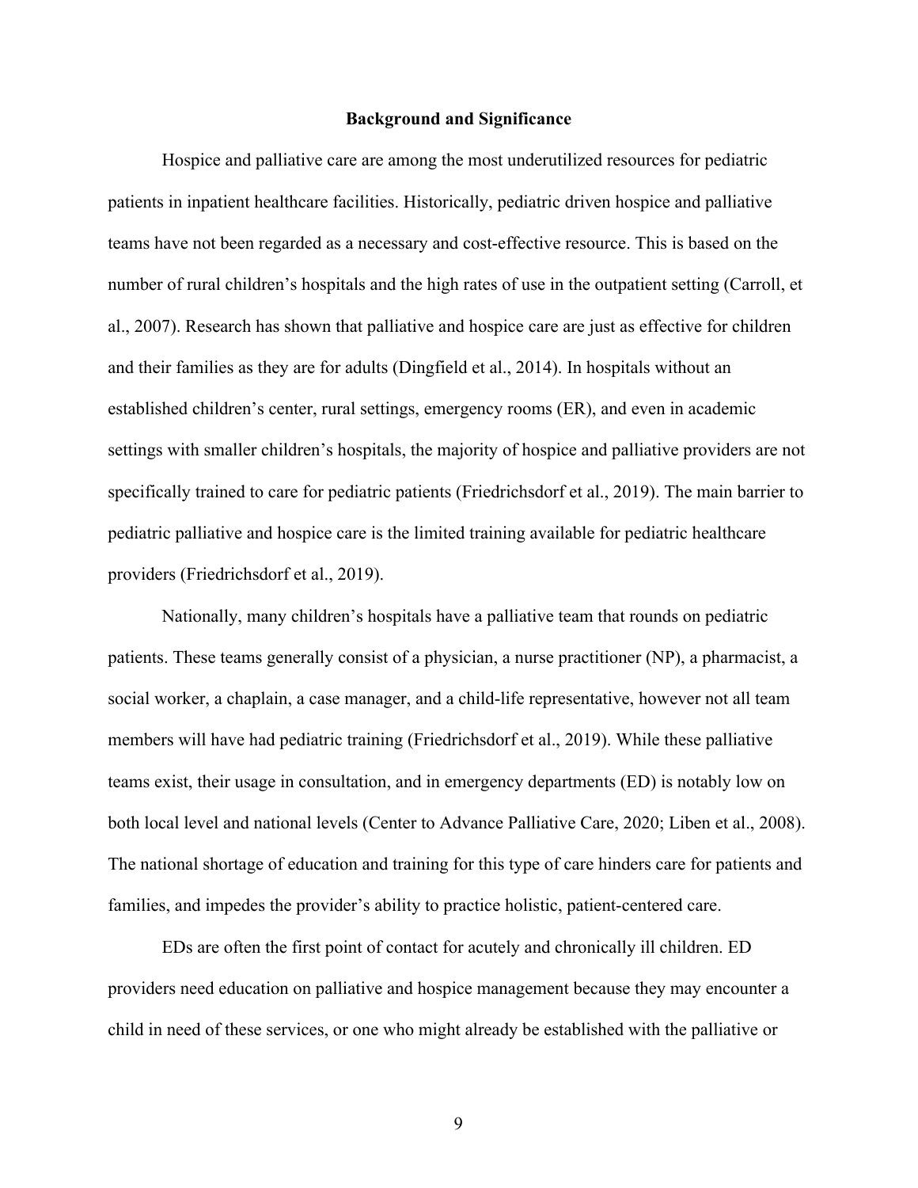## Background and Significance

Hospice and palliative care are among the most underutilized resources for pediatric patients in inpatient healthcare facilities. Historically, pediatric driven hospice and palliative teams have not been regarded as a necessary and cost-effective resource. This is based on the number of rural children's hospitals and the high rates of use in the outpatient setting (Carroll, et al., 2007). Research has shown that palliative and hospice care are just as effective for children and their families as they are for adults (Dingfield et al., 2014). In hospitals without an established children's center, rural settings, emergency rooms (ER), and even in academic settings with smaller children's hospitals, the majority of hospice and palliative providers are not specifically trained to care for pediatric patients (Friedrichsdorf et al., 2019). The main barrier to pediatric palliative and hospice care is the limited training available for pediatric healthcare providers (Friedrichsdorf et al., 2019).

Nationally, many children's hospitals have a palliative team that rounds on pediatric patients. These teams generally consist of a physician, a nurse practitioner (NP), a pharmacist, a social worker, a chaplain, a case manager, and a child-life representative, however not all team members will have had pediatric training (Friedrichsdorf et al., 2019). While these palliative teams exist, their usage in consultation, and in emergency departments (ED) is notably low on both local level and national levels (Center to Advance Palliative Care, 2020; Liben et al., 2008). The national shortage of education and training for this type of care hinders care for patients and families, and impedes the provider's ability to practice holistic, patient-centered care.

EDs are often the first point of contact for acutely and chronically ill children. ED providers need education on palliative and hospice management because they may encounter a child in need of these services, or one who might already be established with the palliative or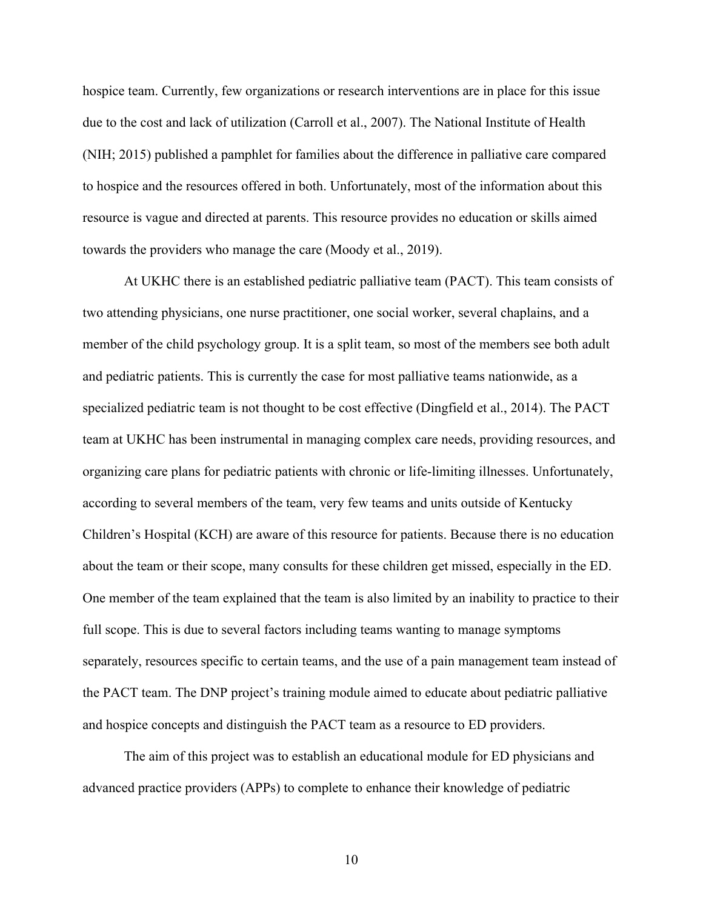hospice team. Currently, few organizations or research interventions are in place for this issue due to the cost and lack of utilization (Carroll et al., 2007). The National Institute of Health (NIH; 2015) published a pamphlet for families about the difference in palliative care compared to hospice and the resources offered in both. Unfortunately, most of the information about this resource is vague and directed at parents. This resource provides no education or skills aimed towards the providers who manage the care (Moody et al., 2019).

At UKHC there is an established pediatric palliative team (PACT). This team consists of two attending physicians, one nurse practitioner, one social worker, several chaplains, and a member of the child psychology group. It is a split team, so most of the members see both adult and pediatric patients. This is currently the case for most palliative teams nationwide, as a specialized pediatric team is not thought to be cost effective (Dingfield et al., 2014). The PACT team at UKHC has been instrumental in managing complex care needs, providing resources, and organizing care plans for pediatric patients with chronic or life-limiting illnesses. Unfortunately, according to several members of the team, very few teams and units outside of Kentucky Children's Hospital (KCH) are aware of this resource for patients. Because there is no education about the team or their scope, many consults for these children get missed, especially in the ED. One member of the team explained that the team is also limited by an inability to practice to their full scope. This is due to several factors including teams wanting to manage symptoms separately, resources specific to certain teams, and the use of a pain management team instead of the PACT team. The DNP project's training module aimed to educate about pediatric palliative and hospice concepts and distinguish the PACT team as a resource to ED providers.

The aim of this project was to establish an educational module for ED physicians and advanced practice providers (APPs) to complete to enhance their knowledge of pediatric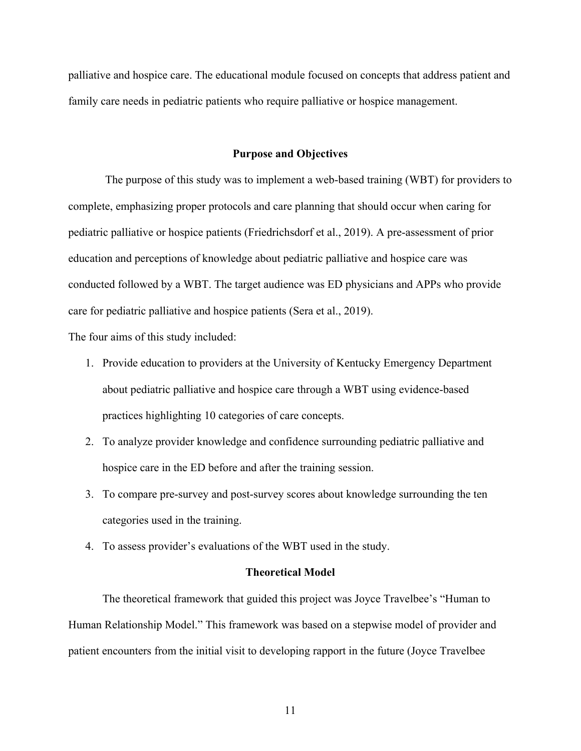palliative and hospice care. The educational module focused on concepts that address patient and family care needs in pediatric patients who require palliative or hospice management.

## Purpose and Objectives

The purpose of this study was to implement a web-based training (WBT) for providers to complete, emphasizing proper protocols and care planning that should occur when caring for pediatric palliative or hospice patients (Friedrichsdorf et al., 2019). A pre-assessment of prior education and perceptions of knowledge about pediatric palliative and hospice care was conducted followed by a WBT. The target audience was ED physicians and APPs who provide care for pediatric palliative and hospice patients (Sera et al., 2019).

The four aims of this study included:

1. Provide education to providers at the University of Kentucky Emergency Department about pediatric palliative and hospice care through a WBT using evidence-based practices highlighting 10 categories of care concepts.
2. To analyze provider knowledge and confidence surrounding pediatric palliative and hospice care in the ED before and after the training session.
3. To compare pre-survey and post-survey scores about knowledge surrounding the ten categories used in the training.
4. To assess provider's evaluations of the WBT used in the study.

## Theoretical Model

The theoretical framework that guided this project was Joyce Travelbee's "Human to Human Relationship Model." This framework was based on a stepwise model of provider and patient encounters from the initial visit to developing rapport in the future (Joyce Travelbee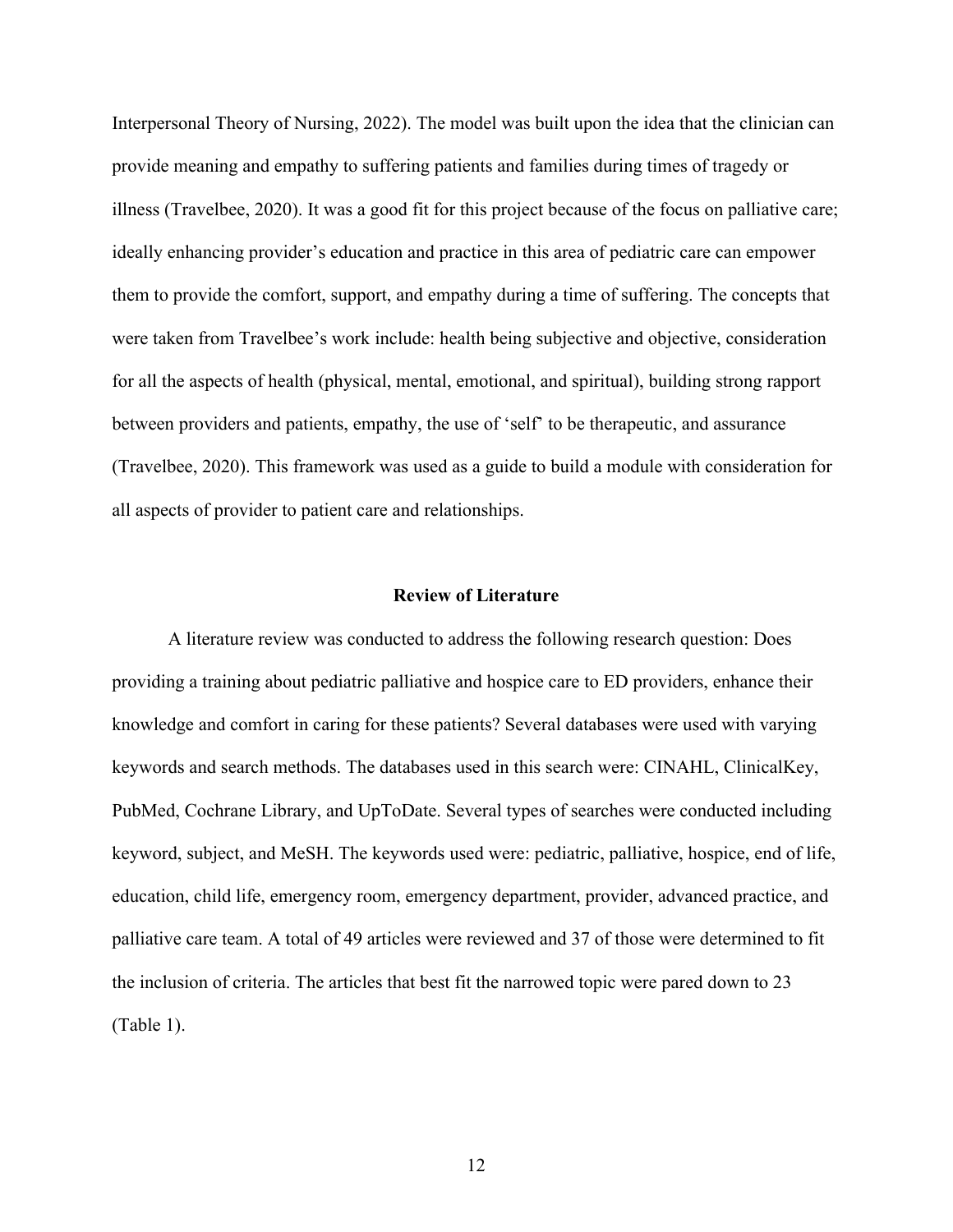Interpersonal Theory of Nursing, 2022). The model was built upon the idea that the clinician can provide meaning and empathy to suffering patients and families during times of tragedy or illness (Travelbee, 2020). It was a good fit for this project because of the focus on palliative care; ideally enhancing provider's education and practice in this area of pediatric care can empower them to provide the comfort, support, and empathy during a time of suffering. The concepts that were taken from Travelbee's work include: health being subjective and objective, consideration for all the aspects of health (physical, mental, emotional, and spiritual), building strong rapport between providers and patients, empathy, the use of 'self' to be therapeutic, and assurance (Travelbee, 2020). This framework was used as a guide to build a module with consideration for all aspects of provider to patient care and relationships.

## Review of Literature

A literature review was conducted to address the following research question: Does providing a training about pediatric palliative and hospice care to ED providers, enhance their knowledge and comfort in caring for these patients? Several databases were used with varying keywords and search methods. The databases used in this search were: CINAHL, ClinicalKey, PubMed, Cochrane Library, and UpToDate. Several types of searches were conducted including keyword, subject, and MeSH. The keywords used were: pediatric, palliative, hospice, end of life, education, child life, emergency room, emergency department, provider, advanced practice, and palliative care team. A total of 49 articles were reviewed and 37 of those were determined to fit the inclusion of criteria. The articles that best fit the narrowed topic were pared down to 23 (Table 1).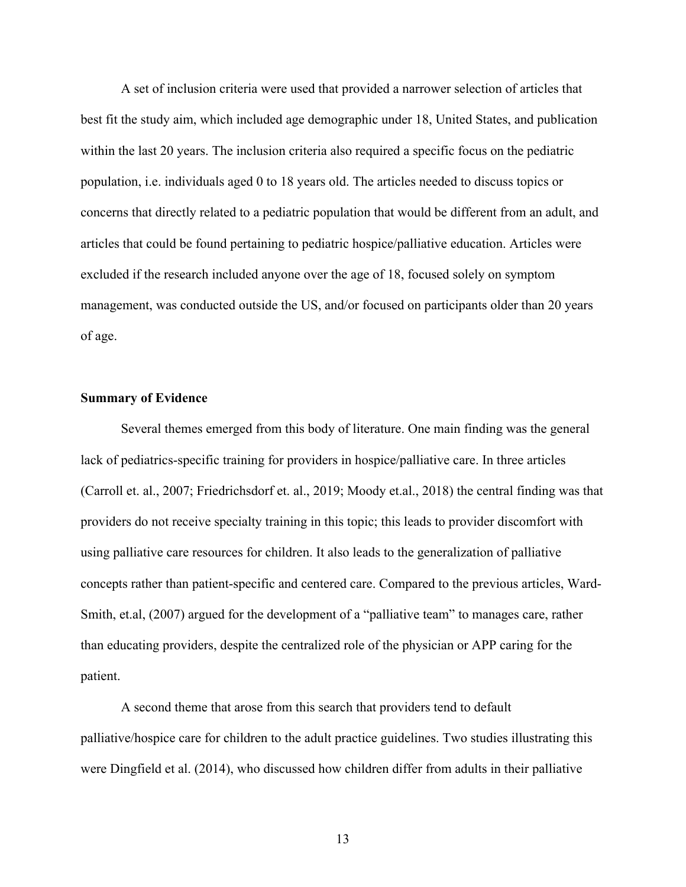A set of inclusion criteria were used that provided a narrower selection of articles that best fit the study aim, which included age demographic under 18, United States, and publication within the last 20 years. The inclusion criteria also required a specific focus on the pediatric population, i.e. individuals aged 0 to 18 years old. The articles needed to discuss topics or concerns that directly related to a pediatric population that would be different from an adult, and articles that could be found pertaining to pediatric hospice/palliative education. Articles were excluded if the research included anyone over the age of 18, focused solely on symptom management, was conducted outside the US, and/or focused on participants older than 20 years of age.

**Summary of Evidence**

Several themes emerged from this body of literature. One main finding was the general lack of pediatrics-specific training for providers in hospice/palliative care. In three articles (Carroll et. al., 2007; Friedrichsdorf et. al., 2019; Moody et.al., 2018) the central finding was that providers do not receive specialty training in this topic; this leads to provider discomfort with using palliative care resources for children. It also leads to the generalization of palliative concepts rather than patient-specific and centered care. Compared to the previous articles, Ward-Smith, et.al, (2007) argued for the development of a "palliative team" to manages care, rather than educating providers, despite the centralized role of the physician or APP caring for the patient.

A second theme that arose from this search that providers tend to default palliative/hospice care for children to the adult practice guidelines. Two studies illustrating this were Dingfield et al. (2014), who discussed how children differ from adults in their palliative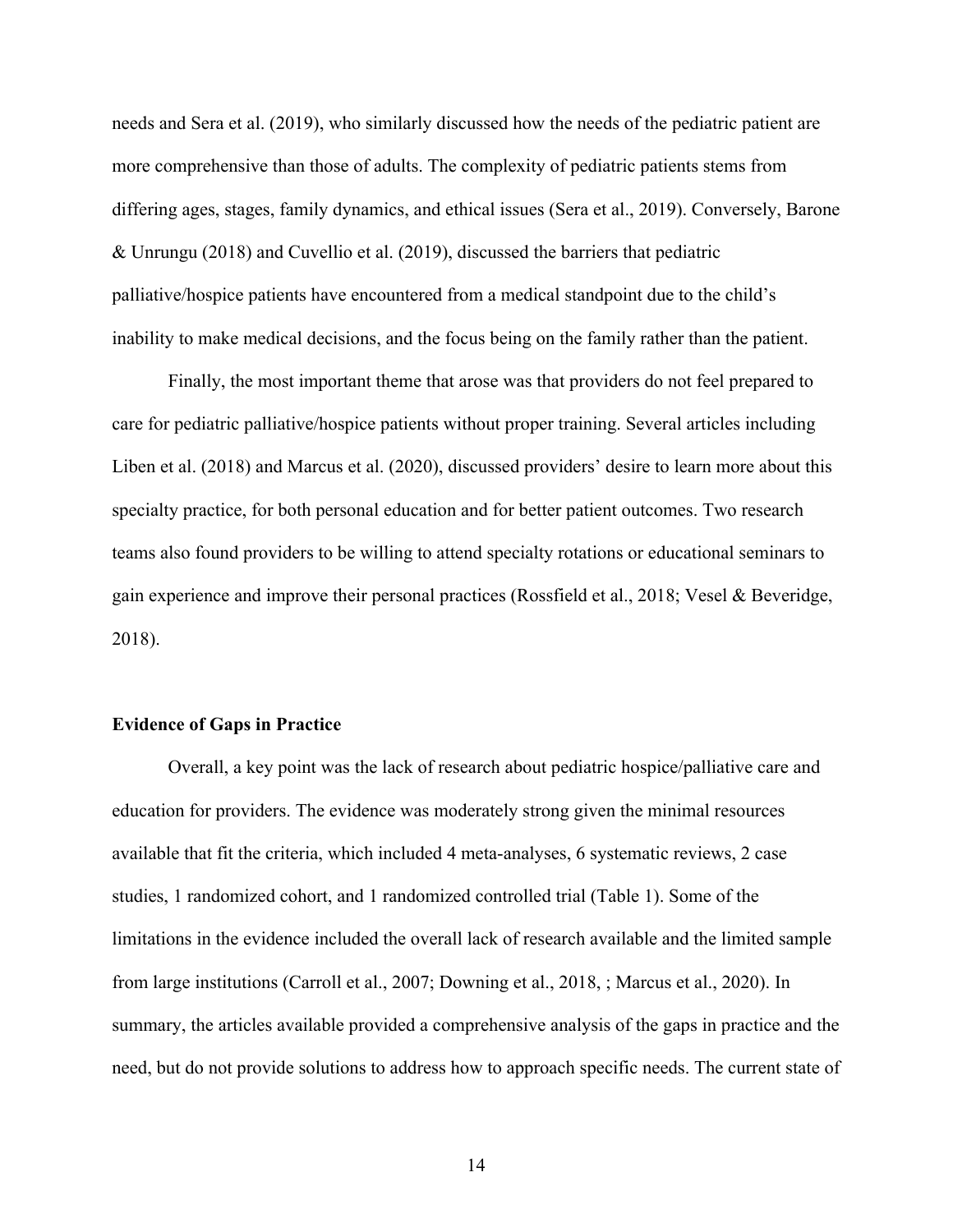needs and Sera et al. (2019), who similarly discussed how the needs of the pediatric patient are more comprehensive than those of adults. The complexity of pediatric patients stems from differing ages, stages, family dynamics, and ethical issues (Sera et al., 2019). Conversely, Barone & Unrungu (2018) and Cuvellio et al. (2019), discussed the barriers that pediatric palliative/hospice patients have encountered from a medical standpoint due to the child's inability to make medical decisions, and the focus being on the family rather than the patient.

Finally, the most important theme that arose was that providers do not feel prepared to care for pediatric palliative/hospice patients without proper training. Several articles including Liben et al. (2018) and Marcus et al. (2020), discussed providers' desire to learn more about this specialty practice, for both personal education and for better patient outcomes. Two research teams also found providers to be willing to attend specialty rotations or educational seminars to gain experience and improve their personal practices (Rossfield et al., 2018; Vesel & Beveridge, 2018).

**Evidence of Gaps in Practice**

Overall, a key point was the lack of research about pediatric hospice/palliative care and education for providers. The evidence was moderately strong given the minimal resources available that fit the criteria, which included 4 meta-analyses, 6 systematic reviews, 2 case studies, 1 randomized cohort, and 1 randomized controlled trial (Table 1). Some of the limitations in the evidence included the overall lack of research available and the limited sample from large institutions (Carroll et al., 2007; Downing et al., 2018, ; Marcus et al., 2020). In summary, the articles available provided a comprehensive analysis of the gaps in practice and the need, but do not provide solutions to address how to approach specific needs. The current state of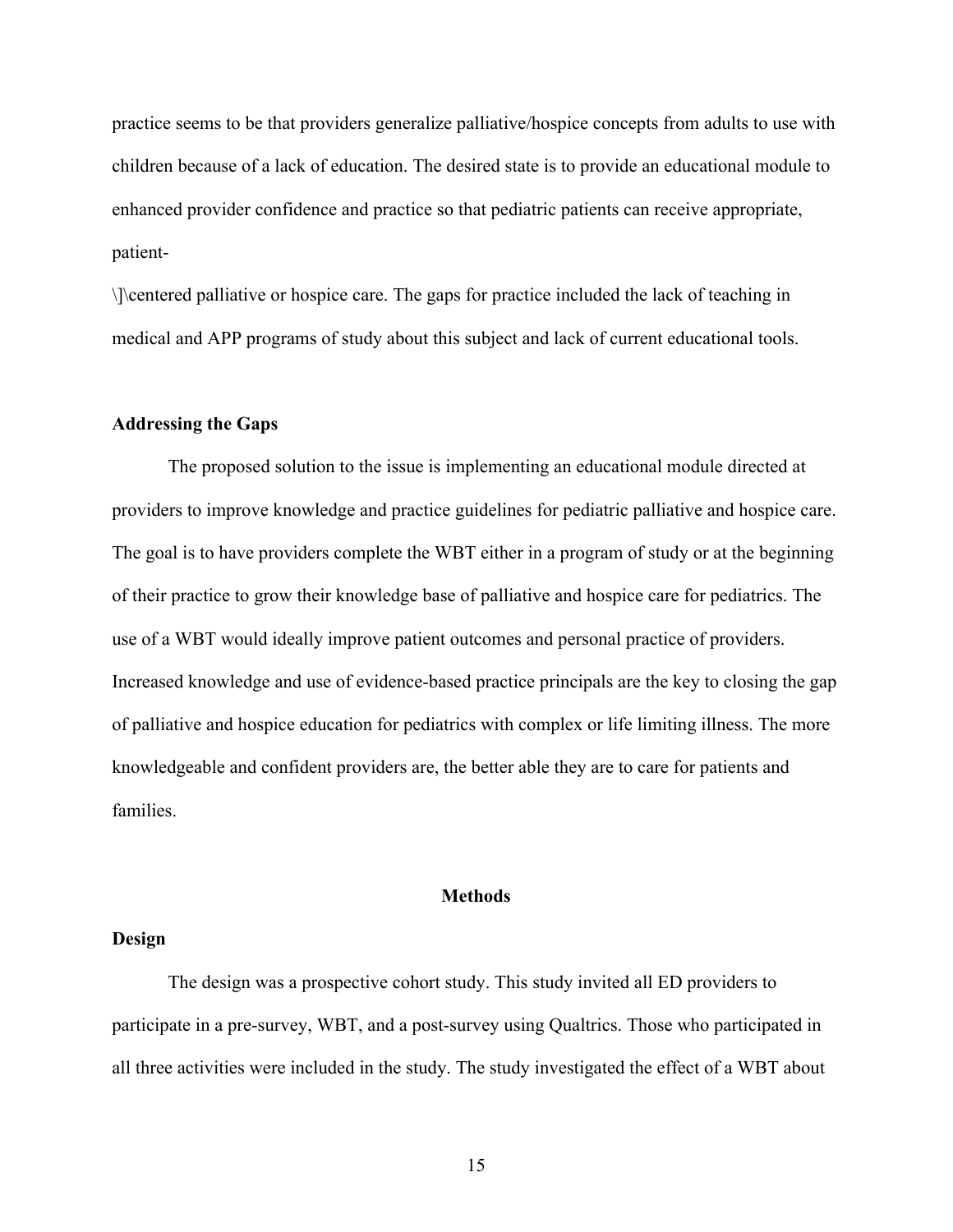practice seems to be that providers generalize palliative/hospice concepts from adults to use with children because of a lack of education. The desired state is to provide an educational module to enhanced provider confidence and practice so that pediatric patients can receive appropriate, patient-

\]\centered palliative or hospice care. The gaps for practice included the lack of teaching in medical and APP programs of study about this subject and lack of current educational tools.

## Addressing the Gaps

The proposed solution to the issue is implementing an educational module directed at providers to improve knowledge and practice guidelines for pediatric palliative and hospice care. The goal is to have providers complete the WBT either in a program of study or at the beginning of their practice to grow their knowledge base of palliative and hospice care for pediatrics. The use of a WBT would ideally improve patient outcomes and personal practice of providers. Increased knowledge and use of evidence-based practice principals are the key to closing the gap of palliative and hospice education for pediatrics with complex or life limiting illness. The more knowledgeable and confident providers are, the better able they are to care for patients and families.

# Methods

## Design

The design was a prospective cohort study. This study invited all ED providers to participate in a pre-survey, WBT, and a post-survey using Qualtrics. Those who participated in all three activities were included in the study. The study investigated the effect of a WBT about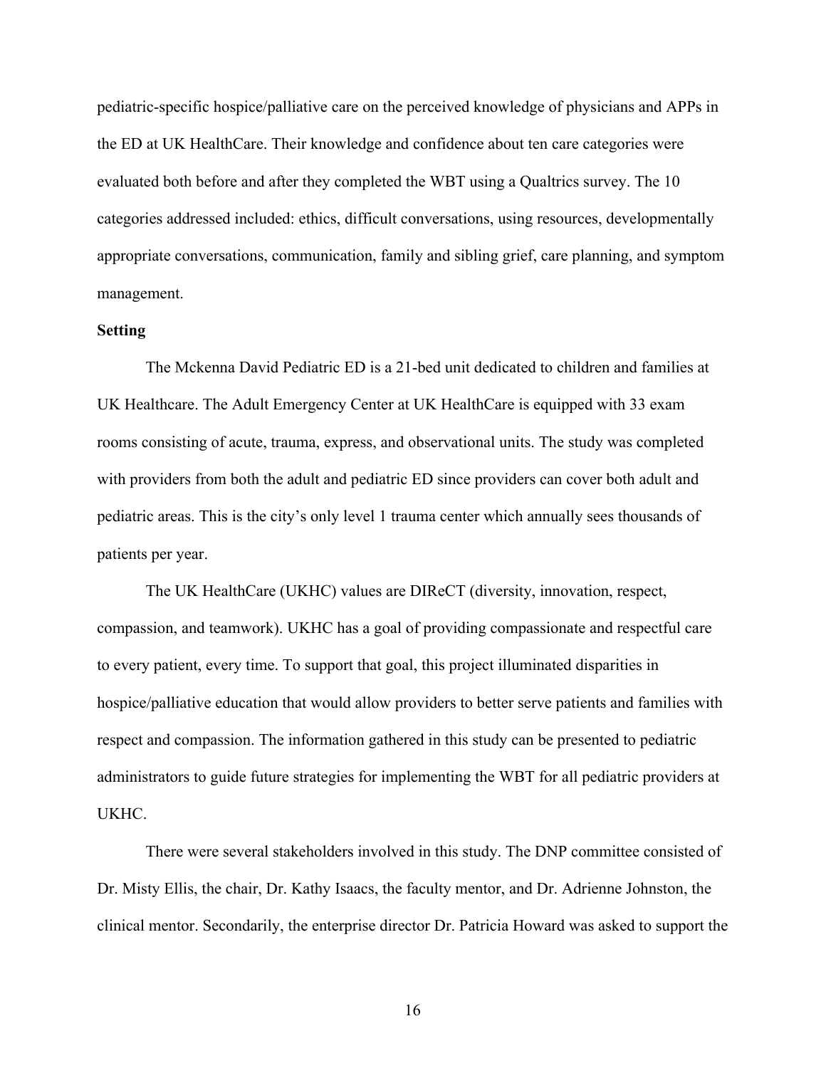pediatric-specific hospice/palliative care on the perceived knowledge of physicians and APPs in the ED at UK HealthCare. Their knowledge and confidence about ten care categories were evaluated both before and after they completed the WBT using a Qualtrics survey. The 10 categories addressed included: ethics, difficult conversations, using resources, developmentally appropriate conversations, communication, family and sibling grief, care planning, and symptom management.

**Setting**

The Mckenna David Pediatric ED is a 21-bed unit dedicated to children and families at UK Healthcare. The Adult Emergency Center at UK HealthCare is equipped with 33 exam rooms consisting of acute, trauma, express, and observational units. The study was completed with providers from both the adult and pediatric ED since providers can cover both adult and pediatric areas. This is the city's only level 1 trauma center which annually sees thousands of patients per year.

The UK HealthCare (UKHC) values are DIReCT (diversity, innovation, respect, compassion, and teamwork). UKHC has a goal of providing compassionate and respectful care to every patient, every time. To support that goal, this project illuminated disparities in hospice/palliative education that would allow providers to better serve patients and families with respect and compassion. The information gathered in this study can be presented to pediatric administrators to guide future strategies for implementing the WBT for all pediatric providers at UKHC.

There were several stakeholders involved in this study. The DNP committee consisted of Dr. Misty Ellis, the chair, Dr. Kathy Isaacs, the faculty mentor, and Dr. Adrienne Johnston, the clinical mentor. Secondarily, the enterprise director Dr. Patricia Howard was asked to support the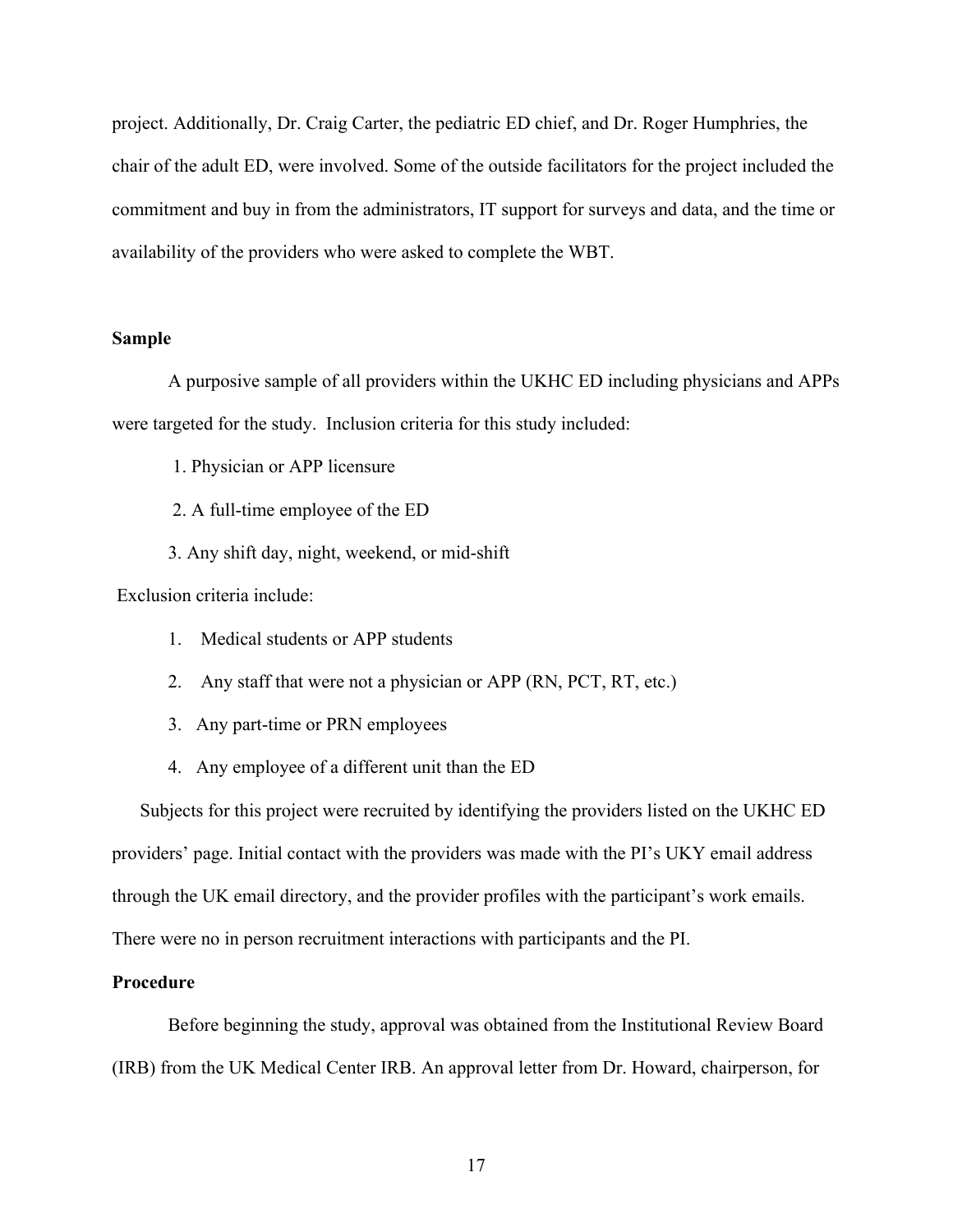project. Additionally, Dr. Craig Carter, the pediatric ED chief, and Dr. Roger Humphries, the chair of the adult ED, were involved. Some of the outside facilitators for the project included the commitment and buy in from the administrators, IT support for surveys and data, and the time or availability of the providers who were asked to complete the WBT.

**Sample**

A purposive sample of all providers within the UKHC ED including physicians and APPs were targeted for the study. Inclusion criteria for this study included:

1. Physician or APP licensure
2. A full-time employee of the ED
3. Any shift day, night, weekend, or mid-shift

Exclusion criteria include:

1. Medical students or APP students
2. Any staff that were not a physician or APP (RN, PCT, RT, etc.)
3. Any part-time or PRN employees
4. Any employee of a different unit than the ED

Subjects for this project were recruited by identifying the providers listed on the UKHC ED providers' page. Initial contact with the providers was made with the PI's UKY email address through the UK email directory, and the provider profiles with the participant's work emails. There were no in person recruitment interactions with participants and the PI.

**Procedure**

Before beginning the study, approval was obtained from the Institutional Review Board (IRB) from the UK Medical Center IRB. An approval letter from Dr. Howard, chairperson, for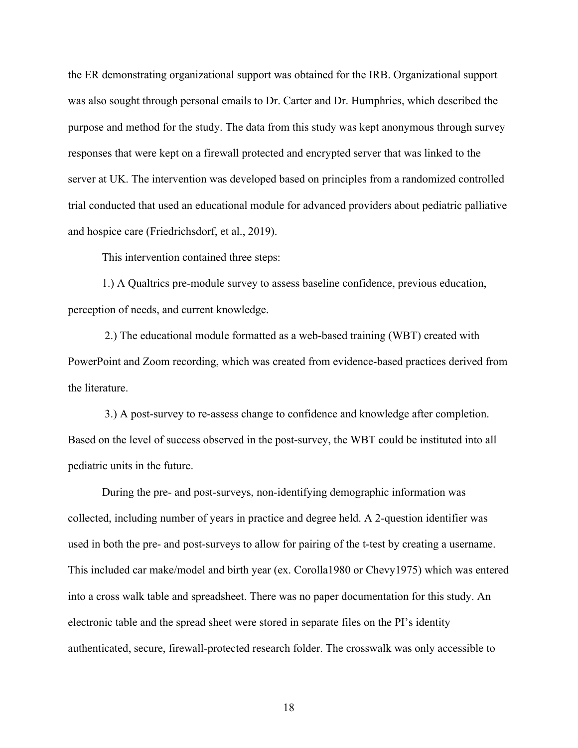the ER demonstrating organizational support was obtained for the IRB. Organizational support was also sought through personal emails to Dr. Carter and Dr. Humphries, which described the purpose and method for the study. The data from this study was kept anonymous through survey responses that were kept on a firewall protected and encrypted server that was linked to the server at UK. The intervention was developed based on principles from a randomized controlled trial conducted that used an educational module for advanced providers about pediatric palliative and hospice care (Friedrichsdorf, et al., 2019).

This intervention contained three steps:

1.) A Qualtrics pre-module survey to assess baseline confidence, previous education, perception of needs, and current knowledge.

2.) The educational module formatted as a web-based training (WBT) created with PowerPoint and Zoom recording, which was created from evidence-based practices derived from the literature.

3.) A post-survey to re-assess change to confidence and knowledge after completion. Based on the level of success observed in the post-survey, the WBT could be instituted into all pediatric units in the future.

During the pre- and post-surveys, non-identifying demographic information was collected, including number of years in practice and degree held. A 2-question identifier was used in both the pre- and post-surveys to allow for pairing of the t-test by creating a username. This included car make/model and birth year (ex. Corolla1980 or Chevy1975) which was entered into a cross walk table and spreadsheet. There was no paper documentation for this study. An electronic table and the spread sheet were stored in separate files on the PI's identity authenticated, secure, firewall-protected research folder. The crosswalk was only accessible to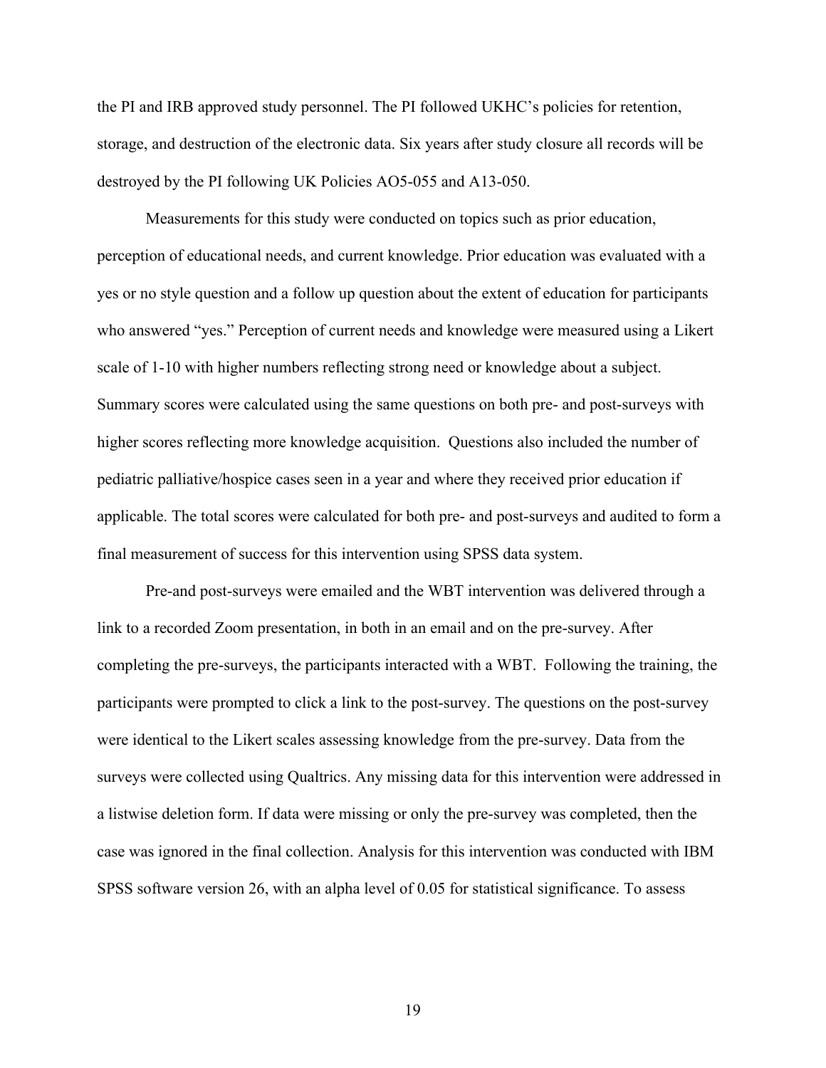the PI and IRB approved study personnel. The PI followed UKHC's policies for retention, storage, and destruction of the electronic data. Six years after study closure all records will be destroyed by the PI following UK Policies AO5-055 and A13-050.

Measurements for this study were conducted on topics such as prior education, perception of educational needs, and current knowledge. Prior education was evaluated with a yes or no style question and a follow up question about the extent of education for participants who answered "yes." Perception of current needs and knowledge were measured using a Likert scale of 1-10 with higher numbers reflecting strong need or knowledge about a subject. Summary scores were calculated using the same questions on both pre- and post-surveys with higher scores reflecting more knowledge acquisition. Questions also included the number of pediatric palliative/hospice cases seen in a year and where they received prior education if applicable. The total scores were calculated for both pre- and post-surveys and audited to form a final measurement of success for this intervention using SPSS data system.

Pre-and post-surveys were emailed and the WBT intervention was delivered through a link to a recorded Zoom presentation, in both in an email and on the pre-survey. After completing the pre-surveys, the participants interacted with a WBT. Following the training, the participants were prompted to click a link to the post-survey. The questions on the post-survey were identical to the Likert scales assessing knowledge from the pre-survey. Data from the surveys were collected using Qualtrics. Any missing data for this intervention were addressed in a listwise deletion form. If data were missing or only the pre-survey was completed, then the case was ignored in the final collection. Analysis for this intervention was conducted with IBM SPSS software version 26, with an alpha level of 0.05 for statistical significance. To assess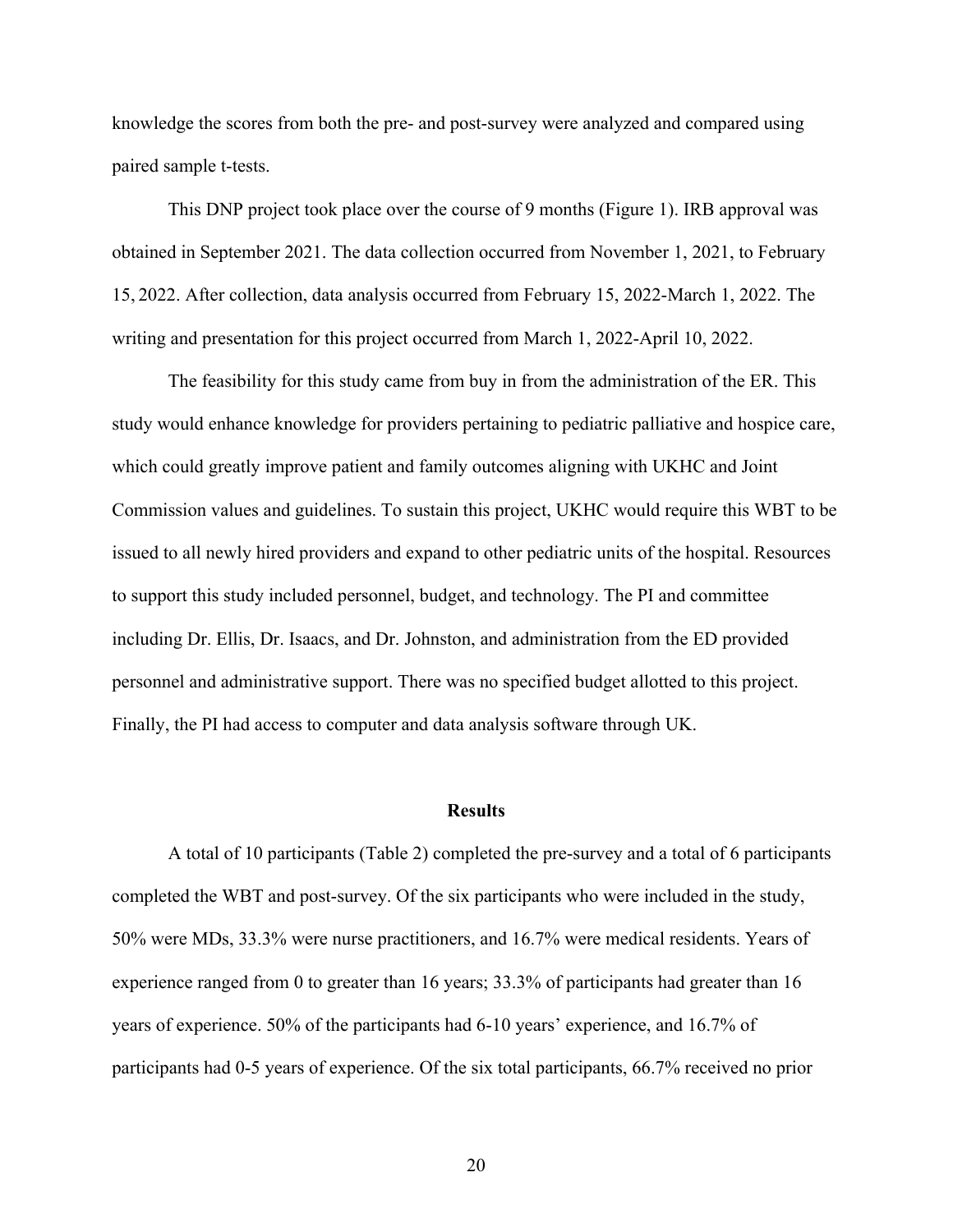knowledge the scores from both the pre- and post-survey were analyzed and compared using paired sample t-tests.

This DNP project took place over the course of 9 months (Figure 1). IRB approval was obtained in September 2021. The data collection occurred from November 1, 2021, to February 15, 2022. After collection, data analysis occurred from February 15, 2022-March 1, 2022. The writing and presentation for this project occurred from March 1, 2022-April 10, 2022.

The feasibility for this study came from buy in from the administration of the ER. This study would enhance knowledge for providers pertaining to pediatric palliative and hospice care, which could greatly improve patient and family outcomes aligning with UKHC and Joint Commission values and guidelines. To sustain this project, UKHC would require this WBT to be issued to all newly hired providers and expand to other pediatric units of the hospital. Resources to support this study included personnel, budget, and technology. The PI and committee including Dr. Ellis, Dr. Isaacs, and Dr. Johnston, and administration from the ED provided personnel and administrative support. There was no specified budget allotted to this project. Finally, the PI had access to computer and data analysis software through UK.

## Results

A total of 10 participants (Table 2) completed the pre-survey and a total of 6 participants completed the WBT and post-survey. Of the six participants who were included in the study, 50% were MDs, 33.3% were nurse practitioners, and 16.7% were medical residents. Years of experience ranged from 0 to greater than 16 years; 33.3% of participants had greater than 16 years of experience. 50% of the participants had 6-10 years' experience, and 16.7% of participants had 0-5 years of experience. Of the six total participants, 66.7% received no prior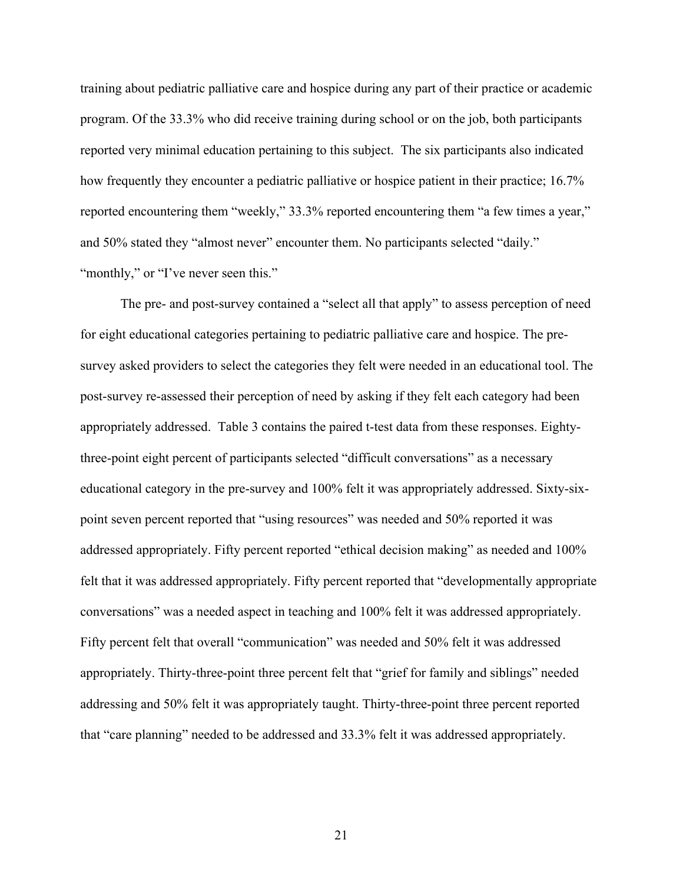training about pediatric palliative care and hospice during any part of their practice or academic program. Of the 33.3% who did receive training during school or on the job, both participants reported very minimal education pertaining to this subject. The six participants also indicated how frequently they encounter a pediatric palliative or hospice patient in their practice; 16.7% reported encountering them "weekly," 33.3% reported encountering them "a few times a year," and 50% stated they "almost never" encounter them. No participants selected "daily." "monthly," or "I've never seen this."

The pre- and post-survey contained a "select all that apply" to assess perception of need for eight educational categories pertaining to pediatric palliative care and hospice. The pre-survey asked providers to select the categories they felt were needed in an educational tool. The post-survey re-assessed their perception of need by asking if they felt each category had been appropriately addressed. Table 3 contains the paired t-test data from these responses. Eighty-three-point eight percent of participants selected "difficult conversations" as a necessary educational category in the pre-survey and 100% felt it was appropriately addressed. Sixty-six-point seven percent reported that "using resources" was needed and 50% reported it was addressed appropriately. Fifty percent reported "ethical decision making" as needed and 100% felt that it was addressed appropriately. Fifty percent reported that "developmentally appropriate conversations" was a needed aspect in teaching and 100% felt it was addressed appropriately. Fifty percent felt that overall "communication" was needed and 50% felt it was addressed appropriately. Thirty-three-point three percent felt that "grief for family and siblings" needed addressing and 50% felt it was appropriately taught. Thirty-three-point three percent reported that "care planning" needed to be addressed and 33.3% felt it was addressed appropriately.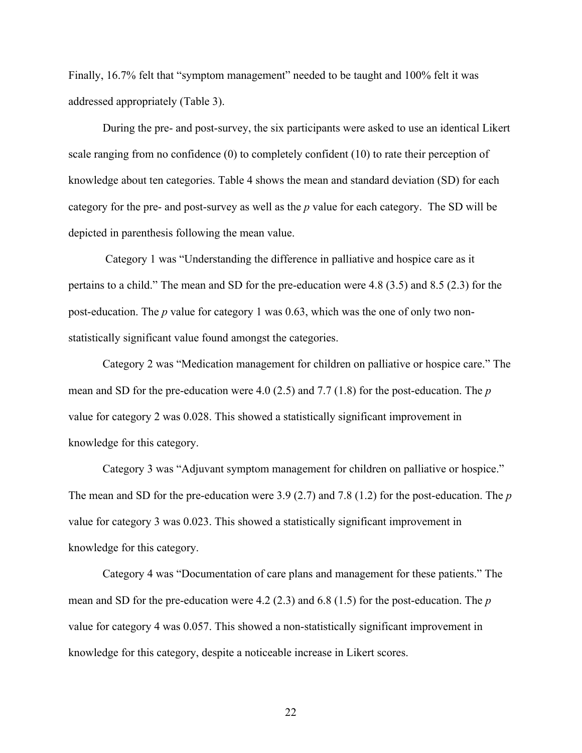Finally, 16.7% felt that "symptom management" needed to be taught and 100% felt it was addressed appropriately (Table 3).

During the pre- and post-survey, the six participants were asked to use an identical Likert scale ranging from no confidence (0) to completely confident (10) to rate their perception of knowledge about ten categories. Table 4 shows the mean and standard deviation (SD) for each category for the pre- and post-survey as well as the $p$ value for each category. The SD will be depicted in parenthesis following the mean value.

Category 1 was "Understanding the difference in palliative and hospice care as it pertains to a child." The mean and SD for the pre-education were 4.8 (3.5) and 8.5 (2.3) for the post-education. The $p$ value for category 1 was 0.63, which was the one of only two non-statistically significant value found amongst the categories.

Category 2 was "Medication management for children on palliative or hospice care." The mean and SD for the pre-education were 4.0 (2.5) and 7.7 (1.8) for the post-education. The $p$ value for category 2 was 0.028. This showed a statistically significant improvement in knowledge for this category.

Category 3 was "Adjuvant symptom management for children on palliative or hospice." The mean and SD for the pre-education were 3.9 (2.7) and 7.8 (1.2) for the post-education. The $p$ value for category 3 was 0.023. This showed a statistically significant improvement in knowledge for this category.

Category 4 was "Documentation of care plans and management for these patients." The mean and SD for the pre-education were 4.2 (2.3) and 6.8 (1.5) for the post-education. The $p$ value for category 4 was 0.057. This showed a non-statistically significant improvement in knowledge for this category, despite a noticeable increase in Likert scores.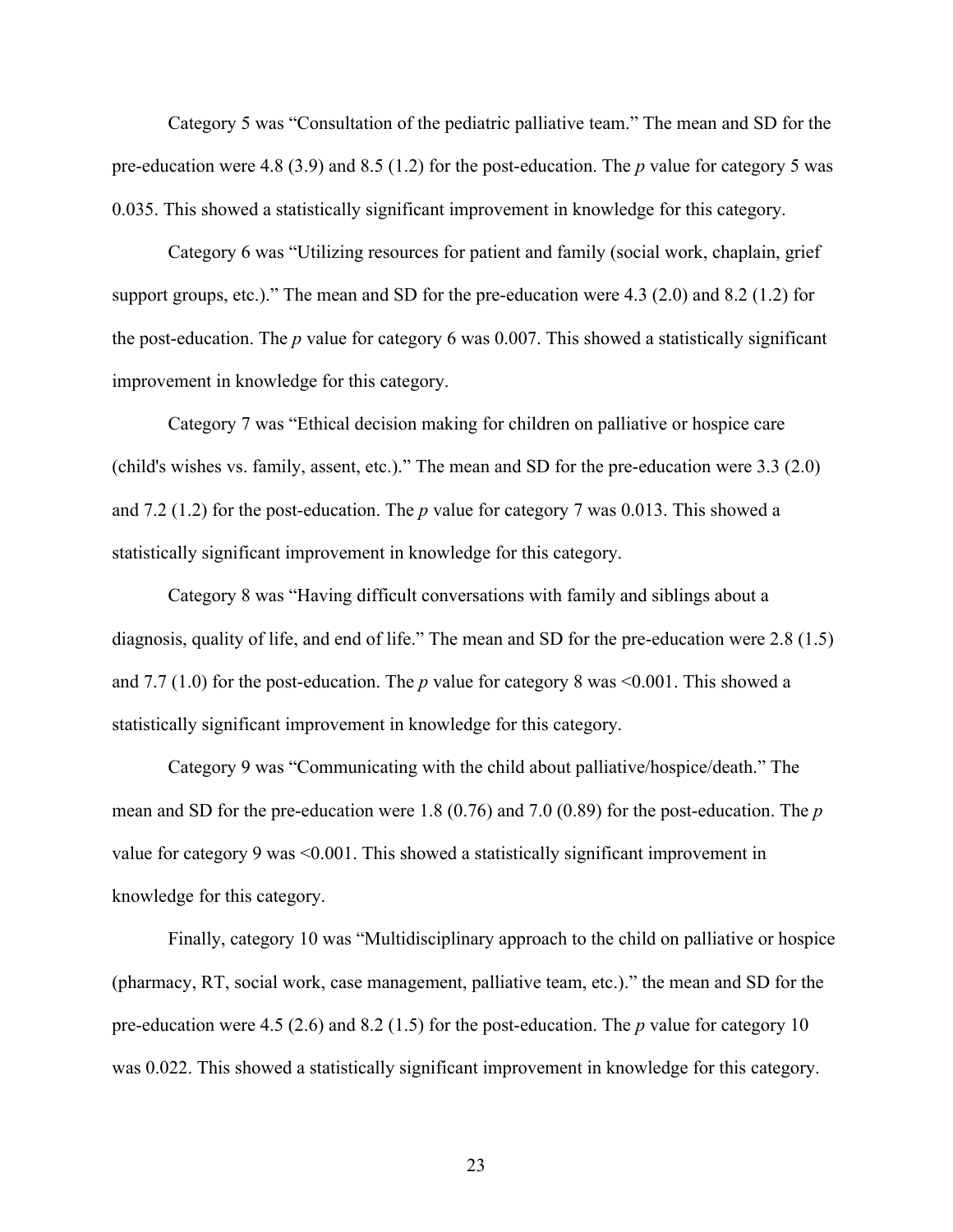Category 5 was "Consultation of the pediatric palliative team." The mean and SD for the pre-education were 4.8 (3.9) and 8.5 (1.2) for the post-education. The *p* value for category 5 was 0.035. This showed a statistically significant improvement in knowledge for this category.

Category 6 was "Utilizing resources for patient and family (social work, chaplain, grief support groups, etc.)." The mean and SD for the pre-education were 4.3 (2.0) and 8.2 (1.2) for the post-education. The *p* value for category 6 was 0.007. This showed a statistically significant improvement in knowledge for this category.

Category 7 was "Ethical decision making for children on palliative or hospice care (child's wishes vs. family, assent, etc.)." The mean and SD for the pre-education were 3.3 (2.0) and 7.2 (1.2) for the post-education. The *p* value for category 7 was 0.013. This showed a statistically significant improvement in knowledge for this category.

Category 8 was "Having difficult conversations with family and siblings about a diagnosis, quality of life, and end of life." The mean and SD for the pre-education were 2.8 (1.5) and 7.7 (1.0) for the post-education. The *p* value for category 8 was <0.001. This showed a statistically significant improvement in knowledge for this category.

Category 9 was "Communicating with the child about palliative/hospice/death." The mean and SD for the pre-education were 1.8 (0.76) and 7.0 (0.89) for the post-education. The *p* value for category 9 was <0.001. This showed a statistically significant improvement in knowledge for this category.

Finally, category 10 was "Multidisciplinary approach to the child on palliative or hospice (pharmacy, RT, social work, case management, palliative team, etc.)." the mean and SD for the pre-education were 4.5 (2.6) and 8.2 (1.5) for the post-education. The *p* value for category 10 was 0.022. This showed a statistically significant improvement in knowledge for this category.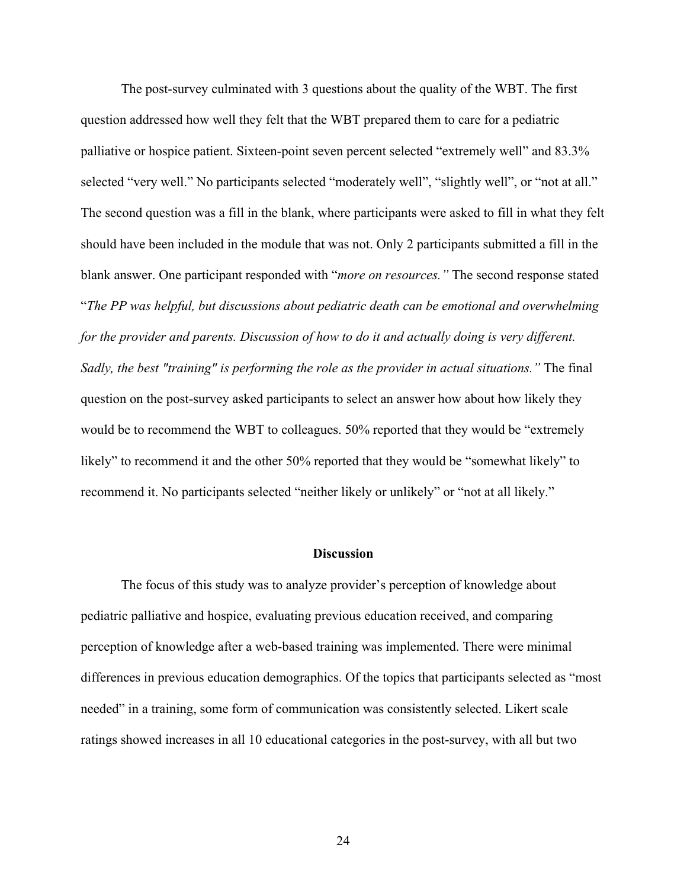The post-survey culminated with 3 questions about the quality of the WBT. The first question addressed how well they felt that the WBT prepared them to care for a pediatric palliative or hospice patient. Sixteen-point seven percent selected "extremely well" and 83.3% selected "very well." No participants selected "moderately well", "slightly well", or "not at all." The second question was a fill in the blank, where participants were asked to fill in what they felt should have been included in the module that was not. Only 2 participants submitted a fill in the blank answer. One participant responded with "*more on resources."* The second response stated "*The PP was helpful, but discussions about pediatric death can be emotional and overwhelming for the provider and parents. Discussion of how to do it and actually doing is very different. Sadly, the best "training" is performing the role as the provider in actual situations."* The final question on the post-survey asked participants to select an answer how about how likely they would be to recommend the WBT to colleagues. 50% reported that they would be "extremely likely" to recommend it and the other 50% reported that they would be "somewhat likely" to recommend it. No participants selected "neither likely or unlikely" or "not at all likely."

## Discussion

The focus of this study was to analyze provider's perception of knowledge about pediatric palliative and hospice, evaluating previous education received, and comparing perception of knowledge after a web-based training was implemented. There were minimal differences in previous education demographics. Of the topics that participants selected as "most needed" in a training, some form of communication was consistently selected. Likert scale ratings showed increases in all 10 educational categories in the post-survey, with all but two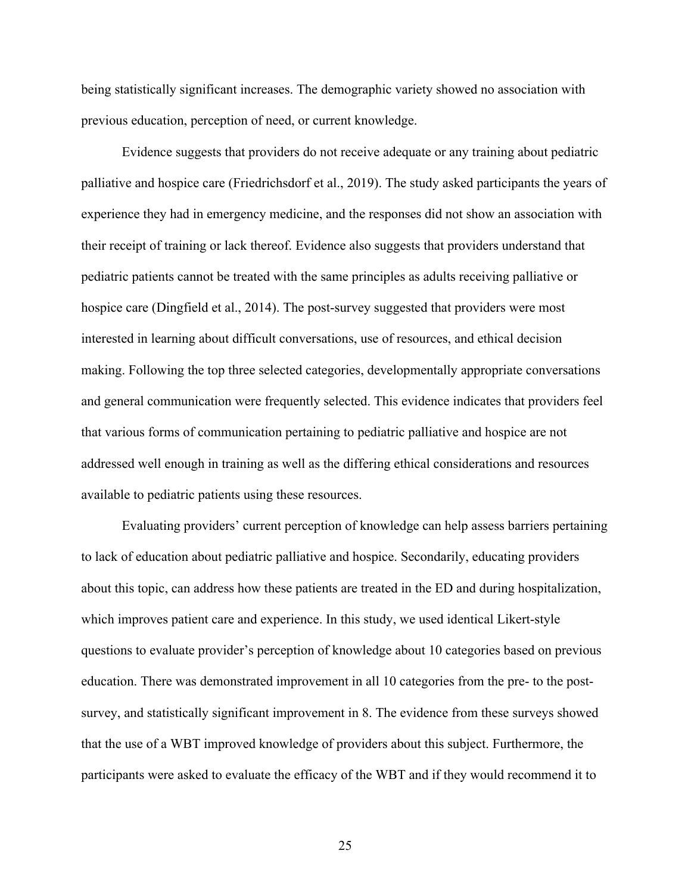being statistically significant increases. The demographic variety showed no association with previous education, perception of need, or current knowledge.

Evidence suggests that providers do not receive adequate or any training about pediatric palliative and hospice care (Friedrichsdorf et al., 2019). The study asked participants the years of experience they had in emergency medicine, and the responses did not show an association with their receipt of training or lack thereof. Evidence also suggests that providers understand that pediatric patients cannot be treated with the same principles as adults receiving palliative or hospice care (Dingfield et al., 2014). The post-survey suggested that providers were most interested in learning about difficult conversations, use of resources, and ethical decision making. Following the top three selected categories, developmentally appropriate conversations and general communication were frequently selected. This evidence indicates that providers feel that various forms of communication pertaining to pediatric palliative and hospice are not addressed well enough in training as well as the differing ethical considerations and resources available to pediatric patients using these resources.

Evaluating providers' current perception of knowledge can help assess barriers pertaining to lack of education about pediatric palliative and hospice. Secondarily, educating providers about this topic, can address how these patients are treated in the ED and during hospitalization, which improves patient care and experience. In this study, we used identical Likert-style questions to evaluate provider's perception of knowledge about 10 categories based on previous education. There was demonstrated improvement in all 10 categories from the pre- to the post-survey, and statistically significant improvement in 8. The evidence from these surveys showed that the use of a WBT improved knowledge of providers about this subject. Furthermore, the participants were asked to evaluate the efficacy of the WBT and if they would recommend it to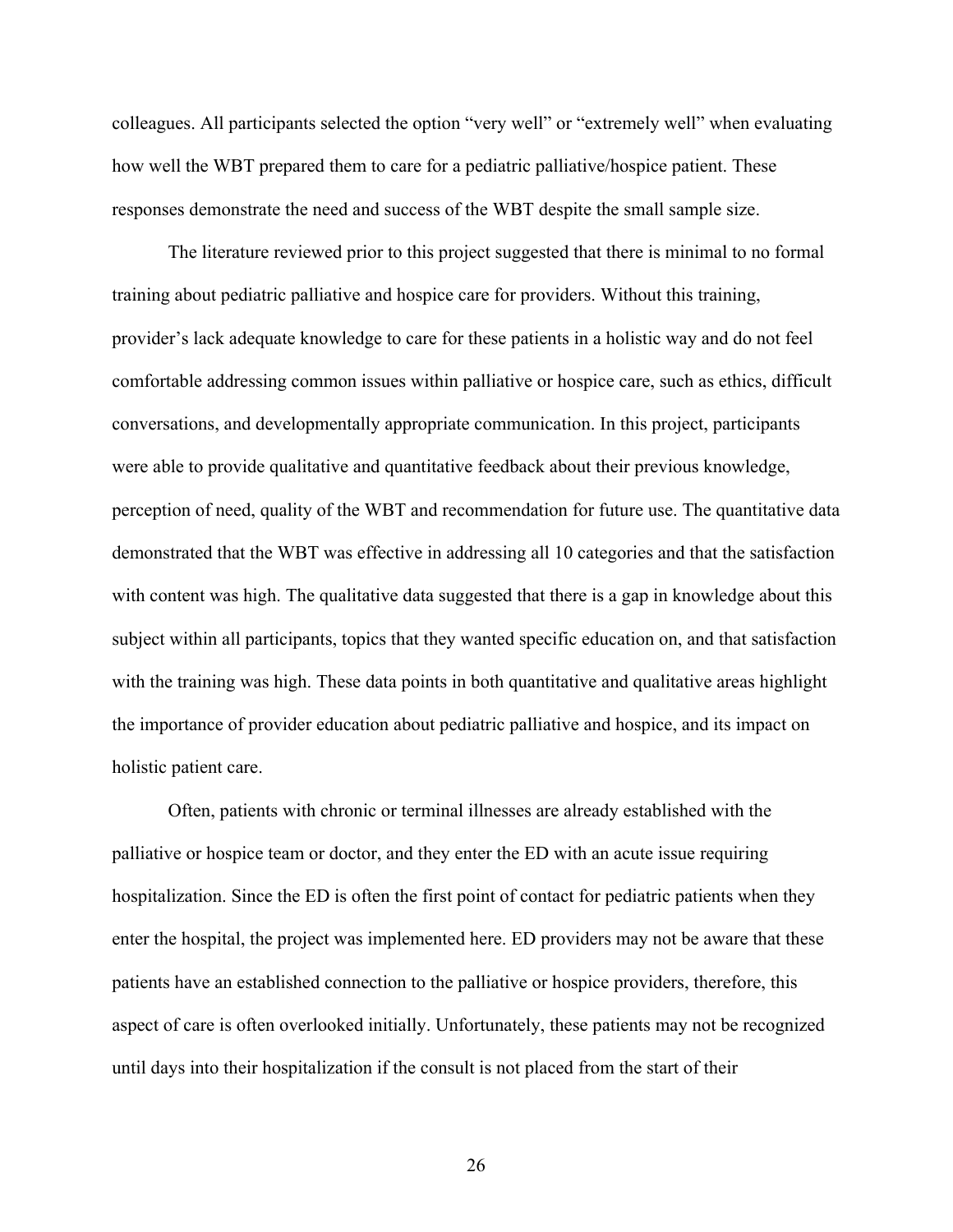colleagues. All participants selected the option "very well" or "extremely well" when evaluating how well the WBT prepared them to care for a pediatric palliative/hospice patient. These responses demonstrate the need and success of the WBT despite the small sample size.

The literature reviewed prior to this project suggested that there is minimal to no formal training about pediatric palliative and hospice care for providers. Without this training, provider's lack adequate knowledge to care for these patients in a holistic way and do not feel comfortable addressing common issues within palliative or hospice care, such as ethics, difficult conversations, and developmentally appropriate communication. In this project, participants were able to provide qualitative and quantitative feedback about their previous knowledge, perception of need, quality of the WBT and recommendation for future use. The quantitative data demonstrated that the WBT was effective in addressing all 10 categories and that the satisfaction with content was high. The qualitative data suggested that there is a gap in knowledge about this subject within all participants, topics that they wanted specific education on, and that satisfaction with the training was high. These data points in both quantitative and qualitative areas highlight the importance of provider education about pediatric palliative and hospice, and its impact on holistic patient care.

Often, patients with chronic or terminal illnesses are already established with the palliative or hospice team or doctor, and they enter the ED with an acute issue requiring hospitalization. Since the ED is often the first point of contact for pediatric patients when they enter the hospital, the project was implemented here. ED providers may not be aware that these patients have an established connection to the palliative or hospice providers, therefore, this aspect of care is often overlooked initially. Unfortunately, these patients may not be recognized until days into their hospitalization if the consult is not placed from the start of their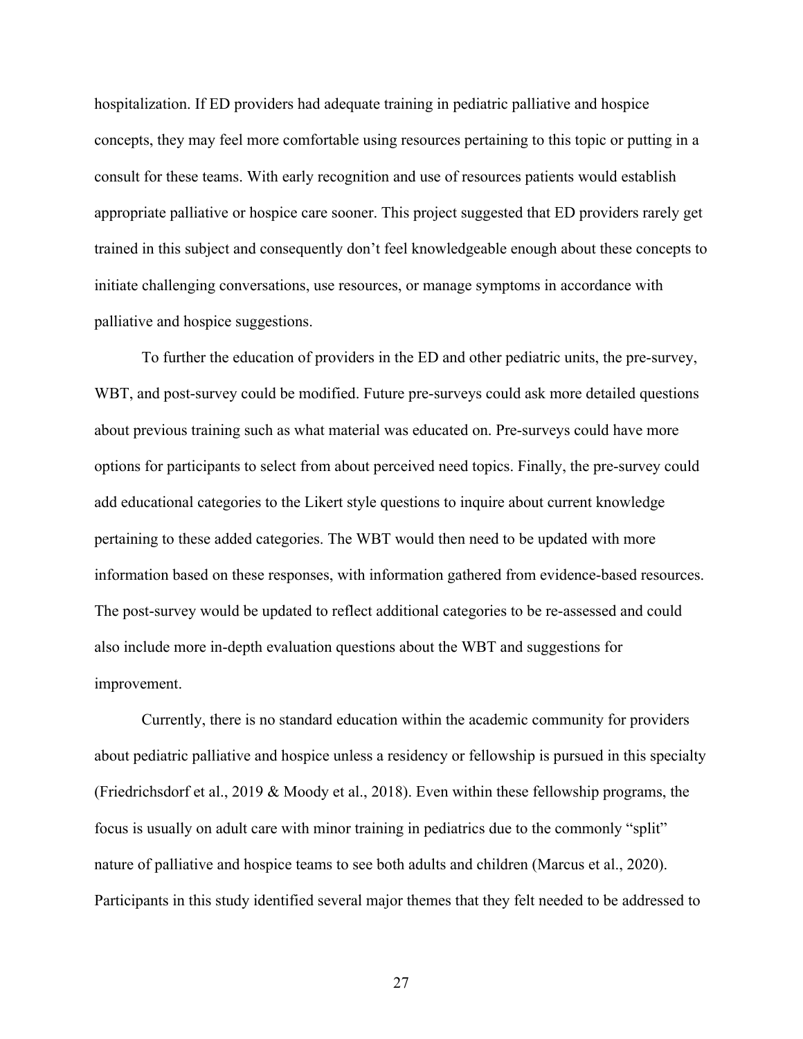hospitalization. If ED providers had adequate training in pediatric palliative and hospice concepts, they may feel more comfortable using resources pertaining to this topic or putting in a consult for these teams. With early recognition and use of resources patients would establish appropriate palliative or hospice care sooner. This project suggested that ED providers rarely get trained in this subject and consequently don't feel knowledgeable enough about these concepts to initiate challenging conversations, use resources, or manage symptoms in accordance with palliative and hospice suggestions.

To further the education of providers in the ED and other pediatric units, the pre-survey, WBT, and post-survey could be modified. Future pre-surveys could ask more detailed questions about previous training such as what material was educated on. Pre-surveys could have more options for participants to select from about perceived need topics. Finally, the pre-survey could add educational categories to the Likert style questions to inquire about current knowledge pertaining to these added categories. The WBT would then need to be updated with more information based on these responses, with information gathered from evidence-based resources. The post-survey would be updated to reflect additional categories to be re-assessed and could also include more in-depth evaluation questions about the WBT and suggestions for improvement.

Currently, there is no standard education within the academic community for providers about pediatric palliative and hospice unless a residency or fellowship is pursued in this specialty (Friedrichsdorf et al., 2019 & Moody et al., 2018). Even within these fellowship programs, the focus is usually on adult care with minor training in pediatrics due to the commonly "split" nature of palliative and hospice teams to see both adults and children (Marcus et al., 2020). Participants in this study identified several major themes that they felt needed to be addressed to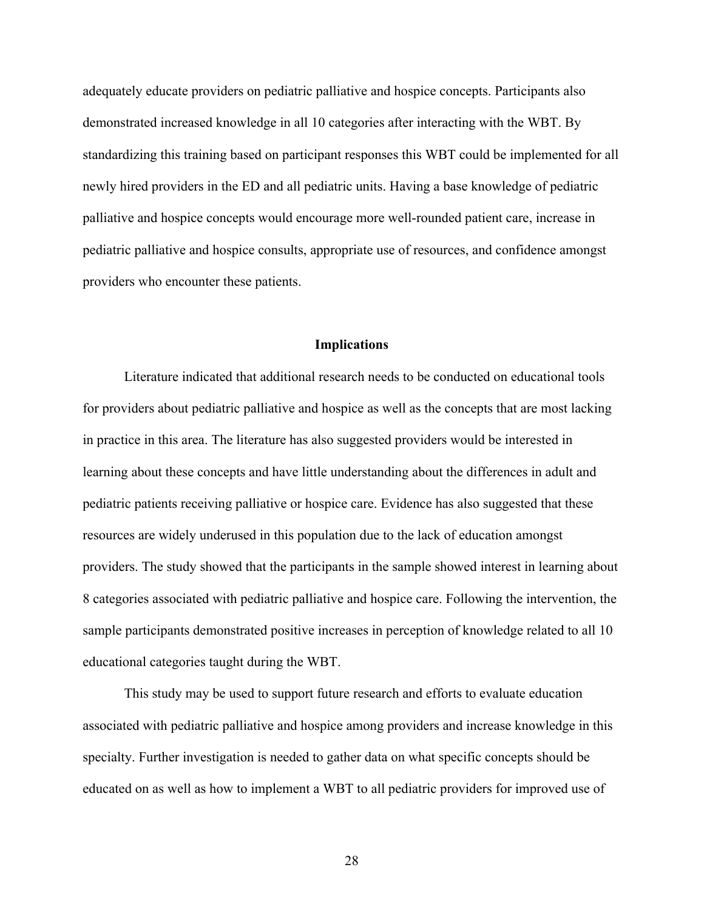adequately educate providers on pediatric palliative and hospice concepts. Participants also demonstrated increased knowledge in all 10 categories after interacting with the WBT. By standardizing this training based on participant responses this WBT could be implemented for all newly hired providers in the ED and all pediatric units. Having a base knowledge of pediatric palliative and hospice concepts would encourage more well-rounded patient care, increase in pediatric palliative and hospice consults, appropriate use of resources, and confidence amongst providers who encounter these patients.

## Implications

Literature indicated that additional research needs to be conducted on educational tools for providers about pediatric palliative and hospice as well as the concepts that are most lacking in practice in this area. The literature has also suggested providers would be interested in learning about these concepts and have little understanding about the differences in adult and pediatric patients receiving palliative or hospice care. Evidence has also suggested that these resources are widely underused in this population due to the lack of education amongst providers. The study showed that the participants in the sample showed interest in learning about 8 categories associated with pediatric palliative and hospice care. Following the intervention, the sample participants demonstrated positive increases in perception of knowledge related to all 10 educational categories taught during the WBT.

This study may be used to support future research and efforts to evaluate education associated with pediatric palliative and hospice among providers and increase knowledge in this specialty. Further investigation is needed to gather data on what specific concepts should be educated on as well as how to implement a WBT to all pediatric providers for improved use of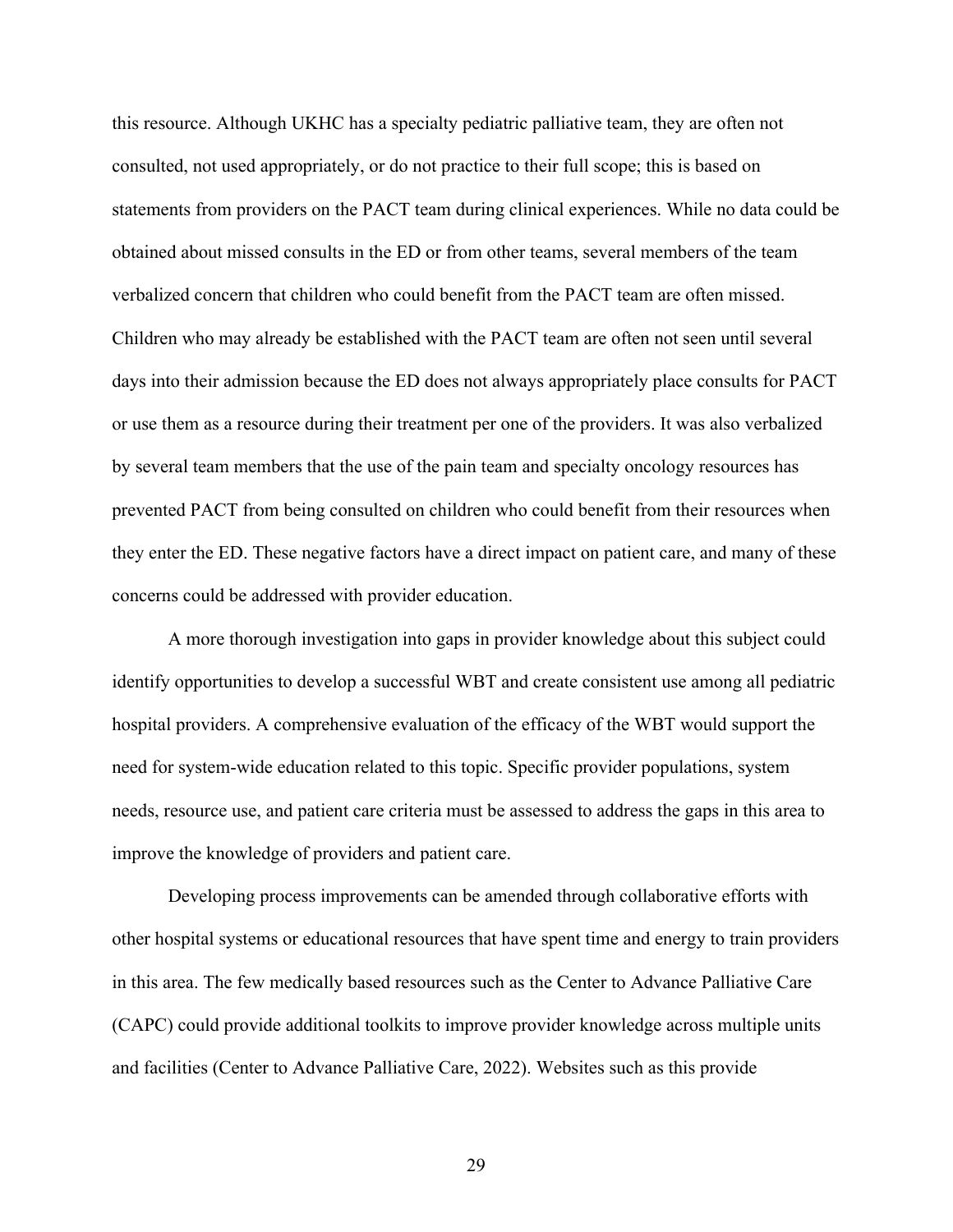this resource. Although UKHC has a specialty pediatric palliative team, they are often not consulted, not used appropriately, or do not practice to their full scope; this is based on statements from providers on the PACT team during clinical experiences. While no data could be obtained about missed consults in the ED or from other teams, several members of the team verbalized concern that children who could benefit from the PACT team are often missed. Children who may already be established with the PACT team are often not seen until several days into their admission because the ED does not always appropriately place consults for PACT or use them as a resource during their treatment per one of the providers. It was also verbalized by several team members that the use of the pain team and specialty oncology resources has prevented PACT from being consulted on children who could benefit from their resources when they enter the ED. These negative factors have a direct impact on patient care, and many of these concerns could be addressed with provider education.

A more thorough investigation into gaps in provider knowledge about this subject could identify opportunities to develop a successful WBT and create consistent use among all pediatric hospital providers. A comprehensive evaluation of the efficacy of the WBT would support the need for system-wide education related to this topic. Specific provider populations, system needs, resource use, and patient care criteria must be assessed to address the gaps in this area to improve the knowledge of providers and patient care.

Developing process improvements can be amended through collaborative efforts with other hospital systems or educational resources that have spent time and energy to train providers in this area. The few medically based resources such as the Center to Advance Palliative Care (CAPC) could provide additional toolkits to improve provider knowledge across multiple units and facilities (Center to Advance Palliative Care, 2022). Websites such as this provide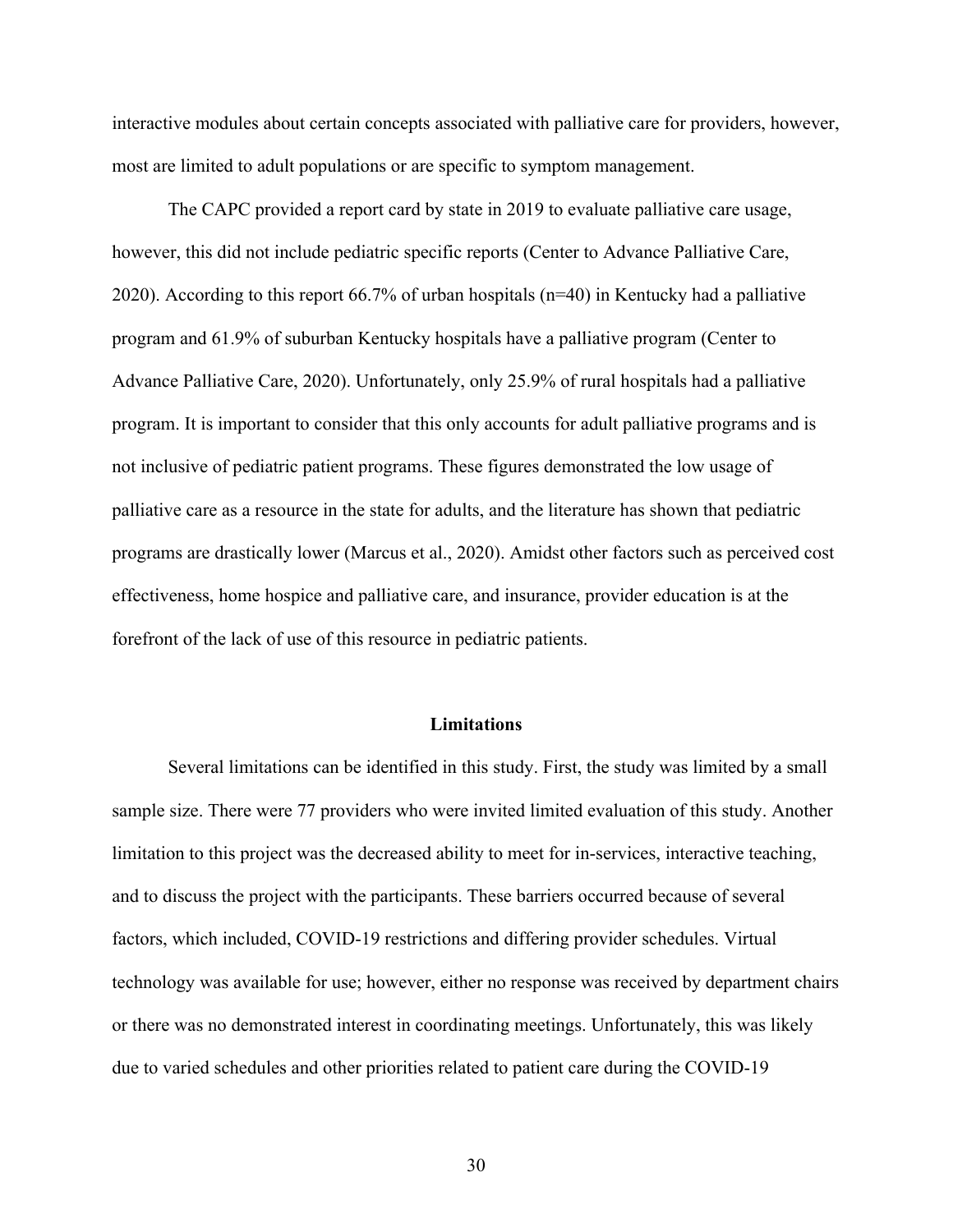interactive modules about certain concepts associated with palliative care for providers, however, most are limited to adult populations or are specific to symptom management.

The CAPC provided a report card by state in 2019 to evaluate palliative care usage, however, this did not include pediatric specific reports (Center to Advance Palliative Care, 2020). According to this report 66.7% of urban hospitals (n=40) in Kentucky had a palliative program and 61.9% of suburban Kentucky hospitals have a palliative program (Center to Advance Palliative Care, 2020). Unfortunately, only 25.9% of rural hospitals had a palliative program. It is important to consider that this only accounts for adult palliative programs and is not inclusive of pediatric patient programs. These figures demonstrated the low usage of palliative care as a resource in the state for adults, and the literature has shown that pediatric programs are drastically lower (Marcus et al., 2020). Amidst other factors such as perceived cost effectiveness, home hospice and palliative care, and insurance, provider education is at the forefront of the lack of use of this resource in pediatric patients.

## Limitations

Several limitations can be identified in this study. First, the study was limited by a small sample size. There were 77 providers who were invited limited evaluation of this study. Another limitation to this project was the decreased ability to meet for in-services, interactive teaching, and to discuss the project with the participants. These barriers occurred because of several factors, which included, COVID-19 restrictions and differing provider schedules. Virtual technology was available for use; however, either no response was received by department chairs or there was no demonstrated interest in coordinating meetings. Unfortunately, this was likely due to varied schedules and other priorities related to patient care during the COVID-19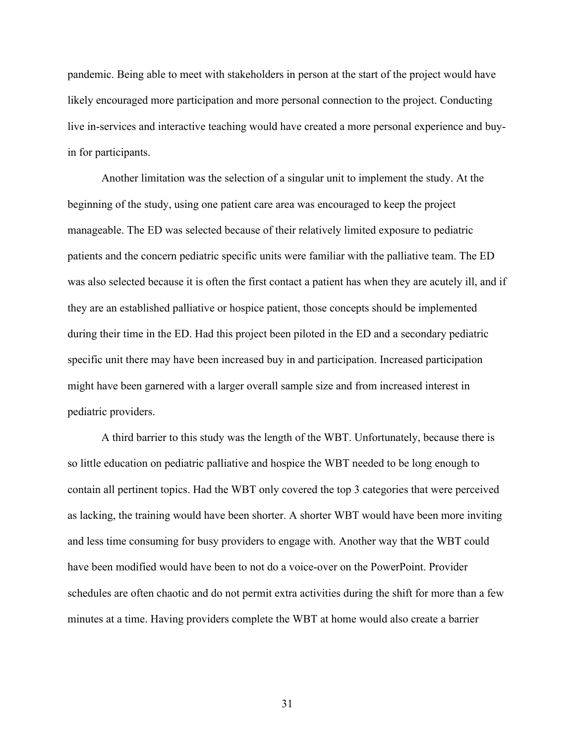pandemic. Being able to meet with stakeholders in person at the start of the project would have likely encouraged more participation and more personal connection to the project. Conducting live in-services and interactive teaching would have created a more personal experience and buy-in for participants.

Another limitation was the selection of a singular unit to implement the study. At the beginning of the study, using one patient care area was encouraged to keep the project manageable. The ED was selected because of their relatively limited exposure to pediatric patients and the concern pediatric specific units were familiar with the palliative team. The ED was also selected because it is often the first contact a patient has when they are acutely ill, and if they are an established palliative or hospice patient, those concepts should be implemented during their time in the ED. Had this project been piloted in the ED and a secondary pediatric specific unit there may have been increased buy in and participation. Increased participation might have been garnered with a larger overall sample size and from increased interest in pediatric providers.

A third barrier to this study was the length of the WBT. Unfortunately, because there is so little education on pediatric palliative and hospice the WBT needed to be long enough to contain all pertinent topics. Had the WBT only covered the top 3 categories that were perceived as lacking, the training would have been shorter. A shorter WBT would have been more inviting and less time consuming for busy providers to engage with. Another way that the WBT could have been modified would have been to not do a voice-over on the PowerPoint. Provider schedules are often chaotic and do not permit extra activities during the shift for more than a few minutes at a time. Having providers complete the WBT at home would also create a barrier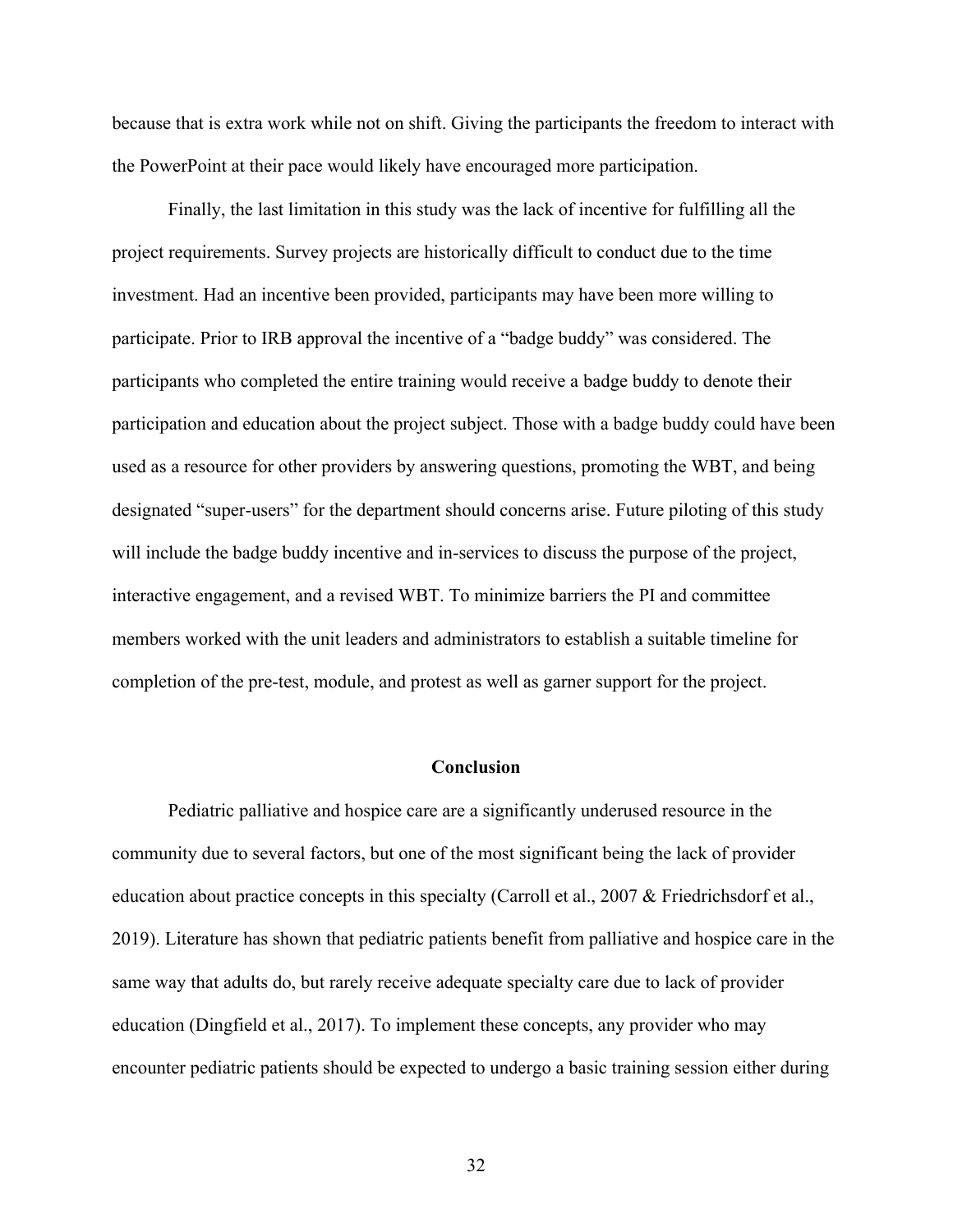because that is extra work while not on shift. Giving the participants the freedom to interact with the PowerPoint at their pace would likely have encouraged more participation.

Finally, the last limitation in this study was the lack of incentive for fulfilling all the project requirements. Survey projects are historically difficult to conduct due to the time investment. Had an incentive been provided, participants may have been more willing to participate. Prior to IRB approval the incentive of a "badge buddy" was considered. The participants who completed the entire training would receive a badge buddy to denote their participation and education about the project subject. Those with a badge buddy could have been used as a resource for other providers by answering questions, promoting the WBT, and being designated "super-users" for the department should concerns arise. Future piloting of this study will include the badge buddy incentive and in-services to discuss the purpose of the project, interactive engagement, and a revised WBT. To minimize barriers the PI and committee members worked with the unit leaders and administrators to establish a suitable timeline for completion of the pre-test, module, and protest as well as garner support for the project.

## Conclusion

Pediatric palliative and hospice care are a significantly underused resource in the community due to several factors, but one of the most significant being the lack of provider education about practice concepts in this specialty (Carroll et al., 2007 & Friedrichsdorf et al., 2019). Literature has shown that pediatric patients benefit from palliative and hospice care in the same way that adults do, but rarely receive adequate specialty care due to lack of provider education (Dingfield et al., 2017). To implement these concepts, any provider who may encounter pediatric patients should be expected to undergo a basic training session either during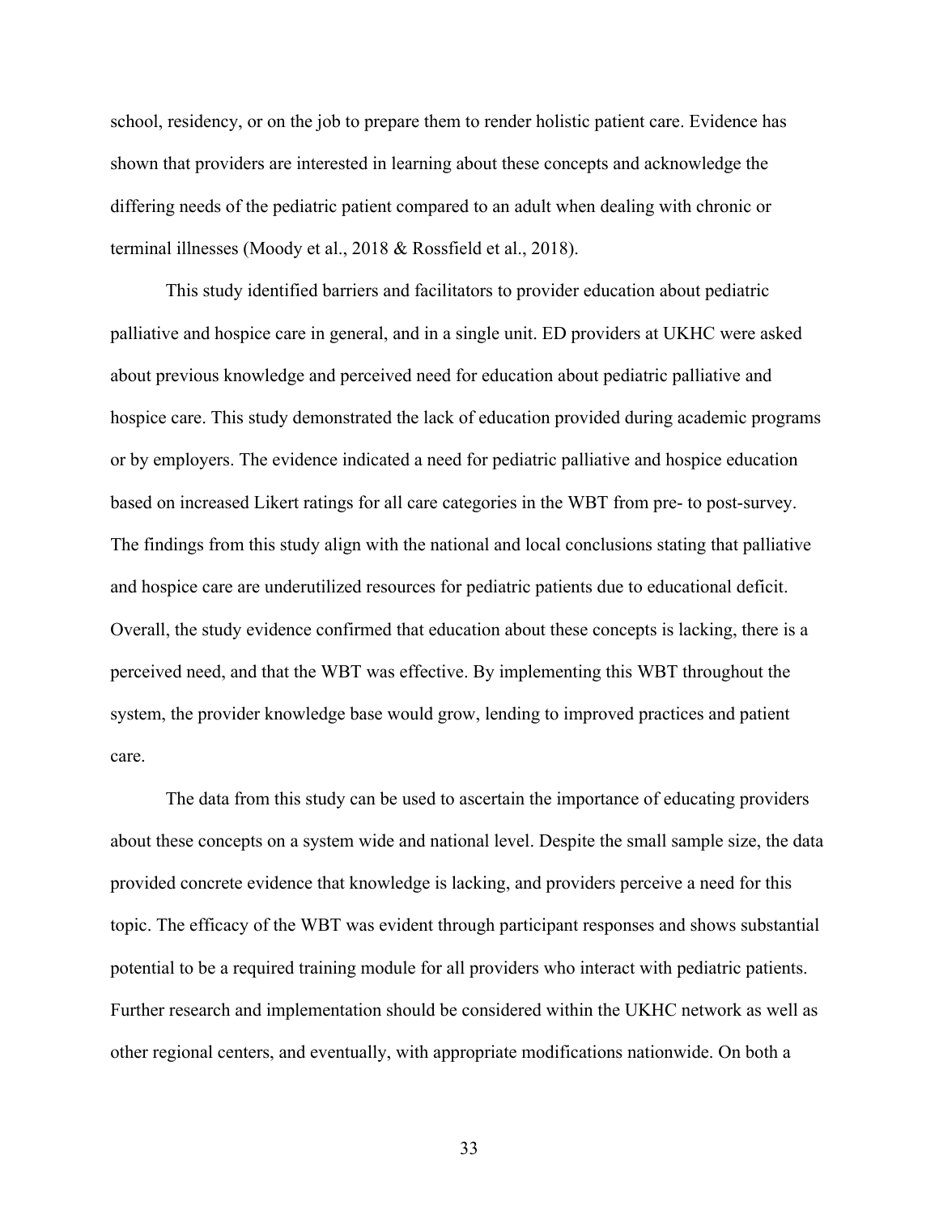school, residency, or on the job to prepare them to render holistic patient care. Evidence has shown that providers are interested in learning about these concepts and acknowledge the differing needs of the pediatric patient compared to an adult when dealing with chronic or terminal illnesses (Moody et al., 2018 & Rossfield et al., 2018).

This study identified barriers and facilitators to provider education about pediatric palliative and hospice care in general, and in a single unit. ED providers at UKHC were asked about previous knowledge and perceived need for education about pediatric palliative and hospice care. This study demonstrated the lack of education provided during academic programs or by employers. The evidence indicated a need for pediatric palliative and hospice education based on increased Likert ratings for all care categories in the WBT from pre- to post-survey. The findings from this study align with the national and local conclusions stating that palliative and hospice care are underutilized resources for pediatric patients due to educational deficit. Overall, the study evidence confirmed that education about these concepts is lacking, there is a perceived need, and that the WBT was effective. By implementing this WBT throughout the system, the provider knowledge base would grow, lending to improved practices and patient care.

The data from this study can be used to ascertain the importance of educating providers about these concepts on a system wide and national level. Despite the small sample size, the data provided concrete evidence that knowledge is lacking, and providers perceive a need for this topic. The efficacy of the WBT was evident through participant responses and shows substantial potential to be a required training module for all providers who interact with pediatric patients. Further research and implementation should be considered within the UKHC network as well as other regional centers, and eventually, with appropriate modifications nationwide. On both a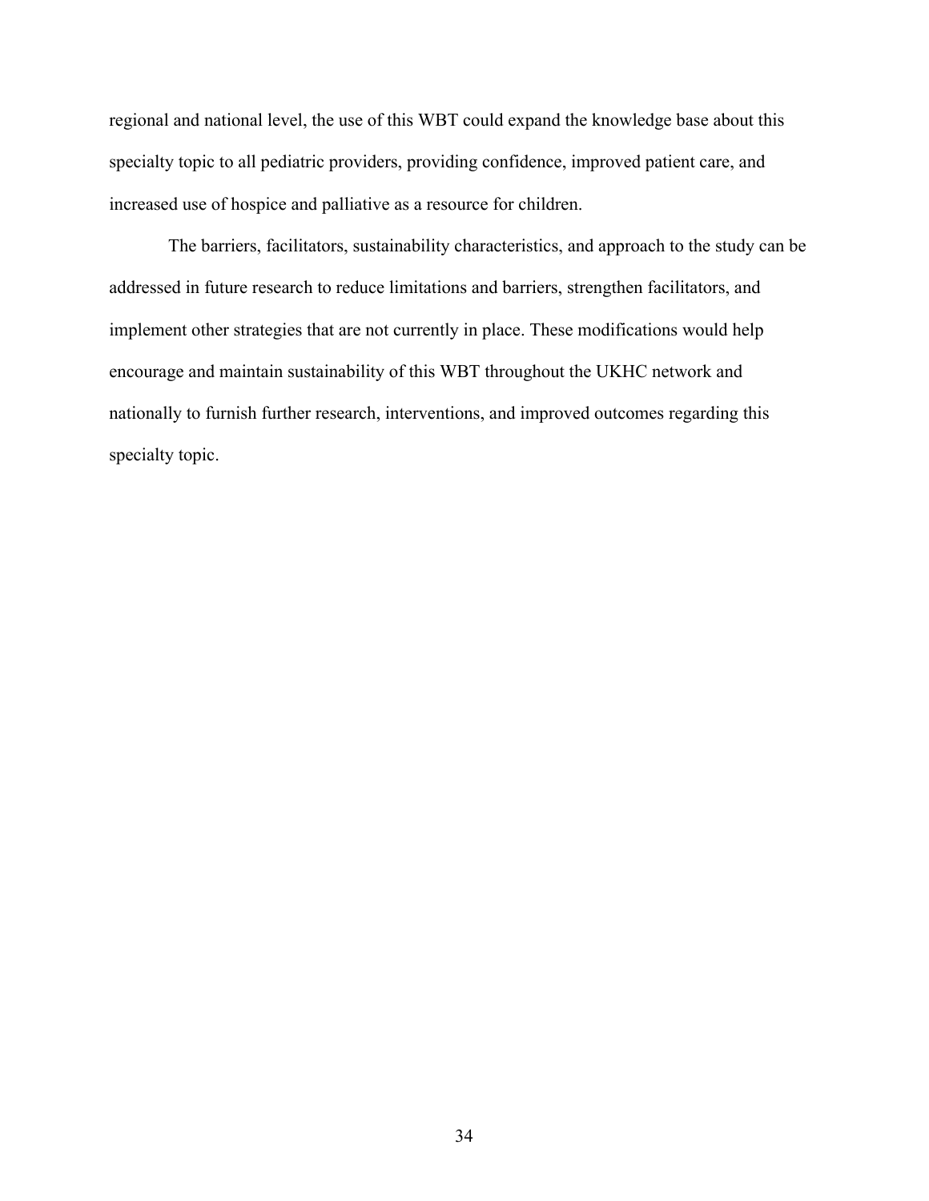regional and national level, the use of this WBT could expand the knowledge base about this specialty topic to all pediatric providers, providing confidence, improved patient care, and increased use of hospice and palliative as a resource for children.

The barriers, facilitators, sustainability characteristics, and approach to the study can be addressed in future research to reduce limitations and barriers, strengthen facilitators, and implement other strategies that are not currently in place. These modifications would help encourage and maintain sustainability of this WBT throughout the UKHC network and nationally to furnish further research, interventions, and improved outcomes regarding this specialty topic.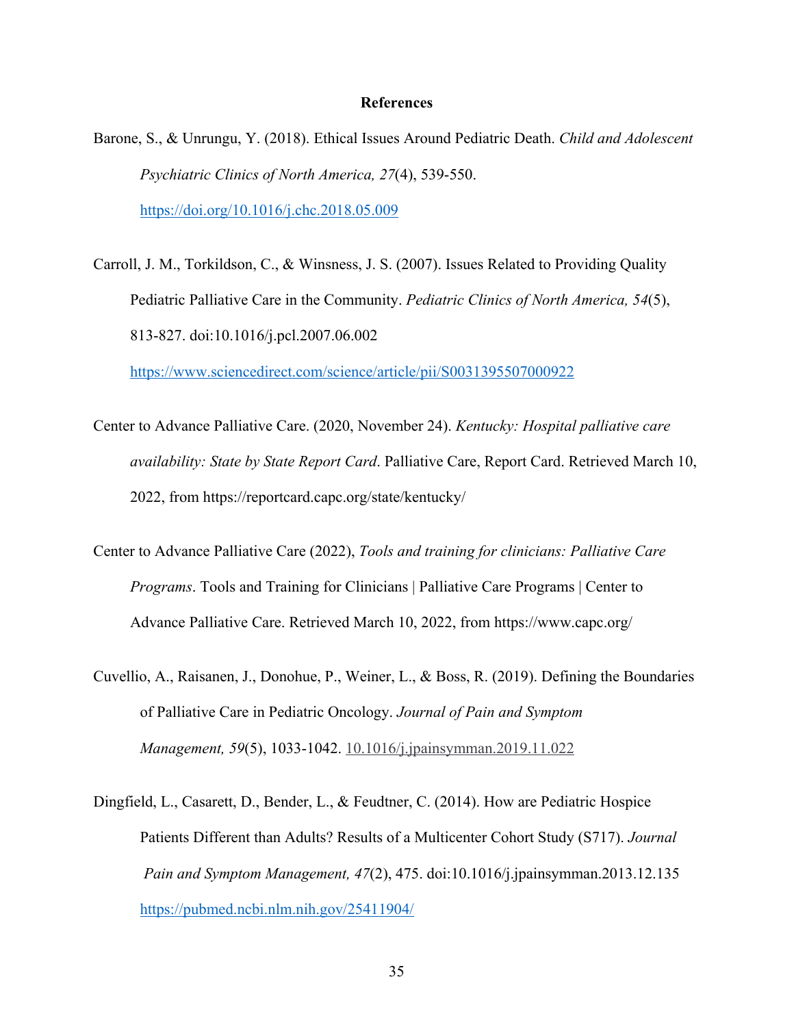## References

Barone, S., & Unrungu, Y. (2018). Ethical Issues Around Pediatric Death. *Child and Adolescent Psychiatric Clinics of North America, 27*(4), 539-550. https://doi.org/10.1016/j.chc.2018.05.009

Carroll, J. M., Torkildson, C., & Winsness, J. S. (2007). Issues Related to Providing Quality Pediatric Palliative Care in the Community. *Pediatric Clinics of North America, 54*(5), 813-827. doi:10.1016/j.pcl.2007.06.002 https://www.sciencedirect.com/science/article/pii/S0031395507000922

Center to Advance Palliative Care. (2020, November 24). *Kentucky: Hospital palliative care availability: State by State Report Card*. Palliative Care, Report Card. Retrieved March 10, 2022, from https://reportcard.capc.org/state/kentucky/

Center to Advance Palliative Care (2022), *Tools and training for clinicians: Palliative Care Programs*. Tools and Training for Clinicians | Palliative Care Programs | Center to Advance Palliative Care. Retrieved March 10, 2022, from https://www.capc.org/

Cuvellio, A., Raisanen, J., Donohue, P., Weiner, L., & Boss, R. (2019). Defining the Boundaries of Palliative Care in Pediatric Oncology. *Journal of Pain and Symptom Management, 59*(5), 1033-1042. 10.1016/j.jpainsymman.2019.11.022

Dingfield, L., Casarett, D., Bender, L., & Feudtner, C. (2014). How are Pediatric Hospice Patients Different than Adults? Results of a Multicenter Cohort Study (S717). *Journal Pain and Symptom Management, 47*(2), 475. doi:10.1016/j.jpainsymman.2013.12.135 https://pubmed.ncbi.nlm.nih.gov/25411904/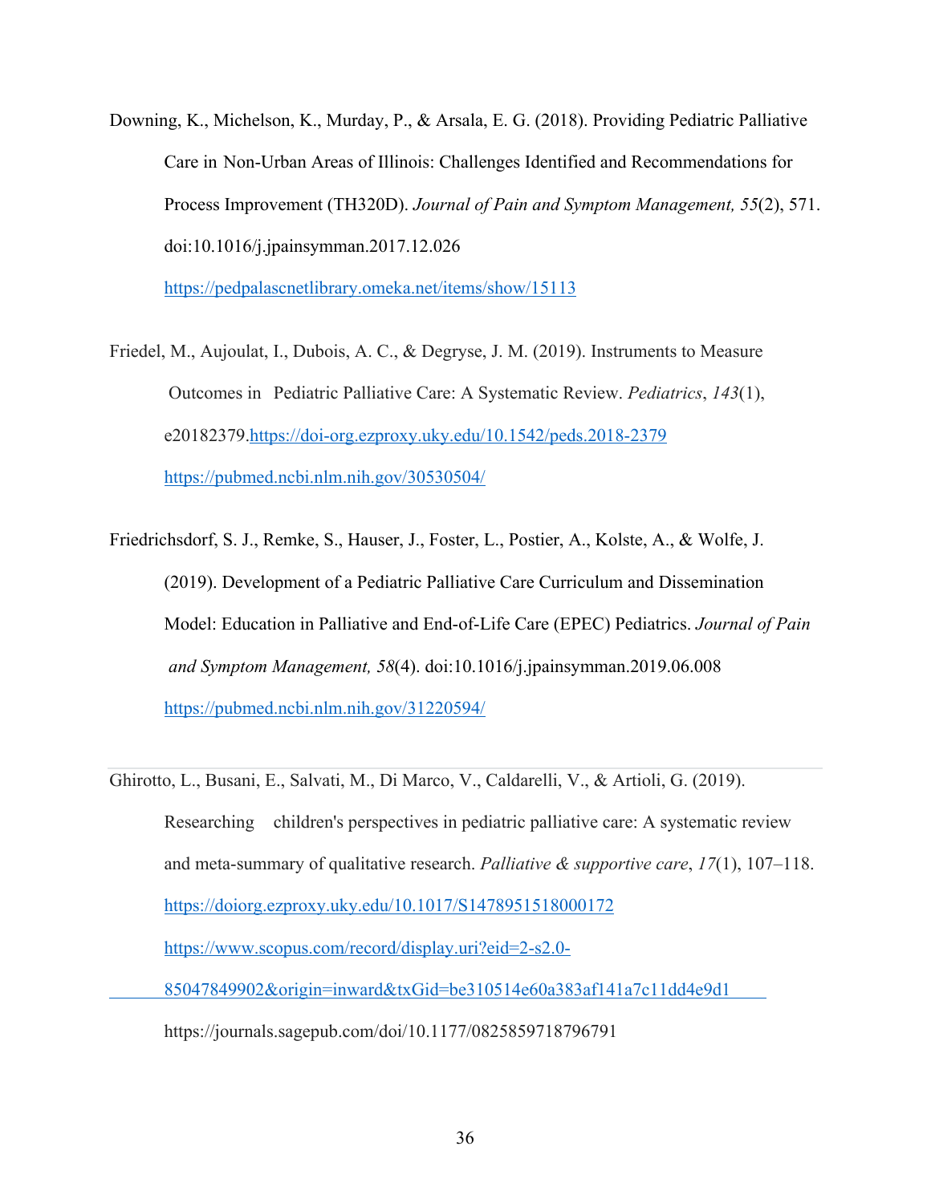Downing, K., Michelson, K., Murday, P., & Arsala, E. G. (2018). Providing Pediatric Palliative Care in Non-Urban Areas of Illinois: Challenges Identified and Recommendations for Process Improvement (TH320D). *Journal of Pain and Symptom Management, 55*(2), 571. doi:10.1016/j.jpainsymman.2017.12.026 https://pedpalascnetlibrary.omeka.net/items/show/15113

Friedel, M., Aujoulat, I., Dubois, A. C., & Degryse, J. M. (2019). Instruments to Measure Outcomes in Pediatric Palliative Care: A Systematic Review. *Pediatrics*, *143*(1), e20182379.https://doi-org.ezproxy.uky.edu/10.1542/peds.2018-2379 https://pubmed.ncbi.nlm.nih.gov/30530504/

Friedrichsdorf, S. J., Remke, S., Hauser, J., Foster, L., Postier, A., Kolste, A., & Wolfe, J. (2019). Development of a Pediatric Palliative Care Curriculum and Dissemination Model: Education in Palliative and End-of-Life Care (EPEC) Pediatrics. *Journal of Pain and Symptom Management, 58*(4). doi:10.1016/j.jpainsymman.2019.06.008 https://pubmed.ncbi.nlm.nih.gov/31220594/

Ghirotto, L., Busani, E., Salvati, M., Di Marco, V., Caldarelli, V., & Artioli, G. (2019). Researching children's perspectives in pediatric palliative care: A systematic review and meta-summary of qualitative research. *Palliative & supportive care*, *17*(1), 107–118. https://doiorg.ezproxy.uky.edu/10.1017/S1478951518000172 https://www.scopus.com/record/display.uri?eid=2-s2.0-85047849902&origin=inward&txGid=be310514e60a383af141a7c11dd4e9d1 https://journals.sagepub.com/doi/10.1177/0825859718796791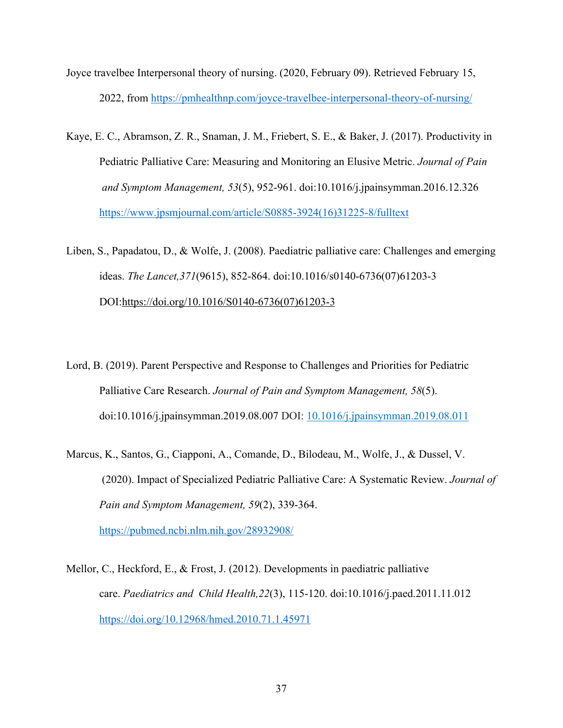Joyce travelbee Interpersonal theory of nursing. (2020, February 09). Retrieved February 15, 2022, from https://pmhealthnp.com/joyce-travelbee-interpersonal-theory-of-nursing/

Kaye, E. C., Abramson, Z. R., Snaman, J. M., Friebert, S. E., & Baker, J. (2017). Productivity in Pediatric Palliative Care: Measuring and Monitoring an Elusive Metric. *Journal of Pain and Symptom Management, 53*(5), 952-961. doi:10.1016/j.jpainsymman.2016.12.326 https://www.jpsmjournal.com/article/S0885-3924(16)31225-8/fulltext

Liben, S., Papadatou, D., & Wolfe, J. (2008). Paediatric palliative care: Challenges and emerging ideas. *The Lancet,371*(9615), 852-864. doi:10.1016/s0140-6736(07)61203-3 DOI:https://doi.org/10.1016/S0140-6736(07)61203-3

Lord, B. (2019). Parent Perspective and Response to Challenges and Priorities for Pediatric Palliative Care Research. *Journal of Pain and Symptom Management, 58*(5). doi:10.1016/j.jpainsymman.2019.08.007 DOI: 10.1016/j.jpainsymman.2019.08.011

Marcus, K., Santos, G., Ciapponi, A., Comande, D., Bilodeau, M., Wolfe, J., & Dussel, V. (2020). Impact of Specialized Pediatric Palliative Care: A Systematic Review. *Journal of Pain and Symptom Management, 59*(2), 339-364. https://pubmed.ncbi.nlm.nih.gov/28932908/

Mellor, C., Heckford, E., & Frost, J. (2012). Developments in paediatric palliative care. *Paediatrics and Child Health,22*(3), 115-120. doi:10.1016/j.paed.2011.11.012 https://doi.org/10.12968/hmed.2010.71.1.45971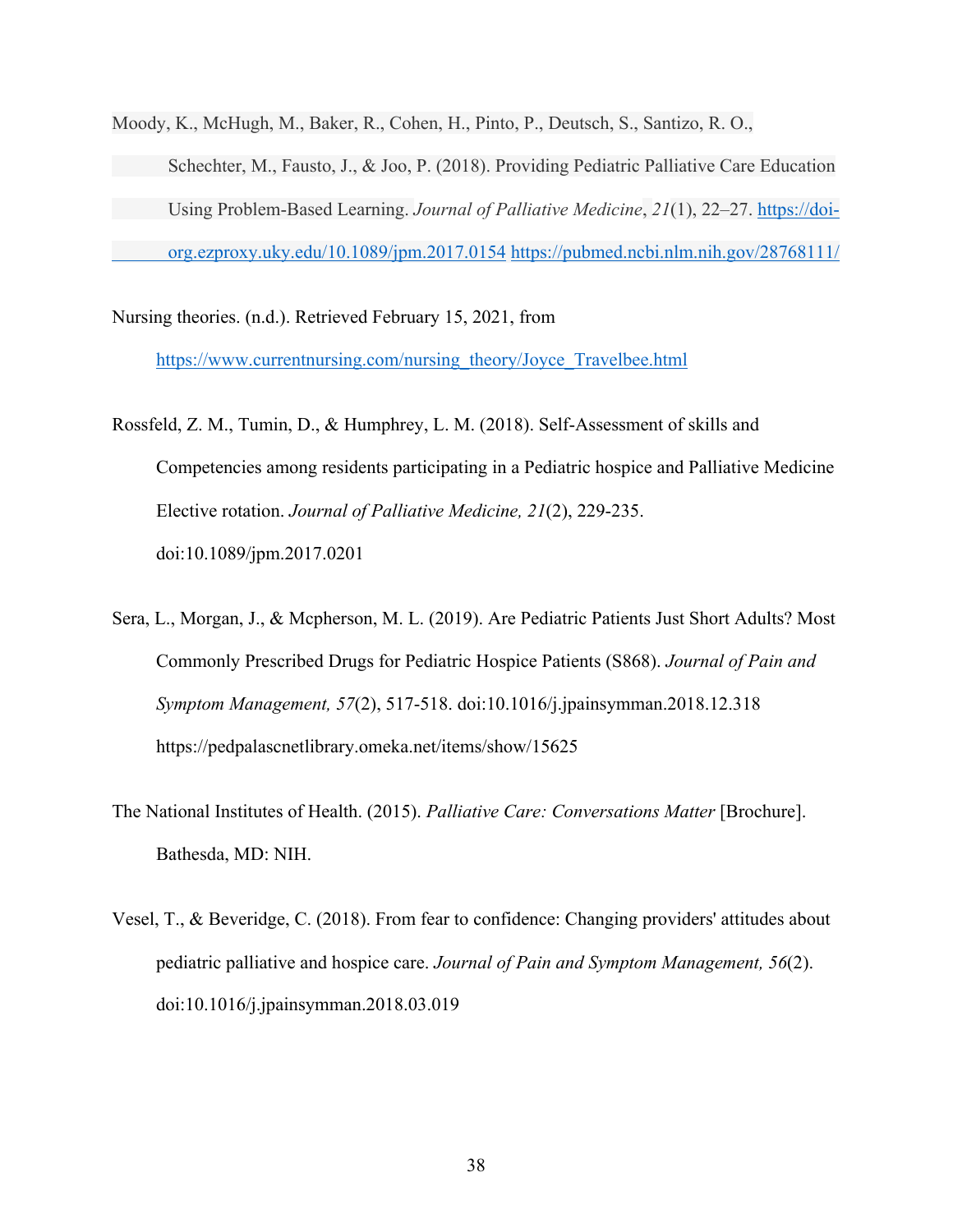Moody, K., McHugh, M., Baker, R., Cohen, H., Pinto, P., Deutsch, S., Santizo, R. O., Schechter, M., Fausto, J., & Joo, P. (2018). Providing Pediatric Palliative Care Education Using Problem-Based Learning. *Journal of Palliative Medicine*, *21*(1), 22–27. https://doi-org.ezproxy.uky.edu/10.1089/jpm.2017.0154 https://pubmed.ncbi.nlm.nih.gov/28768111/

Nursing theories. (n.d.). Retrieved February 15, 2021, from https://www.currentnursing.com/nursing_theory/Joyce_Travelbee.html

Rossfeld, Z. M., Tumin, D., & Humphrey, L. M. (2018). Self-Assessment of skills and Competencies among residents participating in a Pediatric hospice and Palliative Medicine Elective rotation. *Journal of Palliative Medicine, 21*(2), 229-235. doi:10.1089/jpm.2017.0201

Sera, L., Morgan, J., & Mcpherson, M. L. (2019). Are Pediatric Patients Just Short Adults? Most Commonly Prescribed Drugs for Pediatric Hospice Patients (S868). *Journal of Pain and Symptom Management, 57*(2), 517-518. doi:10.1016/j.jpainsymman.2018.12.318 https://pedpalascnetlibrary.omeka.net/items/show/15625

The National Institutes of Health. (2015). *Palliative Care: Conversations Matter* [Brochure]. Bathesda, MD: NIH.

Vesel, T., & Beveridge, C. (2018). From fear to confidence: Changing providers' attitudes about pediatric palliative and hospice care. *Journal of Pain and Symptom Management, 56*(2). doi:10.1016/j.jpainsymman.2018.03.019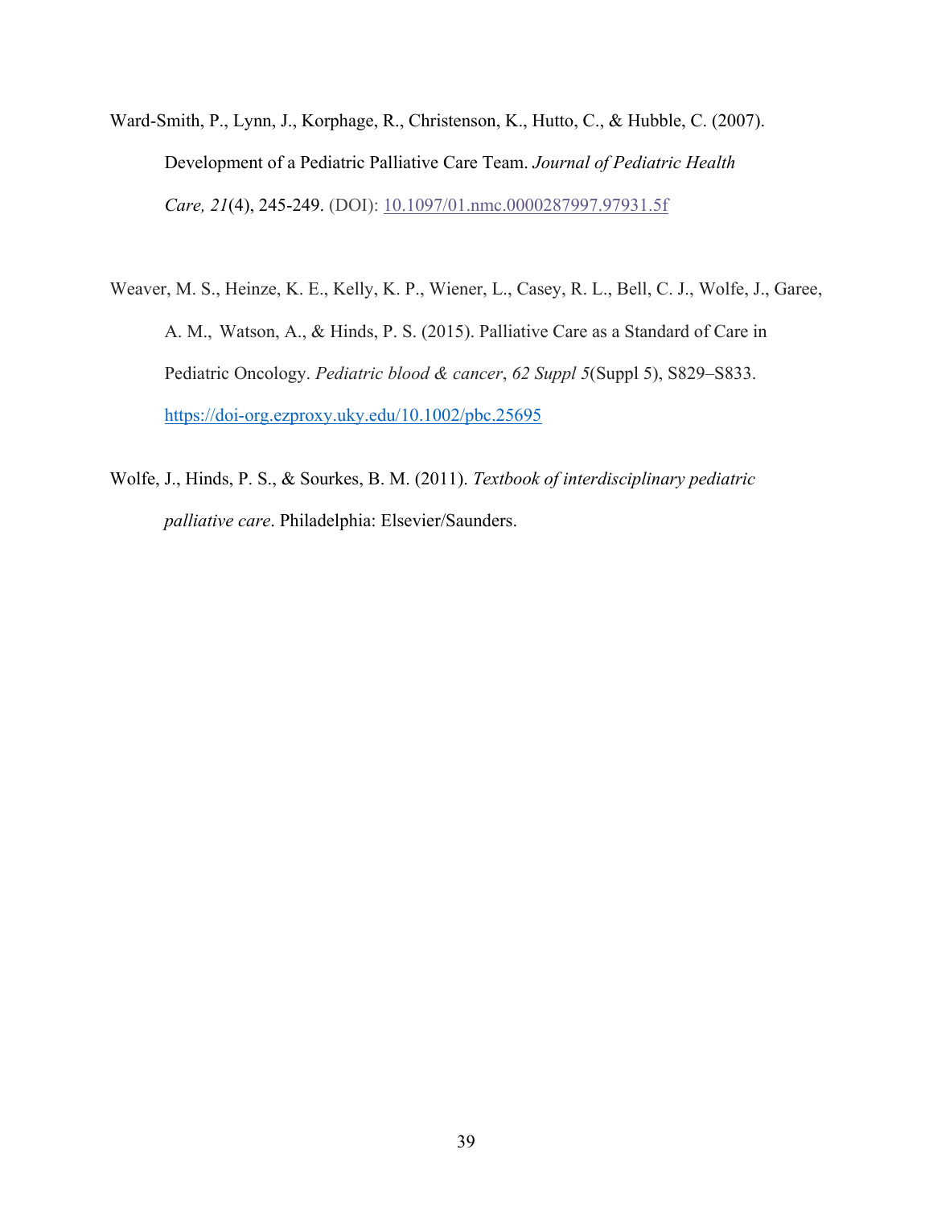Ward-Smith, P., Lynn, J., Korphage, R., Christenson, K., Hutto, C., & Hubble, C. (2007). Development of a Pediatric Palliative Care Team. *Journal of Pediatric Health Care, 21*(4), 245-249. (DOI): 10.1097/01.nmc.0000287997.97931.5f

Weaver, M. S., Heinze, K. E., Kelly, K. P., Wiener, L., Casey, R. L., Bell, C. J., Wolfe, J., Garee, A. M., Watson, A., & Hinds, P. S. (2015). Palliative Care as a Standard of Care in Pediatric Oncology. *Pediatric blood & cancer*, *62 Suppl 5*(Suppl 5), S829–S833. https://doi-org.ezproxy.uky.edu/10.1002/pbc.25695

Wolfe, J., Hinds, P. S., & Sourkes, B. M. (2011). *Textbook of interdisciplinary pediatric palliative care*. Philadelphia: Elsevier/Saunders.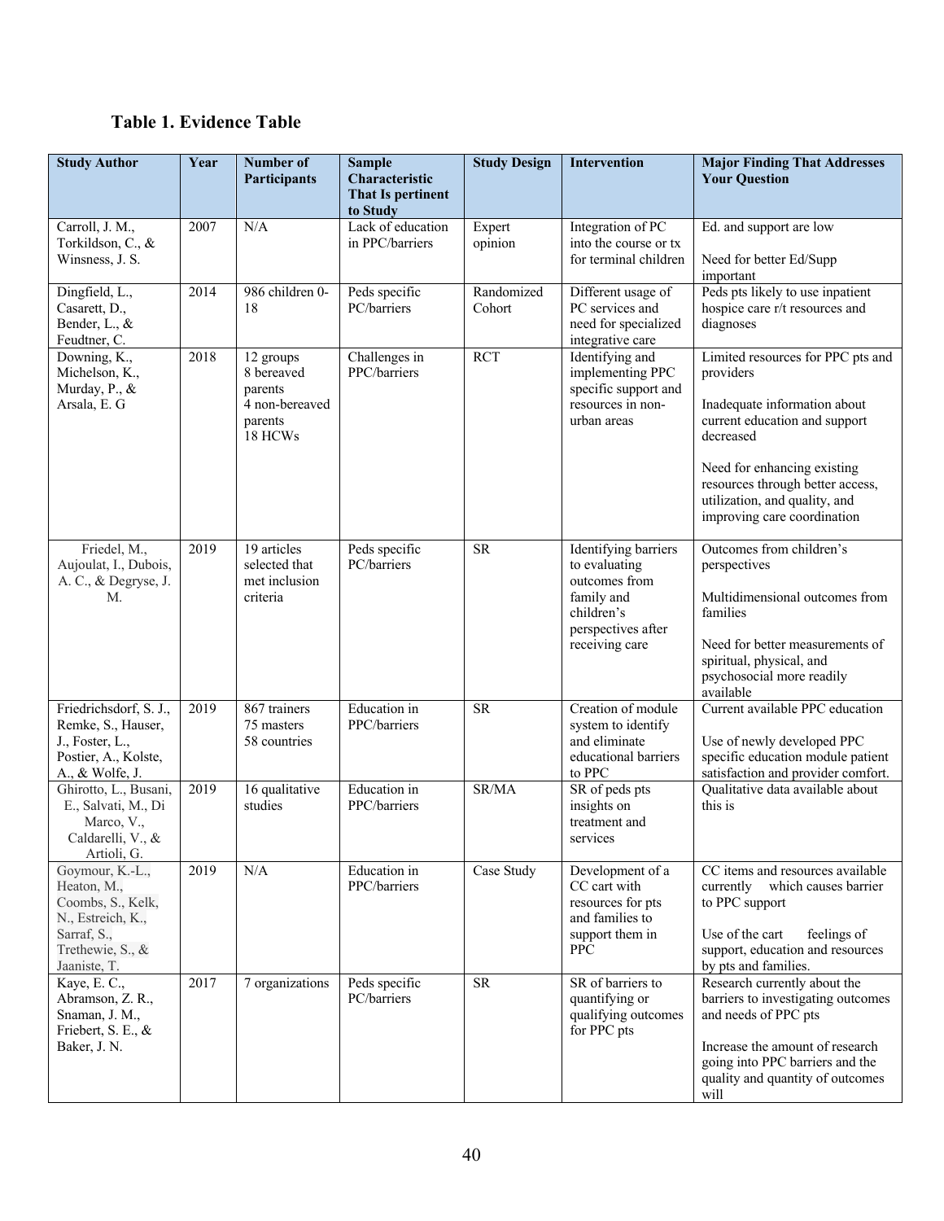# Table 1. Evidence Table

| Study Author | Year | Number of Participants | Sample Characteristic That Is pertinent to Study | Study Design | Intervention | Major Finding That Addresses Your Question |
|---|---|---|---|---|---|---|
| Carroll, J. M., Torkildson, C., & Winsness, J. S. | 2007 | N/A | Lack of education in PPC/barriers | Expert opinion | Integration of PC into the course or tx for terminal children | Ed. and support are low<br><br>Need for better Ed/Supp important |
| Dingfield, L., Casarett, D., Bender, L., & Feudtner, C. | 2014 | 986 children 0-18 | Peds specific PC/barriers | Randomized Cohort | Different usage of PC services and need for specialized integrative care | Peds pts likely to use inpatient hospice care r/t resources and diagnoses |
| Downing, K., Michelson, K., Murday, P., & Arsala, E. G | 2018 | 12 groups<br>8 bereaved parents<br>4 non-bereaved parents<br>18 HCWs | Challenges in PPC/barriers | RCT | Identifying and implementing PPC specific support and resources in non-urban areas | Limited resources for PPC pts and providers<br><br>Inadequate information about current education and support decreased<br><br>Need for enhancing existing resources through better access, utilization, and quality, and improving care coordination |
| Friedel, M., Aujoulat, I., Dubois, A. C., & Degryse, J. M. | 2019 | 19 articles selected that met inclusion criteria | Peds specific PC/barriers | SR | Identifying barriers to evaluating outcomes from family and children's perspectives after receiving care | Outcomes from children's perspectives<br><br>Multidimensional outcomes from families<br><br>Need for better measurements of spiritual, physical, and psychosocial more readily available |
| Friedrichsdorf, S. J., Remke, S., Hauser, J., Foster, L., Postier, A., Kolste, A., & Wolfe, J. | 2019 | 867 trainers<br>75 masters<br>58 countries | Education in PPC/barriers | SR | Creation of module system to identify and eliminate educational barriers to PPC | Current available PPC education<br><br>Use of newly developed PPC specific education module patient satisfaction and provider comfort. |
| Ghirotto, L., Busani, E., Salvati, M., Di Marco, V., Caldarelli, V., & Artioli, G. | 2019 | 16 qualitative studies | Education in PPC/barriers | SR/MA | SR of peds pts insights on treatment and services | Qualitative data available about this is |
| Goymour, K.-L., Heaton, M., Coombs, S., Kelk, N., Estreich, K., Sarraf, S., Trethewie, S., & Jaaniste, T. | 2019 | N/A | Education in PPC/barriers | Case Study | Development of a CC cart with resources for pts and families to support them in PPC | CC items and resources available currently which causes barrier to PPC support<br><br>Use of the cart feelings of support, education and resources by pts and families. |
| Kaye, E. C., Abramson, Z. R., Snaman, J. M., Friebert, S. E., & Baker, J. N. | 2017 | 7 organizations | Peds specific PC/barriers | SR | SR of barriers to quantifying or qualifying outcomes for PPC pts | Research currently about the barriers to investigating outcomes and needs of PPC pts<br><br>Increase the amount of research going into PPC barriers and the quality and quantity of outcomes will |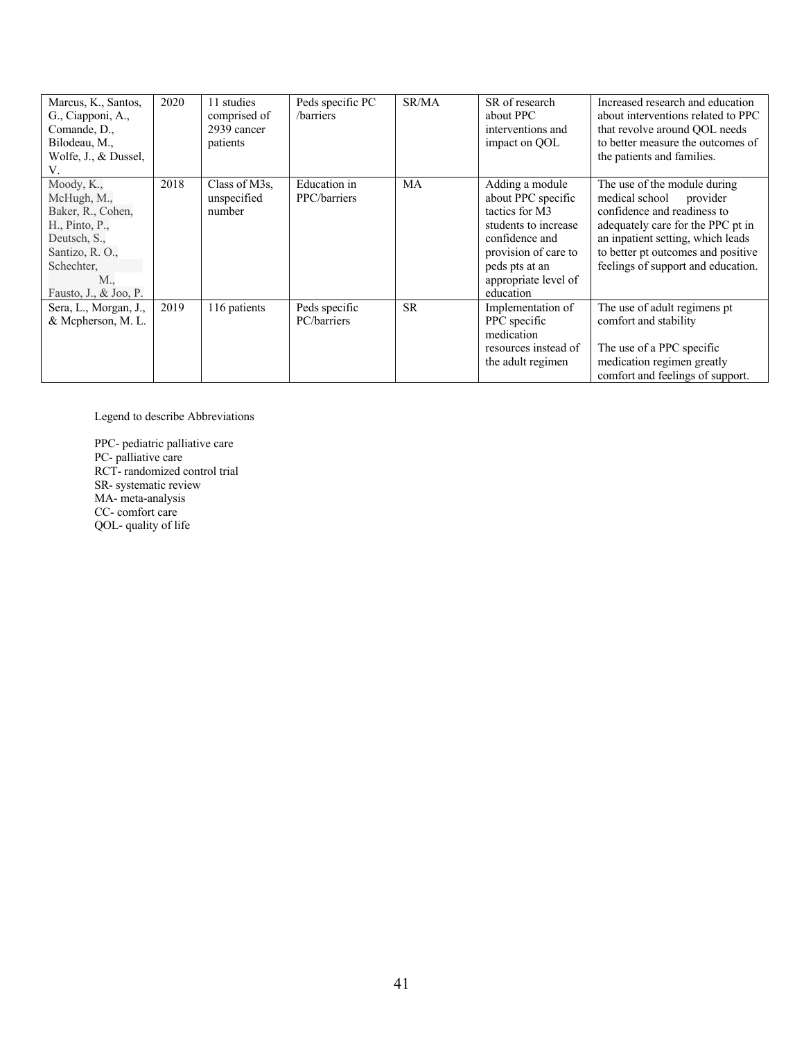| Marcus, K., Santos, G., Ciapponi, A., Comande, D., Bilodeau, M., Wolfe, J., & Dussel, V. | 2020 | 11 studies comprised of 2939 cancer patients | Peds specific PC /barriers | SR/MA | SR of research about PPC interventions and impact on QOL | Increased research and education about interventions related to PPC that revolve around QOL needs to better measure the outcomes of the patients and families. |
|---|---|---|---|---|---|---|
| Moody, K., McHugh, M., Baker, R., Cohen, H., Pinto, P., Deutsch, S., Santizo, R. O., Schechter, M., Fausto, J., & Joo, P. | 2018 | Class of M3s, unspecified number | Education in PPC/barriers | MA | Adding a module about PPC specific tactics for M3 students to increase confidence and provision of care to peds pts at an appropriate level of education | The use of the module during medical school provider confidence and readiness to adequately care for the PPC pt in an inpatient setting, which leads to better pt outcomes and positive feelings of support and education. |
| Sera, L., Morgan, J., & Mcpherson, M. L. | 2019 | 116 patients | Peds specific PC/barriers | SR | Implementation of PPC specific medication resources instead of the adult regimen | The use of adult regimens pt comfort and stability<br><br>The use of a PPC specific medication regimen greatly comfort and feelings of support. |

Legend to describe Abbreviations

PPC- pediatric palliative care
PC- palliative care
RCT- randomized control trial
SR- systematic review
MA- meta-analysis
CC- comfort care
QOL- quality of life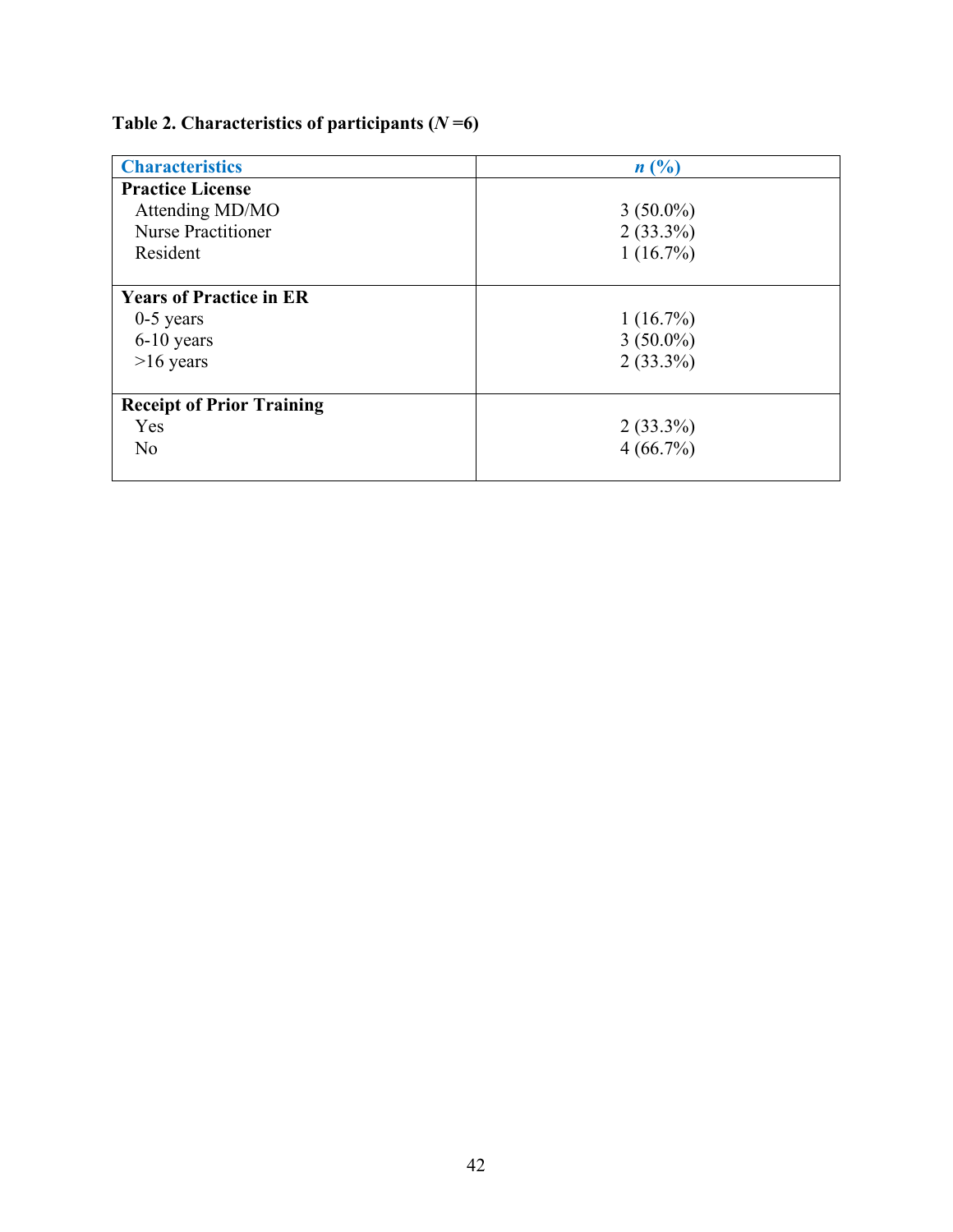**Table 2. Characteristics of participants (*N* =6)**

| Characteristics | *n* (%) |
|---|---|
| **Practice License** | |
| Attending MD/MO | 3 (50.0%) |
| Nurse Practitioner | 2 (33.3%) |
| Resident | 1 (16.7%) |
| **Years of Practice in ER** | |
| 0-5 years | 1 (16.7%) |
| 6-10 years | 3 (50.0%) |
| >16 years | 2 (33.3%) |
| **Receipt of Prior Training** | |
| Yes | 2 (33.3%) |
| No | 4 (66.7%) |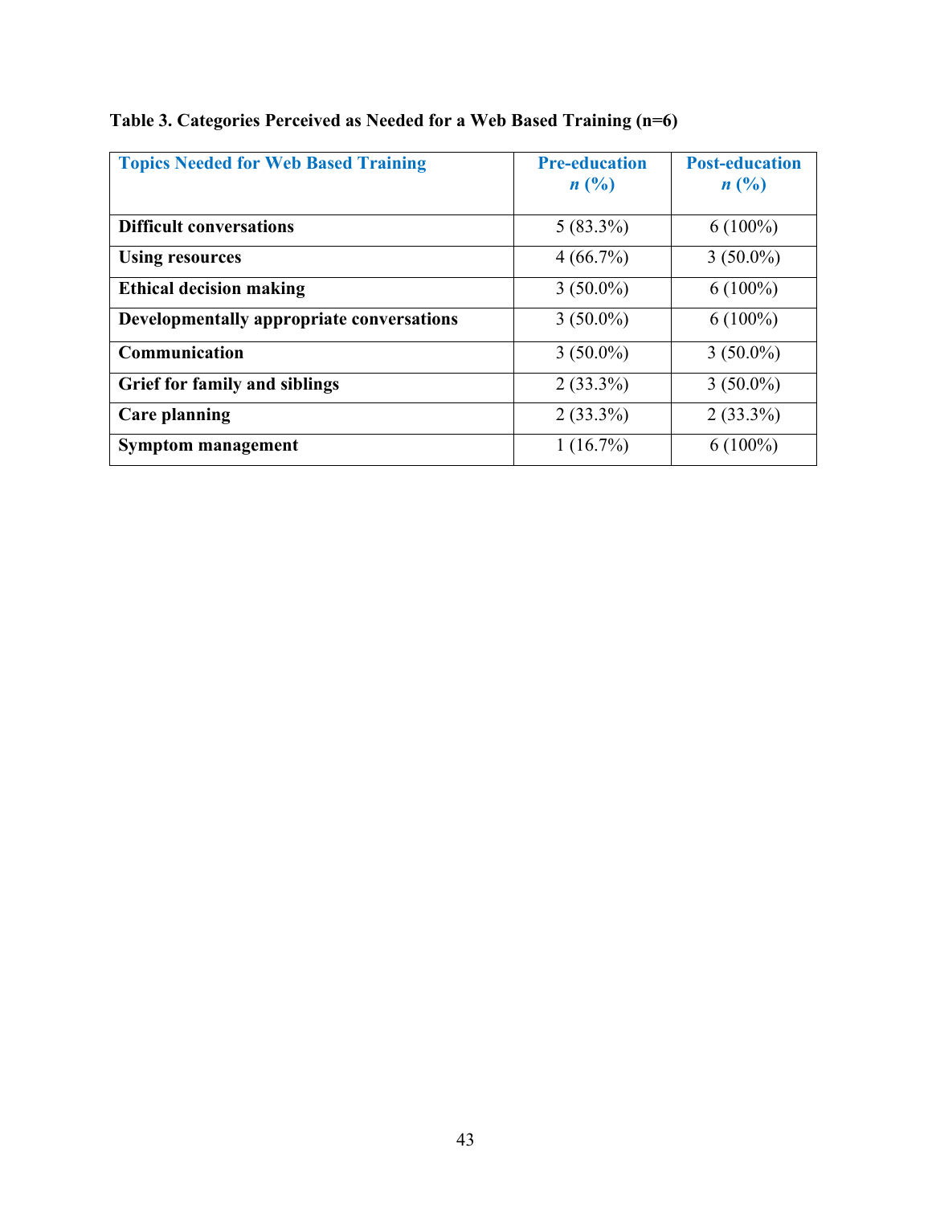**Table 3. Categories Perceived as Needed for a Web Based Training (n=6)**

| Topics Needed for Web Based Training | Pre-education *n* (%) | Post-education *n* (%) |
|---|---|---|
| **Difficult conversations** | 5 (83.3%) | 6 (100%) |
| **Using resources** | 4 (66.7%) | 3 (50.0%) |
| **Ethical decision making** | 3 (50.0%) | 6 (100%) |
| **Developmentally appropriate conversations** | 3 (50.0%) | 6 (100%) |
| **Communication** | 3 (50.0%) | 3 (50.0%) |
| **Grief for family and siblings** | 2 (33.3%) | 3 (50.0%) |
| **Care planning** | 2 (33.3%) | 2 (33.3%) |
| **Symptom management** | 1 (16.7%) | 6 (100%) |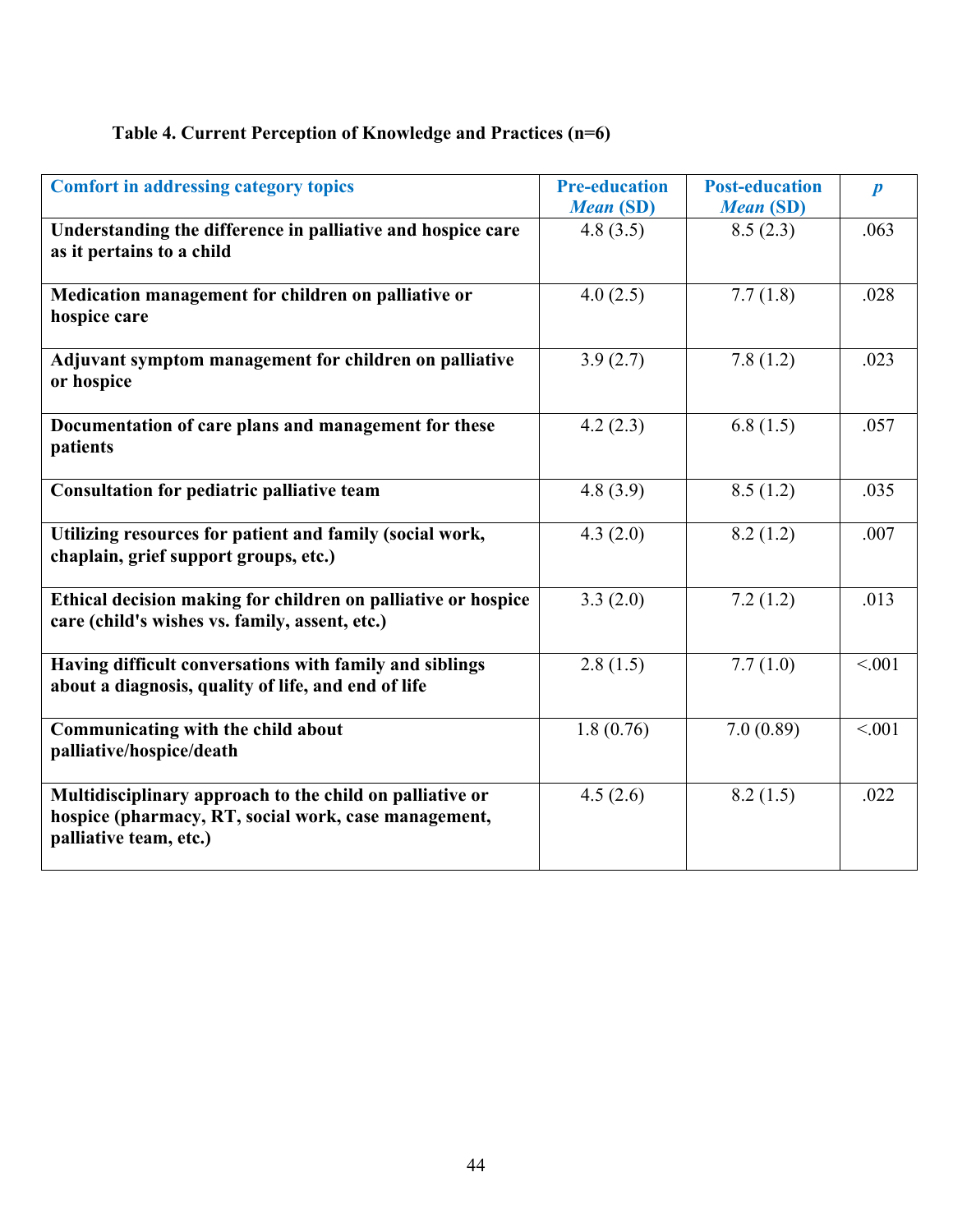**Table 4. Current Perception of Knowledge and Practices (n=6)**

| Comfort in addressing category topics | Pre-education *Mean* (SD) | Post-education *Mean* (SD) | *p* |
|---|---|---|---|
| **Understanding the difference in palliative and hospice care as it pertains to a child** | 4.8 (3.5) | 8.5 (2.3) | .063 |
| **Medication management for children on palliative or hospice care** | 4.0 (2.5) | 7.7 (1.8) | .028 |
| **Adjuvant symptom management for children on palliative or hospice** | 3.9 (2.7) | 7.8 (1.2) | .023 |
| **Documentation of care plans and management for these patients** | 4.2 (2.3) | 6.8 (1.5) | .057 |
| **Consultation for pediatric palliative team** | 4.8 (3.9) | 8.5 (1.2) | .035 |
| **Utilizing resources for patient and family (social work, chaplain, grief support groups, etc.)** | 4.3 (2.0) | 8.2 (1.2) | .007 |
| **Ethical decision making for children on palliative or hospice care (child's wishes vs. family, assent, etc.)** | 3.3 (2.0) | 7.2 (1.2) | .013 |
| **Having difficult conversations with family and siblings about a diagnosis, quality of life, and end of life** | 2.8 (1.5) | 7.7 (1.0) | <.001 |
| **Communicating with the child about palliative/hospice/death** | 1.8 (0.76) | 7.0 (0.89) | <.001 |
| **Multidisciplinary approach to the child on palliative or hospice (pharmacy, RT, social work, case management, palliative team, etc.)** | 4.5 (2.6) | 8.2 (1.5) | .022 |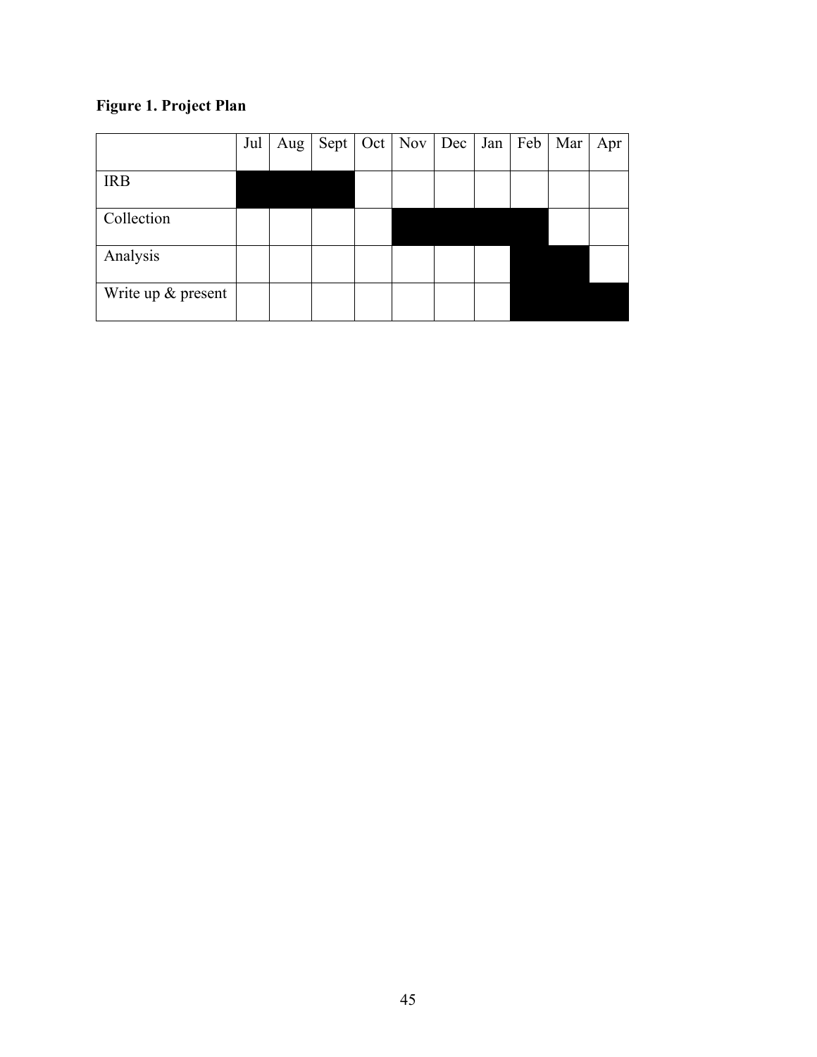**Figure 1. Project Plan**

| | Jul | Aug | Sept | Oct | Nov | Dec | Jan | Feb | Mar | Apr |
|---|---|---|---|---|---|---|---|---|---|---|
| IRB | ■ | ■ | ■ | | | | | | | |
| Collection | | | | | ■ | ■ | ■ | ■ | | |
| Analysis | | | | | | | | ■ | ■ | |
| Write up & present | | | | | | | | ■ | ■ | ■ |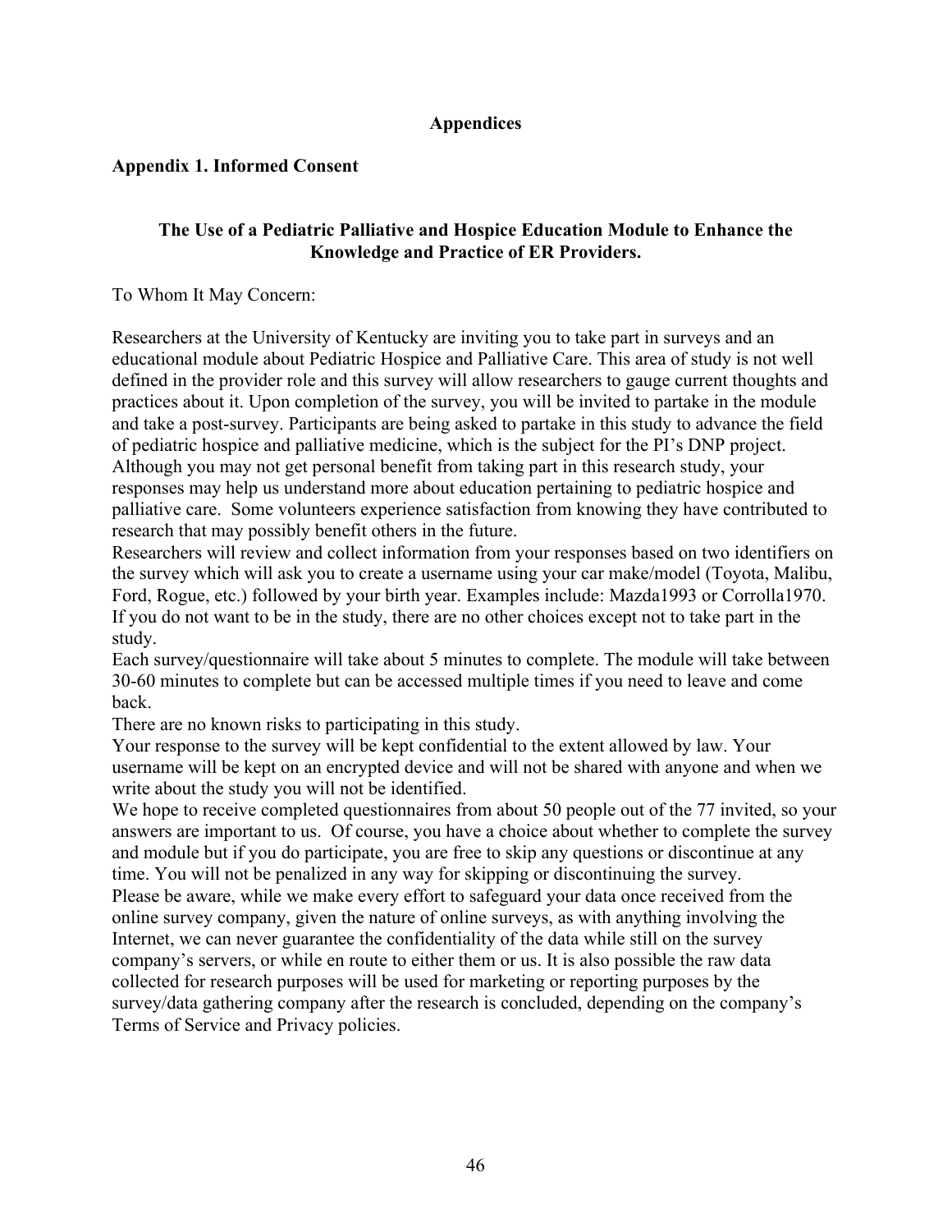# Appendices

## Appendix 1. Informed Consent

### The Use of a Pediatric Palliative and Hospice Education Module to Enhance the Knowledge and Practice of ER Providers.

To Whom It May Concern:

Researchers at the University of Kentucky are inviting you to take part in surveys and an educational module about Pediatric Hospice and Palliative Care. This area of study is not well defined in the provider role and this survey will allow researchers to gauge current thoughts and practices about it. Upon completion of the survey, you will be invited to partake in the module and take a post-survey. Participants are being asked to partake in this study to advance the field of pediatric hospice and palliative medicine, which is the subject for the PI's DNP project. Although you may not get personal benefit from taking part in this research study, your responses may help us understand more about education pertaining to pediatric hospice and palliative care. Some volunteers experience satisfaction from knowing they have contributed to research that may possibly benefit others in the future.

Researchers will review and collect information from your responses based on two identifiers on the survey which will ask you to create a username using your car make/model (Toyota, Malibu, Ford, Rogue, etc.) followed by your birth year. Examples include: Mazda1993 or Corrolla1970. If you do not want to be in the study, there are no other choices except not to take part in the study.

Each survey/questionnaire will take about 5 minutes to complete. The module will take between 30-60 minutes to complete but can be accessed multiple times if you need to leave and come back.

There are no known risks to participating in this study.

Your response to the survey will be kept confidential to the extent allowed by law. Your username will be kept on an encrypted device and will not be shared with anyone and when we write about the study you will not be identified.

We hope to receive completed questionnaires from about 50 people out of the 77 invited, so your answers are important to us. Of course, you have a choice about whether to complete the survey and module but if you do participate, you are free to skip any questions or discontinue at any time. You will not be penalized in any way for skipping or discontinuing the survey.

Please be aware, while we make every effort to safeguard your data once received from the online survey company, given the nature of online surveys, as with anything involving the Internet, we can never guarantee the confidentiality of the data while still on the survey company's servers, or while en route to either them or us. It is also possible the raw data collected for research purposes will be used for marketing or reporting purposes by the survey/data gathering company after the research is concluded, depending on the company's Terms of Service and Privacy policies.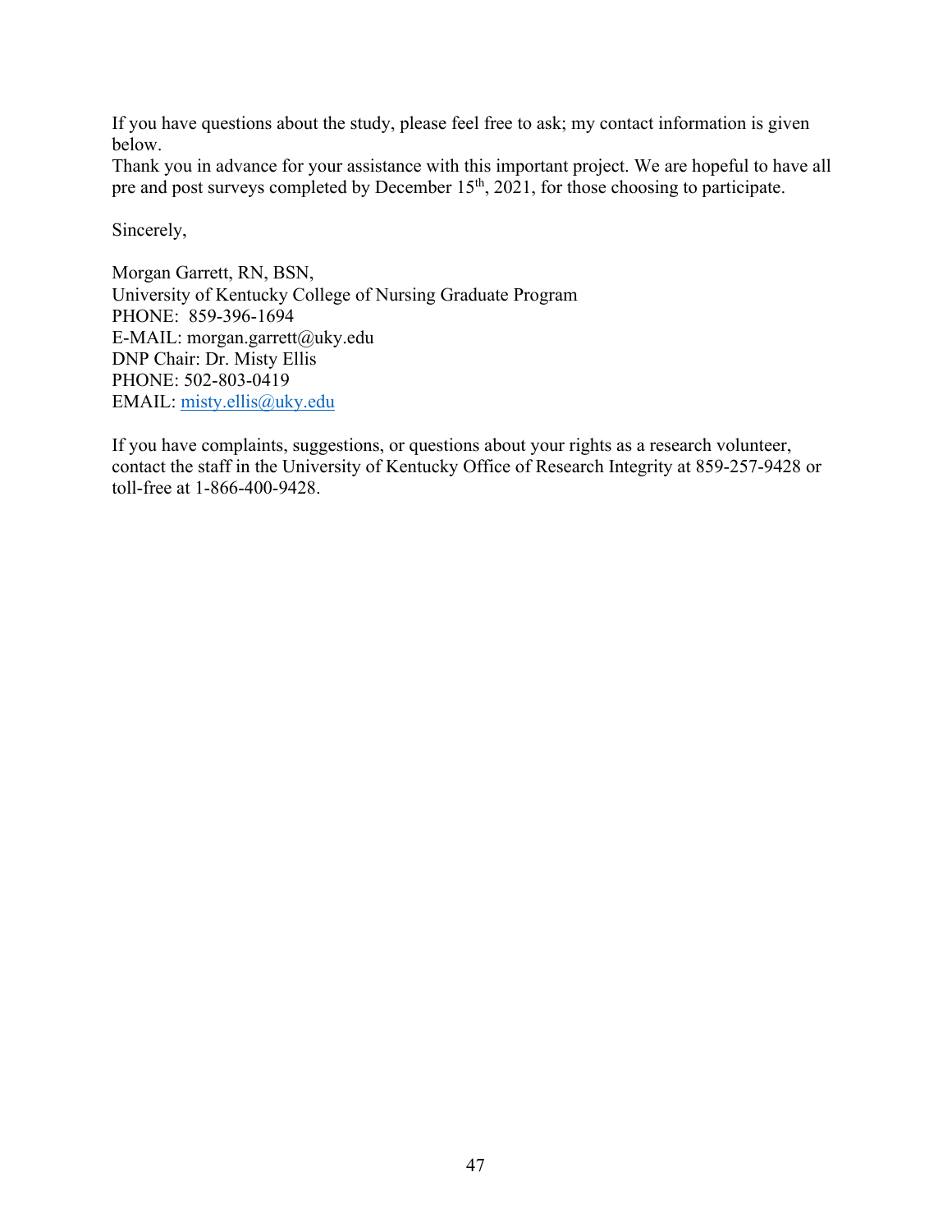If you have questions about the study, please feel free to ask; my contact information is given below.

Thank you in advance for your assistance with this important project. We are hopeful to have all pre and post surveys completed by December 15th, 2021, for those choosing to participate.

Sincerely,

Morgan Garrett, RN, BSN,  
University of Kentucky College of Nursing Graduate Program  
PHONE: 859-396-1694  
E-MAIL: morgan.garrett@uky.edu  
DNP Chair: Dr. Misty Ellis  
PHONE: 502-803-0419  
EMAIL: misty.ellis@uky.edu

If you have complaints, suggestions, or questions about your rights as a research volunteer, contact the staff in the University of Kentucky Office of Research Integrity at 859-257-9428 or toll-free at 1-866-400-9428.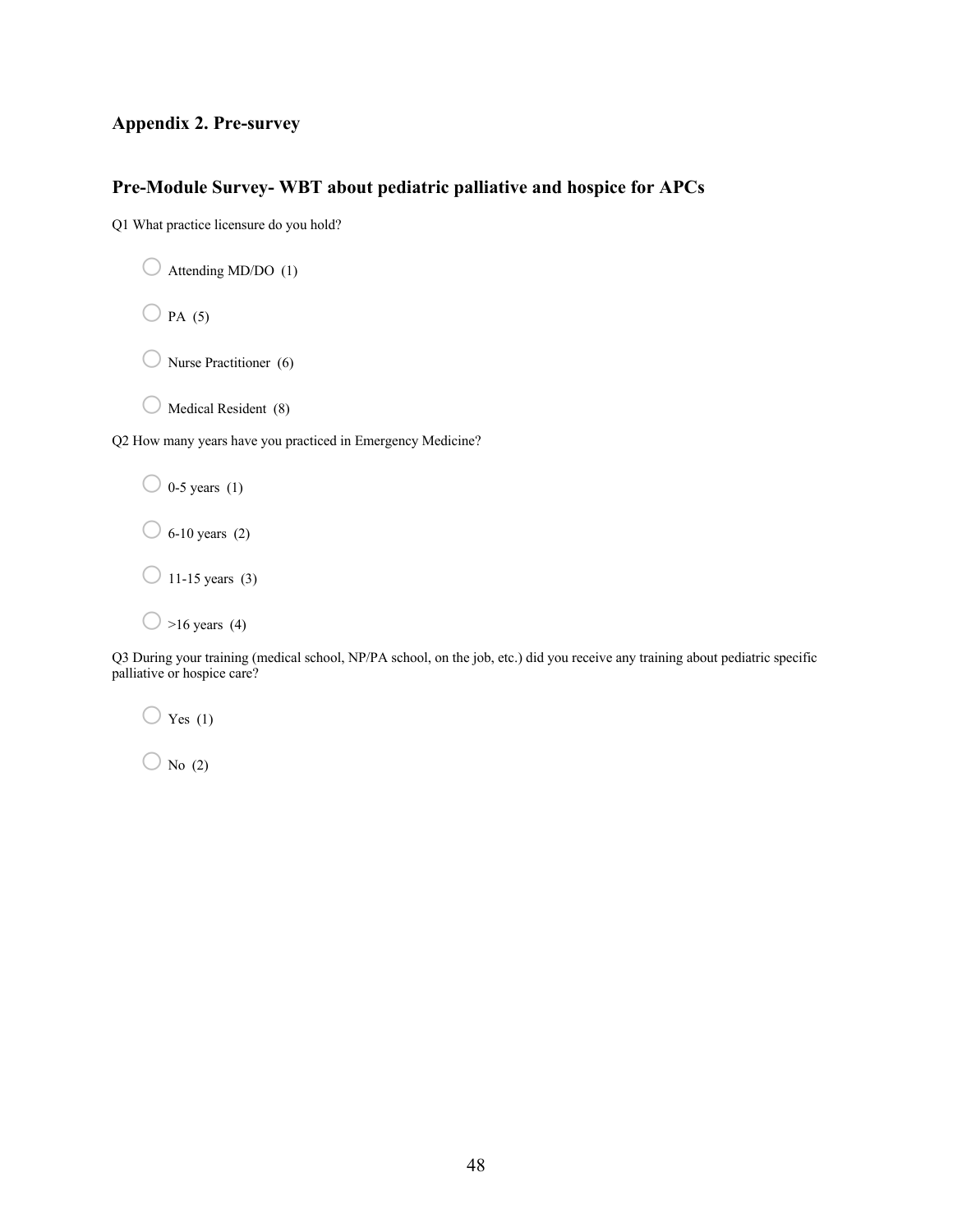## Appendix 2. Pre-survey

## Pre-Module Survey- WBT about pediatric palliative and hospice for APCs

Q1 What practice licensure do you hold?

- Attending MD/DO (1)
- PA (5)
- Nurse Practitioner (6)
- Medical Resident (8)

Q2 How many years have you practiced in Emergency Medicine?

- 0-5 years (1)
- 6-10 years (2)
- 11-15 years (3)
- >16 years (4)

Q3 During your training (medical school, NP/PA school, on the job, etc.) did you receive any training about pediatric specific palliative or hospice care?

- Yes (1)
- No (2)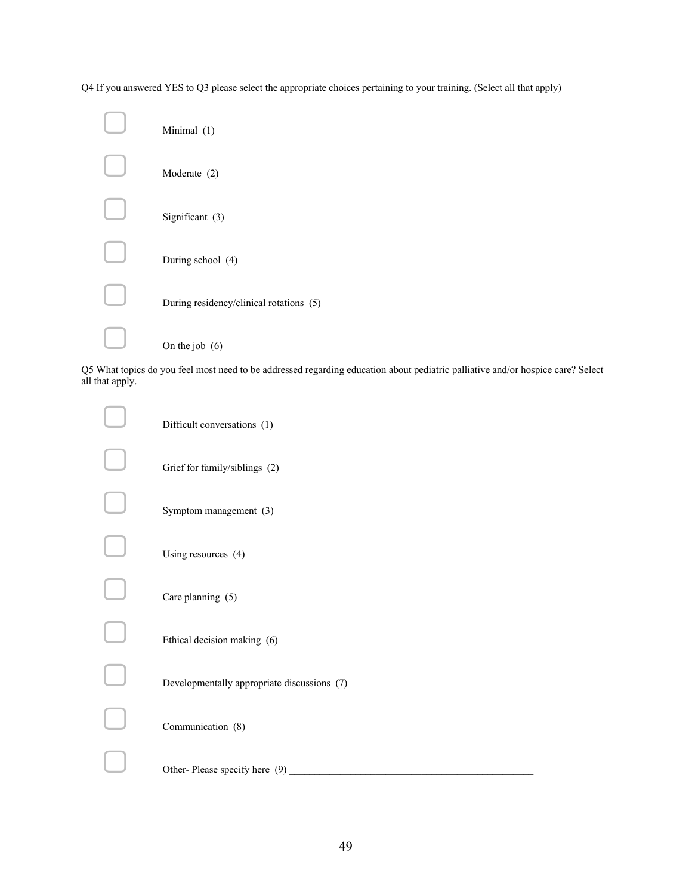Q4 If you answered YES to Q3 please select the appropriate choices pertaining to your training. (Select all that apply)

- ▢ Minimal (1)
- ▢ Moderate (2)
- ▢ Significant (3)
- ▢ During school (4)
- ▢ During residency/clinical rotations (5)
- ▢ On the job (6)

Q5 What topics do you feel most need to be addressed regarding education about pediatric palliative and/or hospice care? Select all that apply.

- ▢ Difficult conversations (1)
- ▢ Grief for family/siblings (2)
- ▢ Symptom management (3)
- ▢ Using resources (4)
- ▢ Care planning (5)
- ▢ Ethical decision making (6)
- ▢ Developmentally appropriate discussions (7)
- ▢ Communication (8)
- ▢ Other- Please specify here (9) ________________________________________________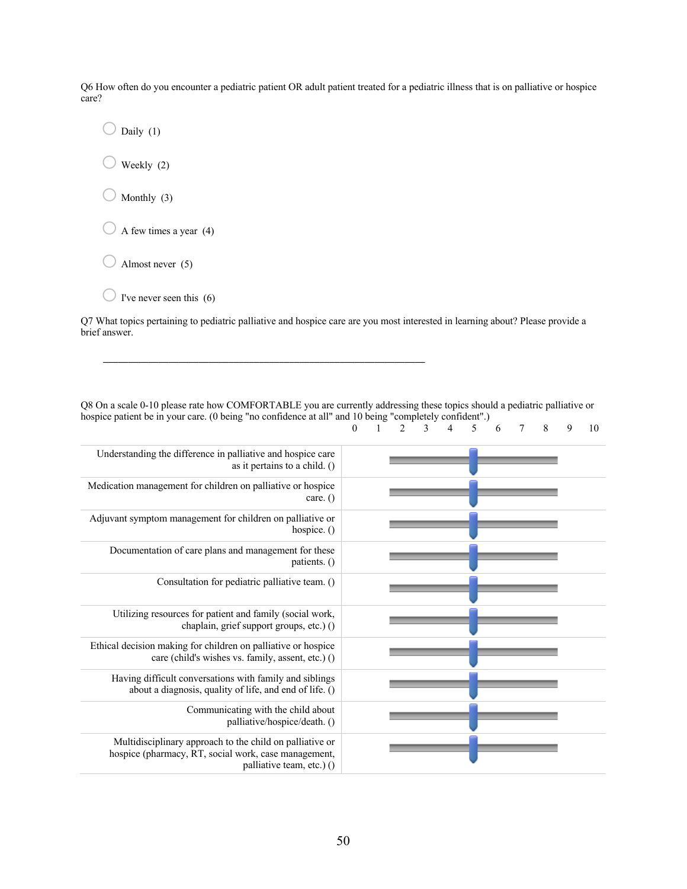Q6 How often do you encounter a pediatric patient OR adult patient treated for a pediatric illness that is on palliative or hospice care?

- ◯ Daily (1)
- ◯ Weekly (2)
- ◯ Monthly (3)
- ◯ A few times a year (4)
- ◯ Almost never (5)
- ◯ I've never seen this (6)

Q7 What topics pertaining to pediatric palliative and hospice care are you most interested in learning about? Please provide a brief answer.

________________________________________________________________

Q8 On a scale 0-10 please rate how COMFORTABLE you are currently addressing these topics should a pediatric palliative or hospice patient be in your care. (0 being "no confidence at all" and 10 being "completely confident".)

| | 0 1 2 3 4 5 6 7 8 9 10 |
|---|---|
| Understanding the difference in palliative and hospice care as it pertains to a child. () | |
| Medication management for children on palliative or hospice care. () | |
| Adjuvant symptom management for children on palliative or hospice. () | |
| Documentation of care plans and management for these patients. () | |
| Consultation for pediatric palliative team. () | |
| Utilizing resources for patient and family (social work, chaplain, grief support groups, etc.) () | |
| Ethical decision making for children on palliative or hospice care (child's wishes vs. family, assent, etc.) () | |
| Having difficult conversations with family and siblings about a diagnosis, quality of life, and end of life. () | |
| Communicating with the child about palliative/hospice/death. () | |
| Multidisciplinary approach to the child on palliative or hospice (pharmacy, RT, social work, case management, palliative team, etc.) () | |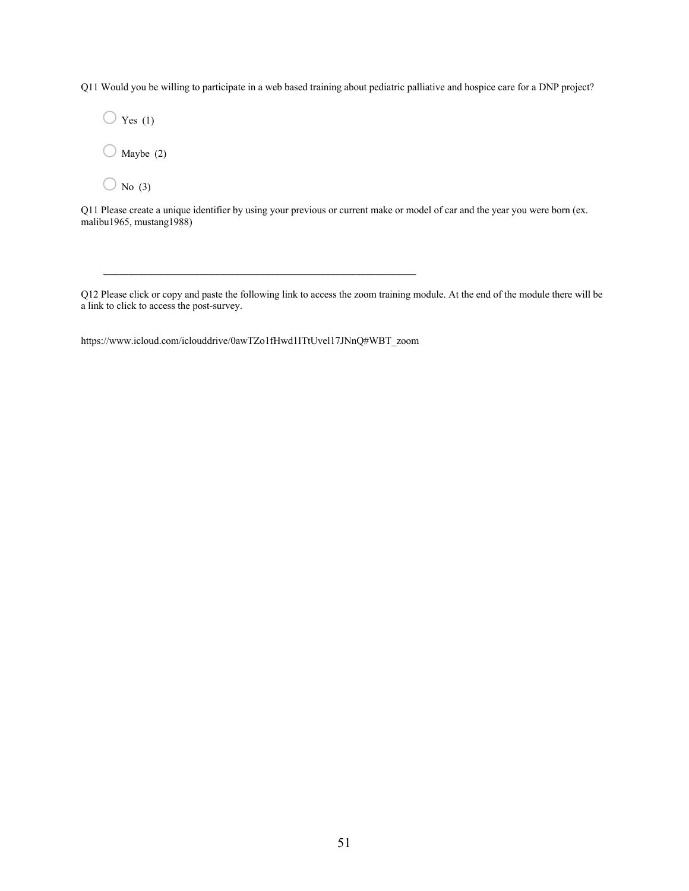Q11 Would you be willing to participate in a web based training about pediatric palliative and hospice care for a DNP project?

- ◯ Yes (1)
- ◯ Maybe (2)
- ◯ No (3)

Q11 Please create a unique identifier by using your previous or current make or model of car and the year you were born (ex. malibu1965, mustang1988)

________________________________________________________________

Q12 Please click or copy and paste the following link to access the zoom training module. At the end of the module there will be a link to click to access the post-survey.

https://www.icloud.com/iclouddrive/0awTZo1fHwd1ITtUvel17JNnQ#WBT_zoom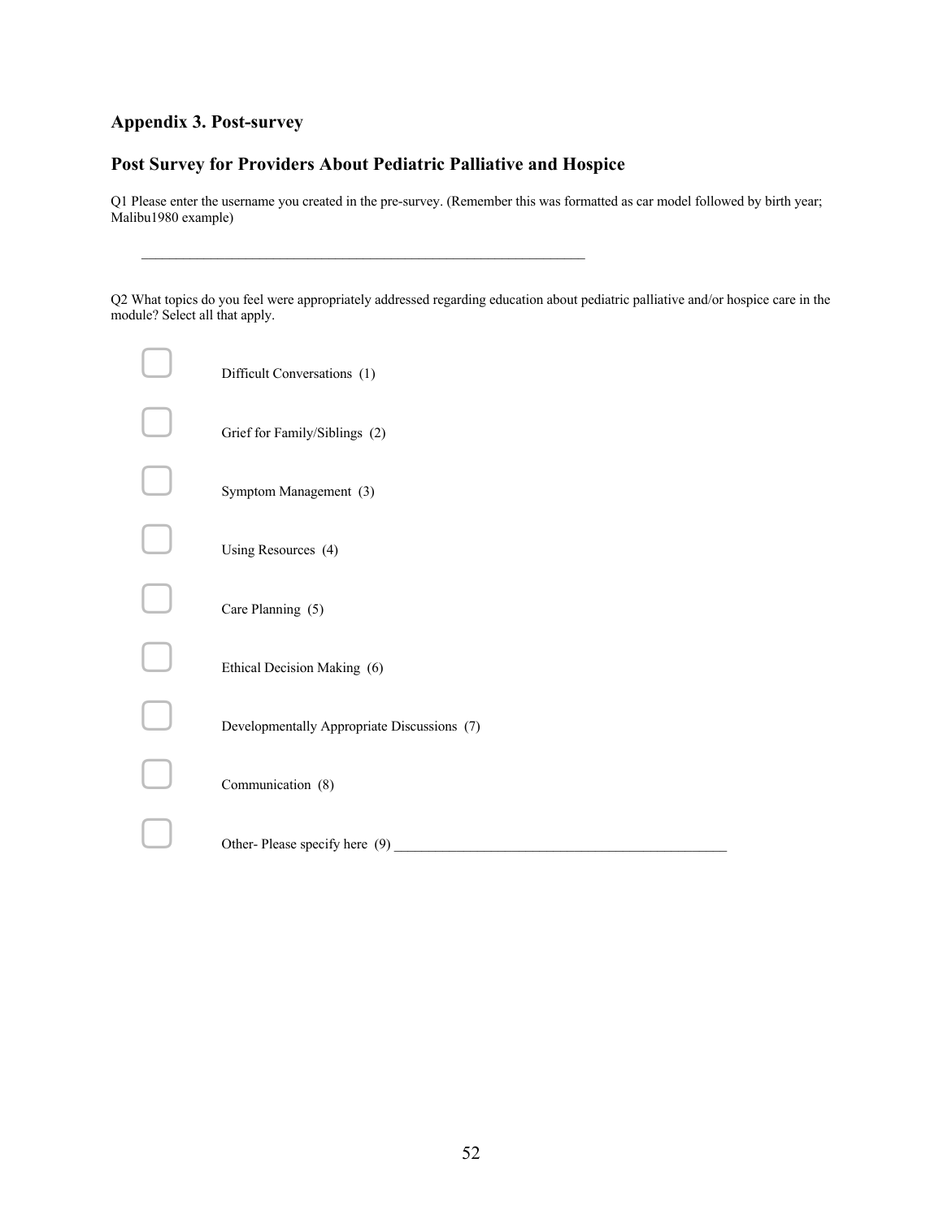## Appendix 3. Post-survey

## Post Survey for Providers About Pediatric Palliative and Hospice

Q1 Please enter the username you created in the pre-survey. (Remember this was formatted as car model followed by birth year; Malibu1980 example)

________________________________________________________________

Q2 What topics do you feel were appropriately addressed regarding education about pediatric palliative and/or hospice care in the module? Select all that apply.

- ▢ Difficult Conversations (1)
- ▢ Grief for Family/Siblings (2)
- ▢ Symptom Management (3)
- ▢ Using Resources (4)
- ▢ Care Planning (5)
- ▢ Ethical Decision Making (6)
- ▢ Developmentally Appropriate Discussions (7)
- ▢ Communication (8)
- ▢ Other- Please specify here (9) ________________________________________________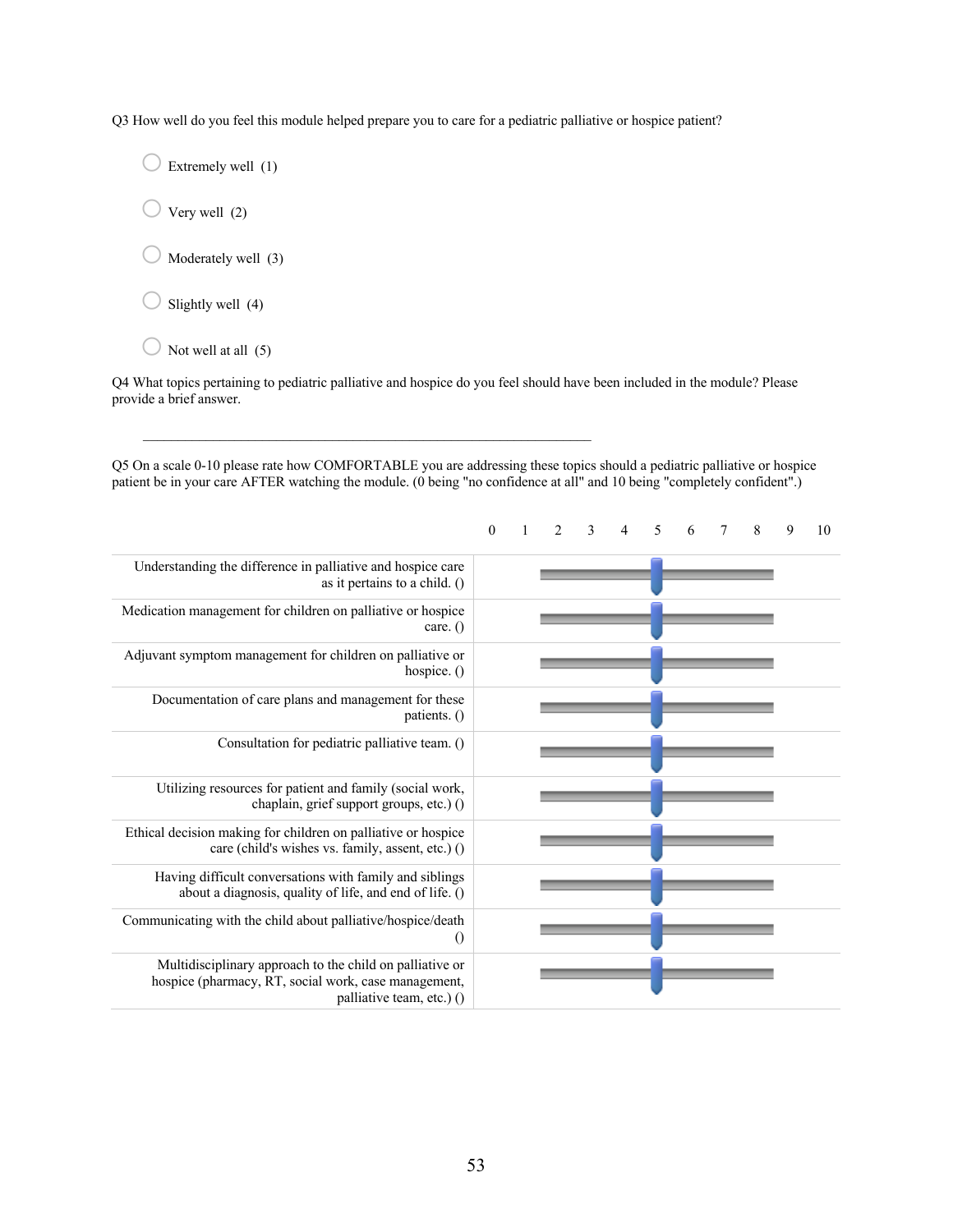Q3 How well do you feel this module helped prepare you to care for a pediatric palliative or hospice patient?

- ◯ Extremely well (1)
- ◯ Very well (2)
- ◯ Moderately well (3)
- ◯ Slightly well (4)
- ◯ Not well at all (5)

Q4 What topics pertaining to pediatric palliative and hospice do you feel should have been included in the module? Please provide a brief answer.

________________________________________________________________

Q5 On a scale 0-10 please rate how COMFORTABLE you are addressing these topics should a pediatric palliative or hospice patient be in your care AFTER watching the module. (0 being "no confidence at all" and 10 being "completely confident".)

| | 0 | 1 | 2 | 3 | 4 | 5 | 6 | 7 | 8 | 9 | 10 |
|---|---|---|---|---|---|---|---|---|---|---|---|
| Understanding the difference in palliative and hospice care as it pertains to a child. () | | | | | | | | | | | |
| Medication management for children on palliative or hospice care. () | | | | | | | | | | | |
| Adjuvant symptom management for children on palliative or hospice. () | | | | | | | | | | | |
| Documentation of care plans and management for these patients. () | | | | | | | | | | | |
| Consultation for pediatric palliative team. () | | | | | | | | | | | |
| Utilizing resources for patient and family (social work, chaplain, grief support groups, etc.) () | | | | | | | | | | | |
| Ethical decision making for children on palliative or hospice care (child's wishes vs. family, assent, etc.) () | | | | | | | | | | | |
| Having difficult conversations with family and siblings about a diagnosis, quality of life, and end of life. () | | | | | | | | | | | |
| Communicating with the child about palliative/hospice/death () | | | | | | | | | | | |
| Multidisciplinary approach to the child on palliative or hospice (pharmacy, RT, social work, case management, palliative team, etc.) () | | | | | | | | | | | |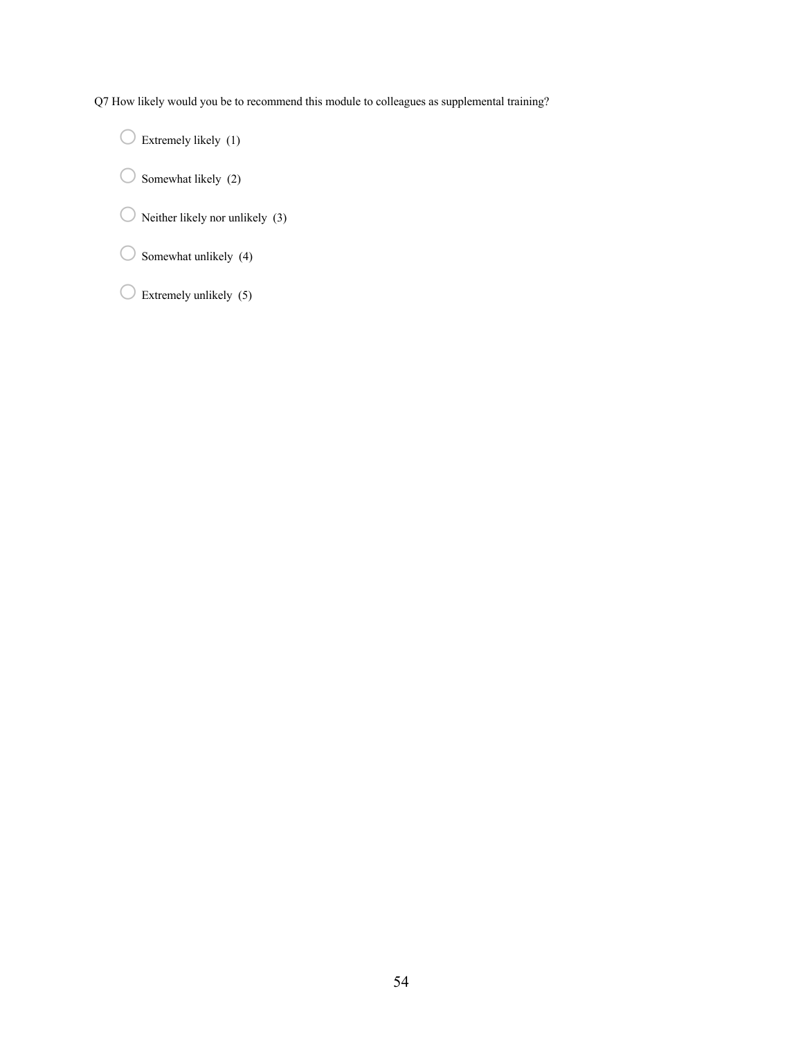Q7 How likely would you be to recommend this module to colleagues as supplemental training?

- Extremely likely (1)
- Somewhat likely (2)
- Neither likely nor unlikely (3)
- Somewhat unlikely (4)
- Extremely unlikely (5)